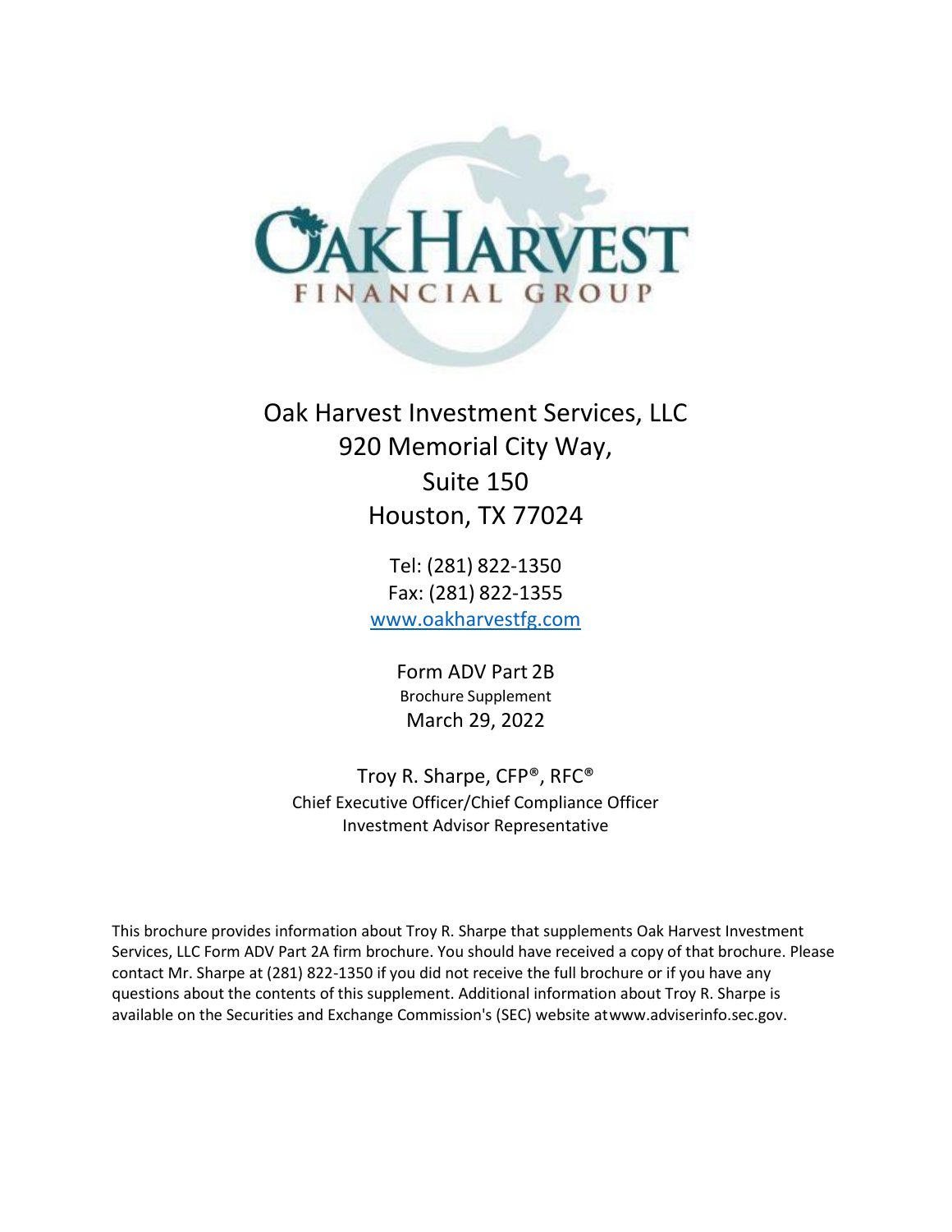Oak Harvest Investment Services, LLC
920 Memorial City Way,
Suite 150
Houston, TX 77024

Tel: (281) 822-1350
Fax: (281) 822-1355
[www.oakharvestfg.com](http://www.oakharvestfg.com)

Form ADV Part 2B
Brochure Supplement
March 29, 2022

Troy R. Sharpe, CFP®, RFC®
Chief Executive Officer/Chief Compliance Officer
Investment Advisor Representative

This brochure provides information about Troy R. Sharpe that supplements Oak Harvest Investment Services, LLC Form ADV Part 2A firm brochure. You should have received a copy of that brochure. Please contact Mr. Sharpe at (281) 822-1350 if you did not receive the full brochure or if you have any questions about the contents of this supplement. Additional information about Troy R. Sharpe is available on the Securities and Exchange Commission's (SEC) website atwww.adviserinfo.sec.gov.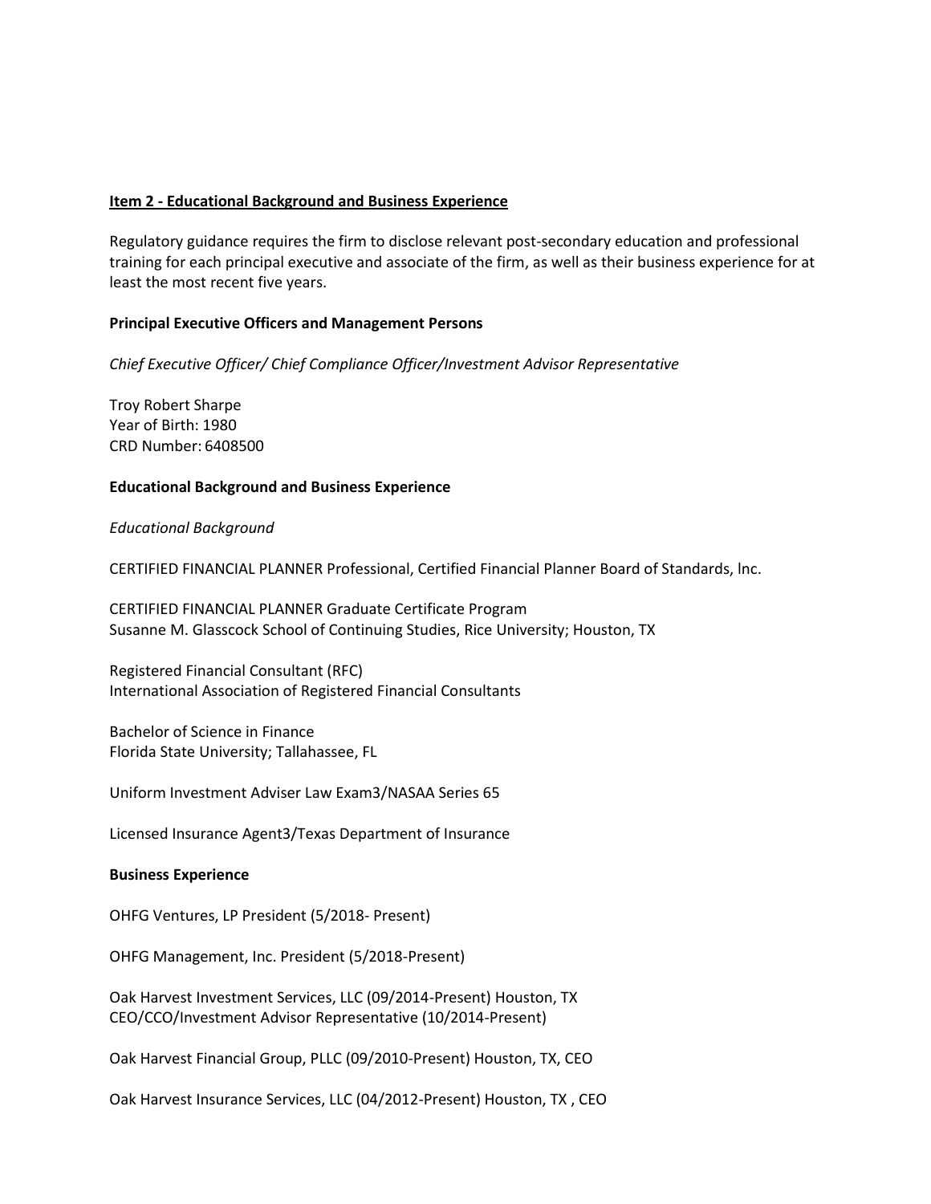**Item 2 - Educational Background and Business Experience**

Regulatory guidance requires the firm to disclose relevant post-secondary education and professional training for each principal executive and associate of the firm, as well as their business experience for at least the most recent five years.

**Principal Executive Officers and Management Persons**

*Chief Executive Officer/ Chief Compliance Officer/Investment Advisor Representative*

Troy Robert Sharpe
Year of Birth: 1980
CRD Number: 6408500

**Educational Background and Business Experience**

*Educational Background*

CERTIFIED FINANCIAL PLANNER Professional, Certified Financial Planner Board of Standards, lnc.

CERTIFIED FINANCIAL PLANNER Graduate Certificate Program
Susanne M. Glasscock School of Continuing Studies, Rice University; Houston, TX

Registered Financial Consultant (RFC)
International Association of Registered Financial Consultants

Bachelor of Science in Finance
Florida State University; Tallahassee, FL

Uniform Investment Adviser Law Exam3/NASAA Series 65

Licensed Insurance Agent3/Texas Department of Insurance

**Business Experience**

OHFG Ventures, LP President (5/2018- Present)

OHFG Management, Inc. President (5/2018-Present)

Oak Harvest Investment Services, LLC (09/2014-Present) Houston, TX
CEO/CCO/Investment Advisor Representative (10/2014-Present)

Oak Harvest Financial Group, PLLC (09/2010-Present) Houston, TX, CEO

Oak Harvest Insurance Services, LLC (04/2012-Present) Houston, TX , CEO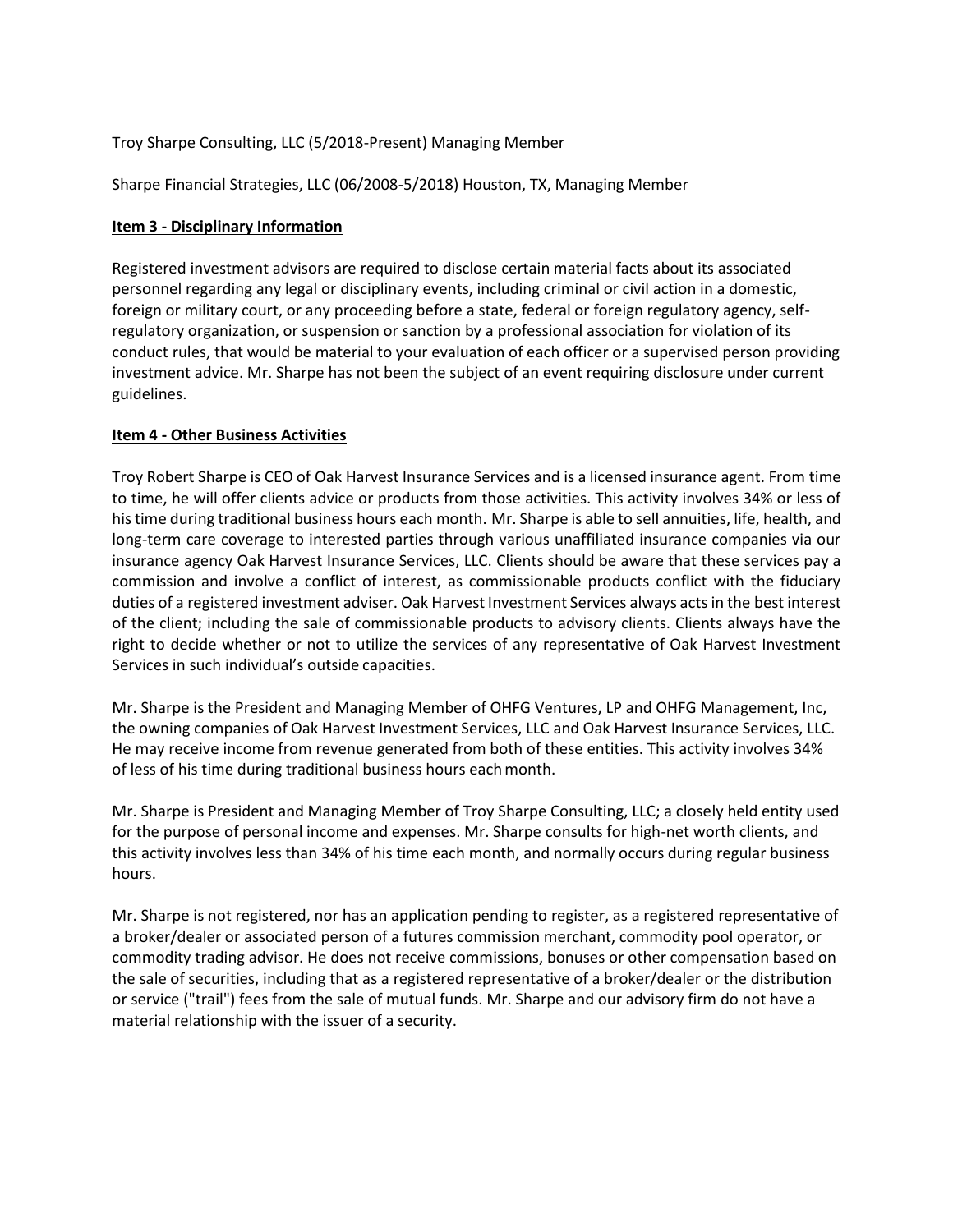Troy Sharpe Consulting, LLC (5/2018-Present) Managing Member

Sharpe Financial Strategies, LLC (06/2008-5/2018) Houston, TX, Managing Member

## **Item 3 - Disciplinary Information**

Registered investment advisors are required to disclose certain material facts about its associated personnel regarding any legal or disciplinary events, including criminal or civil action in a domestic, foreign or military court, or any proceeding before a state, federal or foreign regulatory agency, self-regulatory organization, or suspension or sanction by a professional association for violation of its conduct rules, that would be material to your evaluation of each officer or a supervised person providing investment advice. Mr. Sharpe has not been the subject of an event requiring disclosure under current guidelines.

## **Item 4 - Other Business Activities**

Troy Robert Sharpe is CEO of Oak Harvest Insurance Services and is a licensed insurance agent. From time to time, he will offer clients advice or products from those activities. This activity involves 34% or less of his time during traditional business hours each month. Mr. Sharpe is able to sell annuities, life, health, and long-term care coverage to interested parties through various unaffiliated insurance companies via our insurance agency Oak Harvest Insurance Services, LLC. Clients should be aware that these services pay a commission and involve a conflict of interest, as commissionable products conflict with the fiduciary duties of a registered investment adviser. Oak Harvest Investment Services always acts in the best interest of the client; including the sale of commissionable products to advisory clients. Clients always have the right to decide whether or not to utilize the services of any representative of Oak Harvest Investment Services in such individual's outside capacities.

Mr. Sharpe is the President and Managing Member of OHFG Ventures, LP and OHFG Management, Inc, the owning companies of Oak Harvest Investment Services, LLC and Oak Harvest Insurance Services, LLC. He may receive income from revenue generated from both of these entities. This activity involves 34% of less of his time during traditional business hours each month.

Mr. Sharpe is President and Managing Member of Troy Sharpe Consulting, LLC; a closely held entity used for the purpose of personal income and expenses. Mr. Sharpe consults for high-net worth clients, and this activity involves less than 34% of his time each month, and normally occurs during regular business hours.

Mr. Sharpe is not registered, nor has an application pending to register, as a registered representative of a broker/dealer or associated person of a futures commission merchant, commodity pool operator, or commodity trading advisor. He does not receive commissions, bonuses or other compensation based on the sale of securities, including that as a registered representative of a broker/dealer or the distribution or service ("trail") fees from the sale of mutual funds. Mr. Sharpe and our advisory firm do not have a material relationship with the issuer of a security.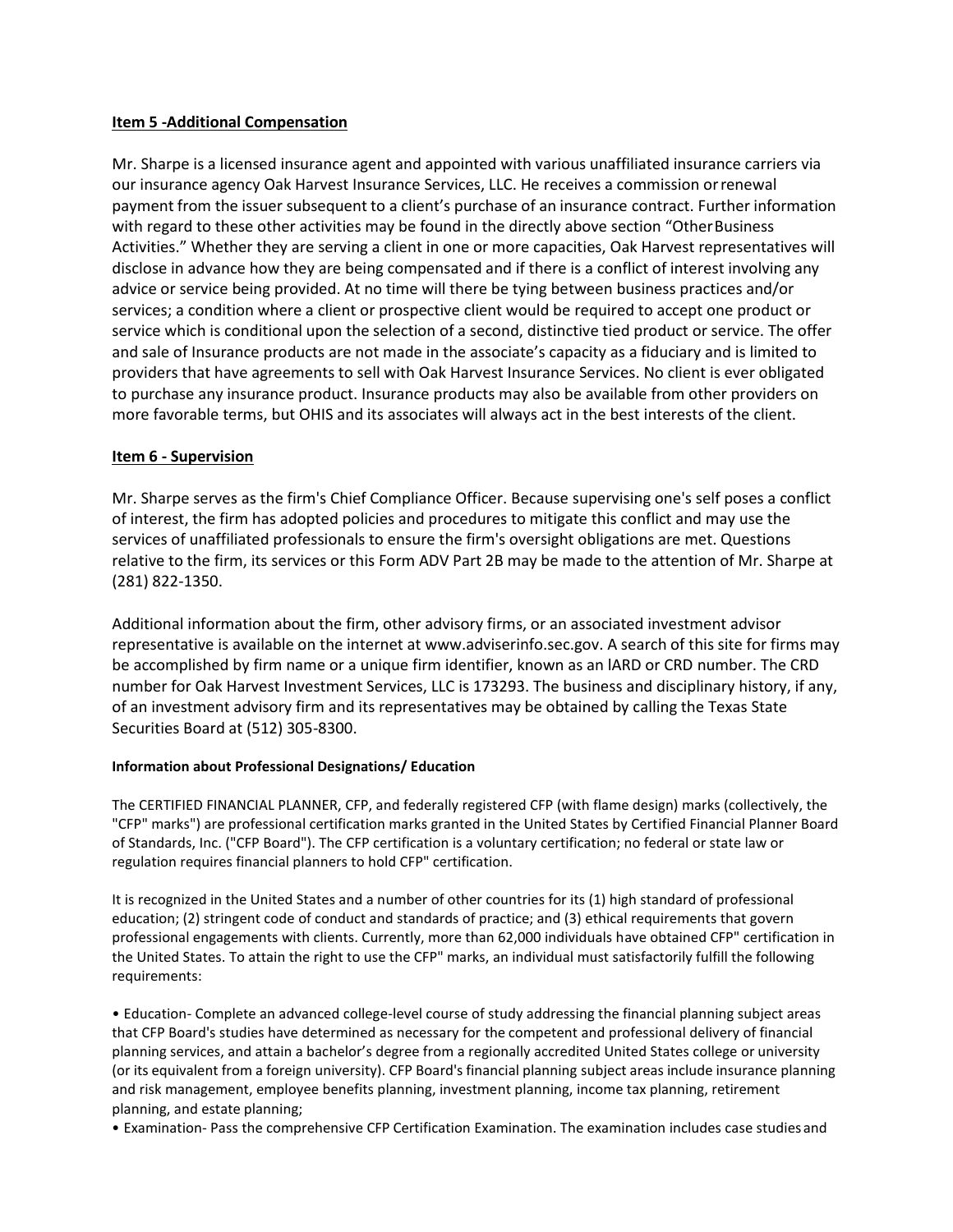## Item 5 -Additional Compensation

Mr. Sharpe is a licensed insurance agent and appointed with various unaffiliated insurance carriers via our insurance agency Oak Harvest Insurance Services, LLC. He receives a commission or renewal payment from the issuer subsequent to a client's purchase of an insurance contract. Further information with regard to these other activities may be found in the directly above section "Other Business Activities." Whether they are serving a client in one or more capacities, Oak Harvest representatives will disclose in advance how they are being compensated and if there is a conflict of interest involving any advice or service being provided. At no time will there be tying between business practices and/or services; a condition where a client or prospective client would be required to accept one product or service which is conditional upon the selection of a second, distinctive tied product or service. The offer and sale of Insurance products are not made in the associate's capacity as a fiduciary and is limited to providers that have agreements to sell with Oak Harvest Insurance Services. No client is ever obligated to purchase any insurance product. Insurance products may also be available from other providers on more favorable terms, but OHIS and its associates will always act in the best interests of the client.

## Item 6 - Supervision

Mr. Sharpe serves as the firm's Chief Compliance Officer. Because supervising one's self poses a conflict of interest, the firm has adopted policies and procedures to mitigate this conflict and may use the services of unaffiliated professionals to ensure the firm's oversight obligations are met. Questions relative to the firm, its services or this Form ADV Part 2B may be made to the attention of Mr. Sharpe at (281) 822-1350.

Additional information about the firm, other advisory firms, or an associated investment advisor representative is available on the internet at www.adviserinfo.sec.gov. A search of this site for firms may be accomplished by firm name or a unique firm identifier, known as an lARD or CRD number. The CRD number for Oak Harvest Investment Services, LLC is 173293. The business and disciplinary history, if any, of an investment advisory firm and its representatives may be obtained by calling the Texas State Securities Board at (512) 305-8300.

**Information about Professional Designations/ Education**

The CERTIFIED FINANCIAL PLANNER, CFP, and federally registered CFP (with flame design) marks (collectively, the "CFP" marks") are professional certification marks granted in the United States by Certified Financial Planner Board of Standards, Inc. ("CFP Board"). The CFP certification is a voluntary certification; no federal or state law or regulation requires financial planners to hold CFP" certification.

It is recognized in the United States and a number of other countries for its (1) high standard of professional education; (2) stringent code of conduct and standards of practice; and (3) ethical requirements that govern professional engagements with clients. Currently, more than 62,000 individuals have obtained CFP" certification in the United States. To attain the right to use the CFP" marks, an individual must satisfactorily fulfill the following requirements:

- Education- Complete an advanced college-level course of study addressing the financial planning subject areas that CFP Board's studies have determined as necessary for the competent and professional delivery of financial planning services, and attain a bachelor's degree from a regionally accredited United States college or university (or its equivalent from a foreign university). CFP Board's financial planning subject areas include insurance planning and risk management, employee benefits planning, investment planning, income tax planning, retirement planning, and estate planning;
- Examination- Pass the comprehensive CFP Certification Examination. The examination includes case studies and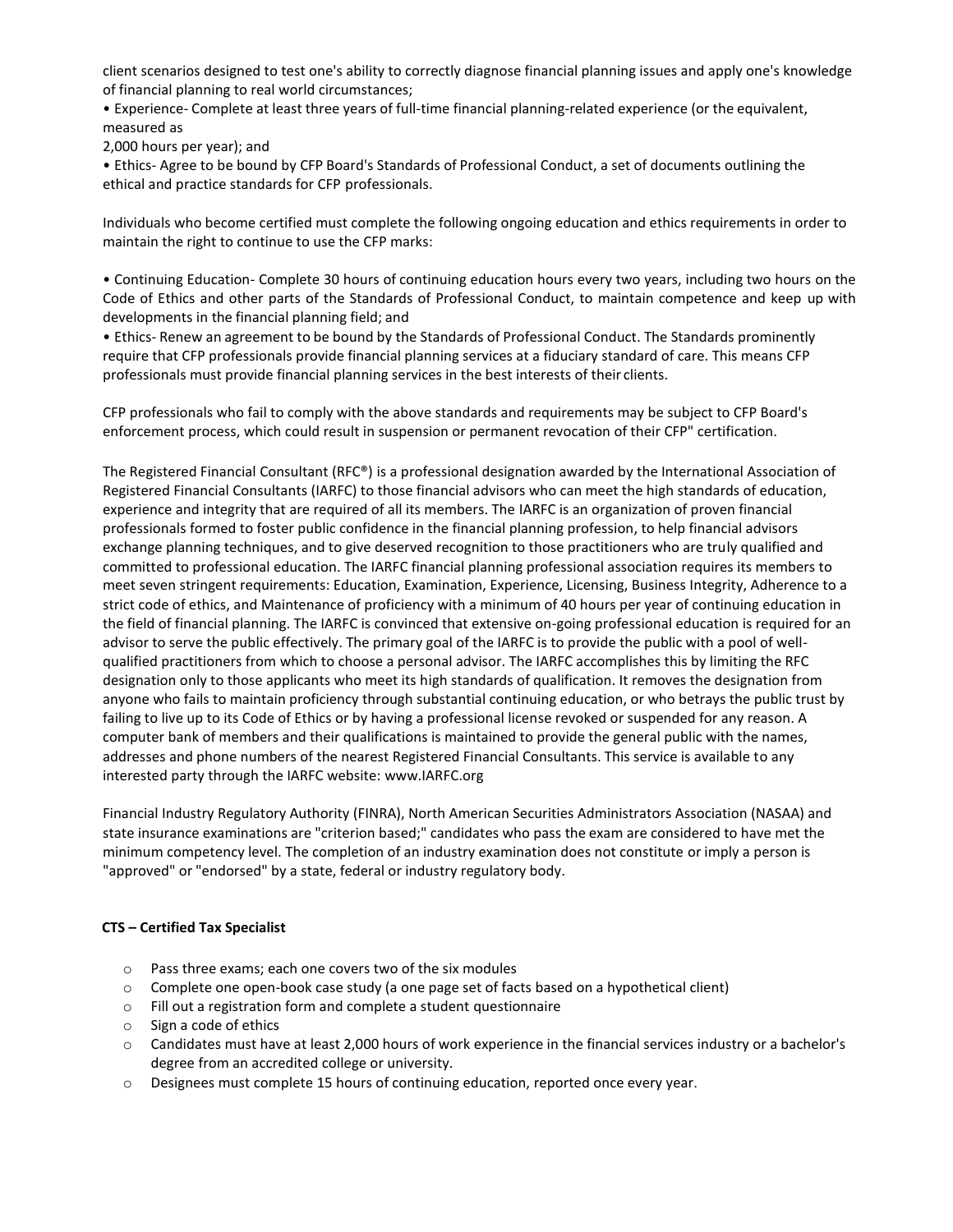client scenarios designed to test one's ability to correctly diagnose financial planning issues and apply one's knowledge of financial planning to real world circumstances;

• Experience- Complete at least three years of full-time financial planning-related experience (or the equivalent, measured as
2,000 hours per year); and

• Ethics- Agree to be bound by CFP Board's Standards of Professional Conduct, a set of documents outlining the ethical and practice standards for CFP professionals.

Individuals who become certified must complete the following ongoing education and ethics requirements in order to maintain the right to continue to use the CFP marks:

• Continuing Education- Complete 30 hours of continuing education hours every two years, including two hours on the Code of Ethics and other parts of the Standards of Professional Conduct, to maintain competence and keep up with developments in the financial planning field; and

• Ethics- Renew an agreement to be bound by the Standards of Professional Conduct. The Standards prominently require that CFP professionals provide financial planning services at a fiduciary standard of care. This means CFP professionals must provide financial planning services in the best interests of their clients.

CFP professionals who fail to comply with the above standards and requirements may be subject to CFP Board's enforcement process, which could result in suspension or permanent revocation of their CFP" certification.

The Registered Financial Consultant (RFC®) is a professional designation awarded by the International Association of Registered Financial Consultants (IARFC) to those financial advisors who can meet the high standards of education, experience and integrity that are required of all its members. The IARFC is an organization of proven financial professionals formed to foster public confidence in the financial planning profession, to help financial advisors exchange planning techniques, and to give deserved recognition to those practitioners who are truly qualified and committed to professional education. The IARFC financial planning professional association requires its members to meet seven stringent requirements: Education, Examination, Experience, Licensing, Business Integrity, Adherence to a strict code of ethics, and Maintenance of proficiency with a minimum of 40 hours per year of continuing education in the field of financial planning. The IARFC is convinced that extensive on-going professional education is required for an advisor to serve the public effectively. The primary goal of the IARFC is to provide the public with a pool of well-qualified practitioners from which to choose a personal advisor. The IARFC accomplishes this by limiting the RFC designation only to those applicants who meet its high standards of qualification. It removes the designation from anyone who fails to maintain proficiency through substantial continuing education, or who betrays the public trust by failing to live up to its Code of Ethics or by having a professional license revoked or suspended for any reason. A computer bank of members and their qualifications is maintained to provide the general public with the names, addresses and phone numbers of the nearest Registered Financial Consultants. This service is available to any interested party through the IARFC website: www.IARFC.org

Financial Industry Regulatory Authority (FINRA), North American Securities Administrators Association (NASAA) and state insurance examinations are "criterion based;" candidates who pass the exam are considered to have met the minimum competency level. The completion of an industry examination does not constitute or imply a person is "approved" or "endorsed" by a state, federal or industry regulatory body.

**CTS – Certified Tax Specialist**

- Pass three exams; each one covers two of the six modules
- Complete one open-book case study (a one page set of facts based on a hypothetical client)
- Fill out a registration form and complete a student questionnaire
- Sign a code of ethics
- Candidates must have at least 2,000 hours of work experience in the financial services industry or a bachelor's degree from an accredited college or university.
- Designees must complete 15 hours of continuing education, reported once every year.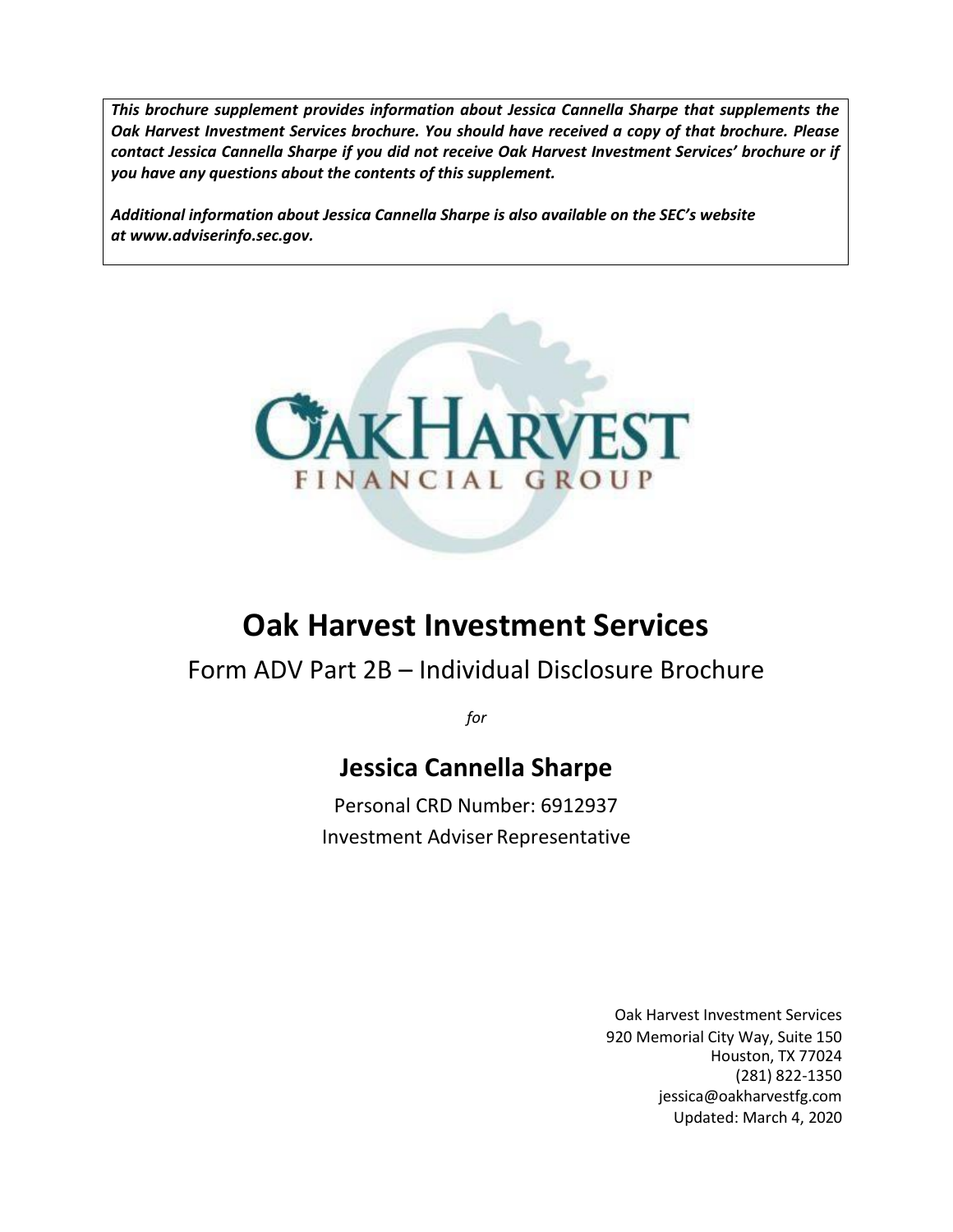***This brochure supplement provides information about Jessica Cannella Sharpe that supplements the Oak Harvest Investment Services brochure. You should have received a copy of that brochure. Please contact Jessica Cannella Sharpe if you did not receive Oak Harvest Investment Services' brochure or if you have any questions about the contents of this supplement.***

***Additional information about Jessica Cannella Sharpe is also available on the SEC's website at www.adviserinfo.sec.gov.***

# Oak Harvest Investment Services

## Form ADV Part 2B – Individual Disclosure Brochure

*for*

## Jessica Cannella Sharpe

Personal CRD Number: 6912937

Investment Adviser Representative

Oak Harvest Investment Services
920 Memorial City Way, Suite 150
Houston, TX 77024
(281) 822-1350
jessica@oakharvestfg.com
Updated: March 4, 2020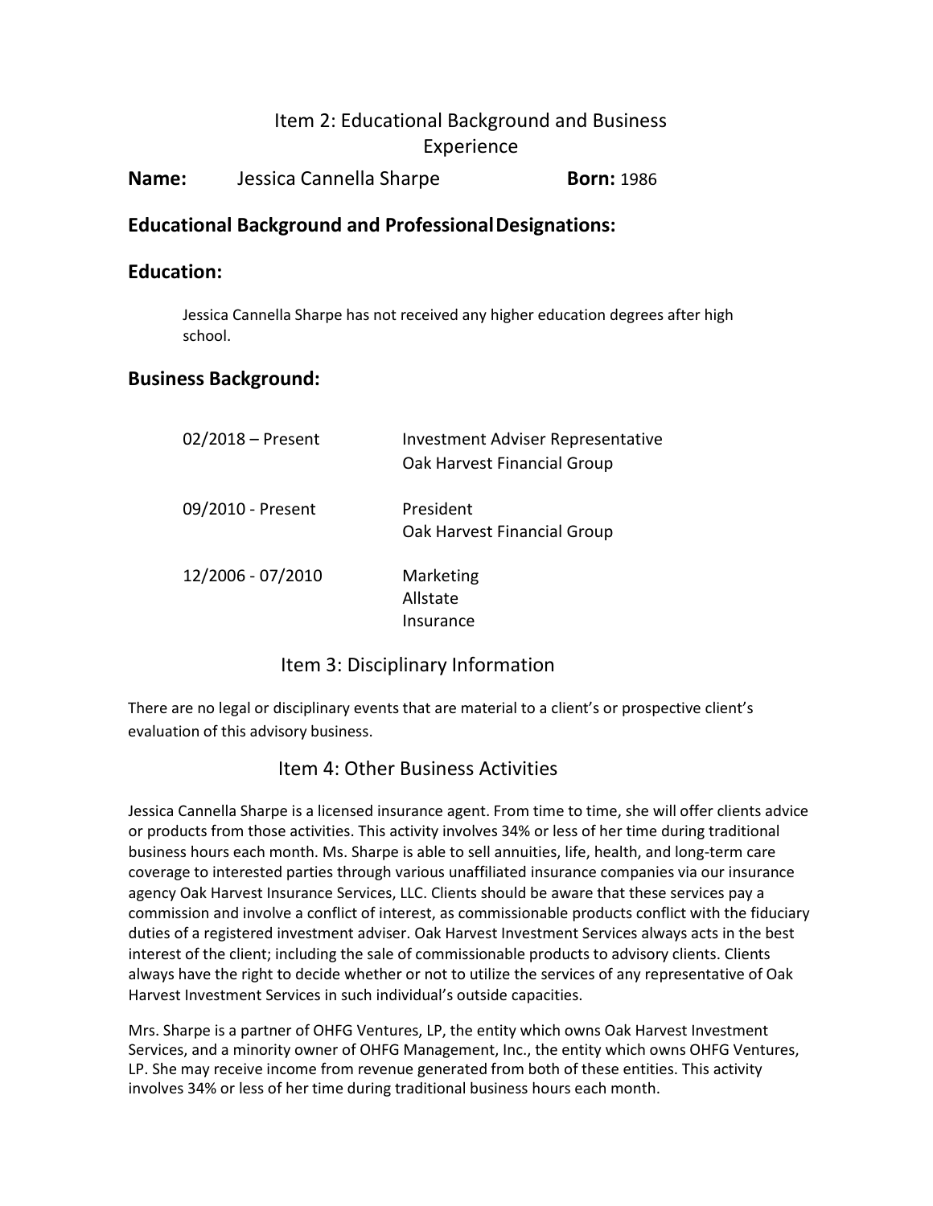## Item 2: Educational Background and Business Experience

**Name:** Jessica Cannella Sharpe **Born:** 1986

### Educational Background and Professional Designations:

### Education:

Jessica Cannella Sharpe has not received any higher education degrees after high school.

### Business Background:

| | |
|---|---|
| 02/2018 – Present | Investment Adviser Representative<br>Oak Harvest Financial Group |
| 09/2010 - Present | President<br>Oak Harvest Financial Group |
| 12/2006 - 07/2010 | Marketing<br>Allstate<br>Insurance |

## Item 3: Disciplinary Information

There are no legal or disciplinary events that are material to a client's or prospective client's evaluation of this advisory business.

## Item 4: Other Business Activities

Jessica Cannella Sharpe is a licensed insurance agent. From time to time, she will offer clients advice or products from those activities. This activity involves 34% or less of her time during traditional business hours each month. Ms. Sharpe is able to sell annuities, life, health, and long-term care coverage to interested parties through various unaffiliated insurance companies via our insurance agency Oak Harvest Insurance Services, LLC. Clients should be aware that these services pay a commission and involve a conflict of interest, as commissionable products conflict with the fiduciary duties of a registered investment adviser. Oak Harvest Investment Services always acts in the best interest of the client; including the sale of commissionable products to advisory clients. Clients always have the right to decide whether or not to utilize the services of any representative of Oak Harvest Investment Services in such individual's outside capacities.

Mrs. Sharpe is a partner of OHFG Ventures, LP, the entity which owns Oak Harvest Investment Services, and a minority owner of OHFG Management, Inc., the entity which owns OHFG Ventures, LP. She may receive income from revenue generated from both of these entities. This activity involves 34% or less of her time during traditional business hours each month.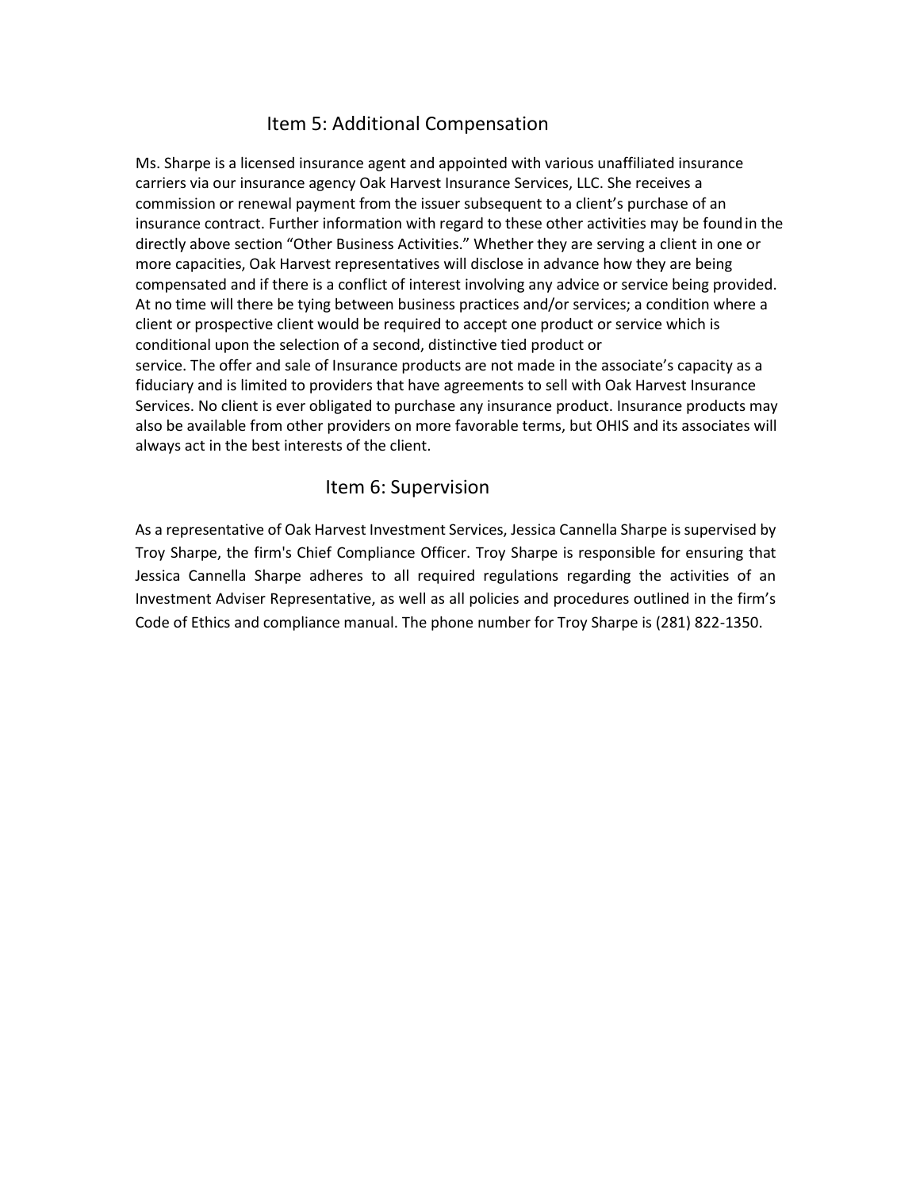## Item 5: Additional Compensation

Ms. Sharpe is a licensed insurance agent and appointed with various unaffiliated insurance carriers via our insurance agency Oak Harvest Insurance Services, LLC. She receives a commission or renewal payment from the issuer subsequent to a client's purchase of an insurance contract. Further information with regard to these other activities may be found in the directly above section "Other Business Activities." Whether they are serving a client in one or more capacities, Oak Harvest representatives will disclose in advance how they are being compensated and if there is a conflict of interest involving any advice or service being provided. At no time will there be tying between business practices and/or services; a condition where a client or prospective client would be required to accept one product or service which is conditional upon the selection of a second, distinctive tied product or service. The offer and sale of Insurance products are not made in the associate's capacity as a fiduciary and is limited to providers that have agreements to sell with Oak Harvest Insurance Services. No client is ever obligated to purchase any insurance product. Insurance products may also be available from other providers on more favorable terms, but OHIS and its associates will always act in the best interests of the client.

## Item 6: Supervision

As a representative of Oak Harvest Investment Services, Jessica Cannella Sharpe is supervised by Troy Sharpe, the firm's Chief Compliance Officer. Troy Sharpe is responsible for ensuring that Jessica Cannella Sharpe adheres to all required regulations regarding the activities of an Investment Adviser Representative, as well as all policies and procedures outlined in the firm's Code of Ethics and compliance manual. The phone number for Troy Sharpe is (281) 822-1350.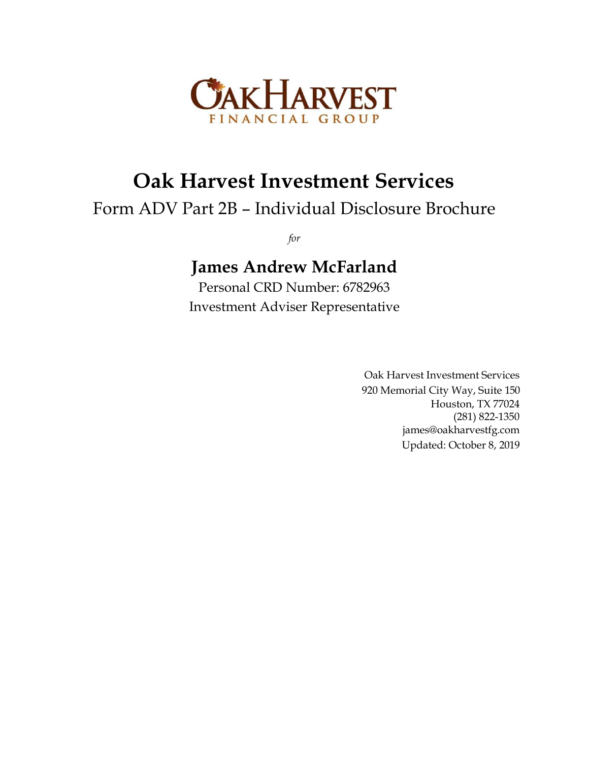# Oak Harvest Investment Services

## Form ADV Part 2B – Individual Disclosure Brochure

*for*

## James Andrew McFarland

Personal CRD Number: 6782963

Investment Adviser Representative

Oak Harvest Investment Services
920 Memorial City Way, Suite 150
Houston, TX 77024
(281) 822-1350
james@oakharvestfg.com
Updated: October 8, 2019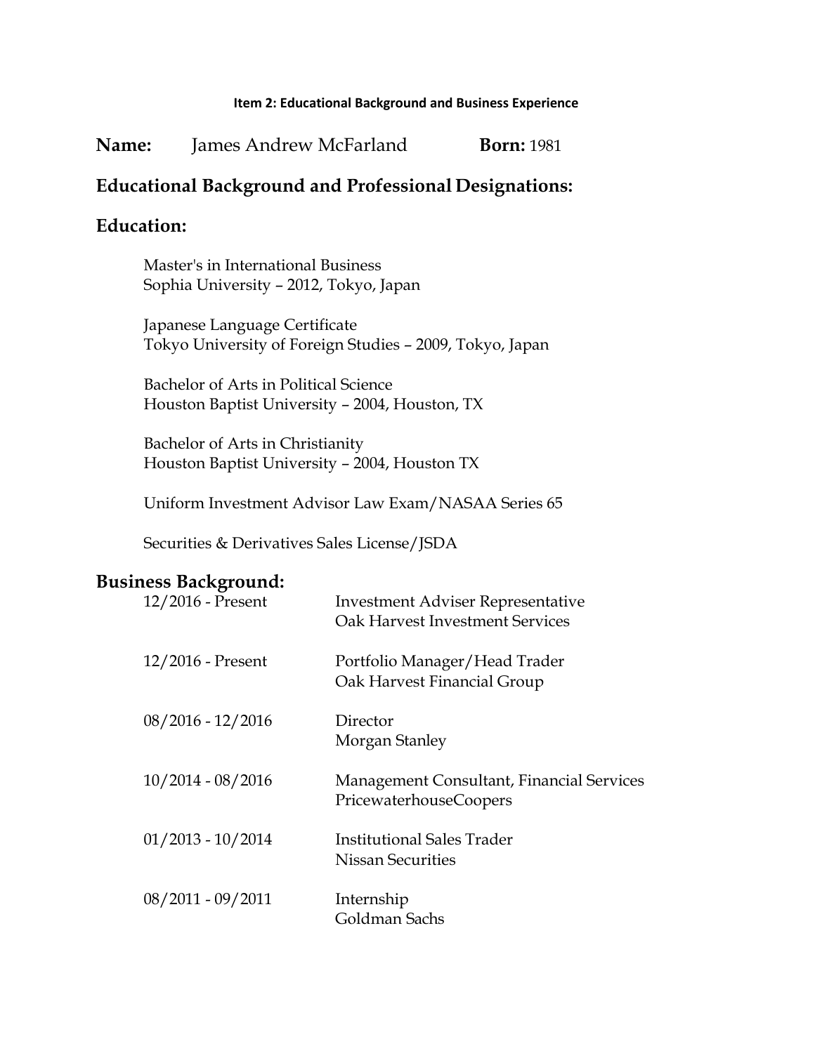**Item 2: Educational Background and Business Experience**

**Name:** James Andrew McFarland **Born:** 1981

## Educational Background and Professional Designations:

## Education:

Master's in International Business
Sophia University – 2012, Tokyo, Japan

Japanese Language Certificate
Tokyo University of Foreign Studies – 2009, Tokyo, Japan

Bachelor of Arts in Political Science
Houston Baptist University – 2004, Houston, TX

Bachelor of Arts in Christianity
Houston Baptist University – 2004, Houston TX

Uniform Investment Advisor Law Exam/NASAA Series 65

Securities & Derivatives Sales License/JSDA

## Business Background:

| | |
|---|---|
| 12/2016 - Present | Investment Adviser Representative<br>Oak Harvest Investment Services |
| 12/2016 - Present | Portfolio Manager/Head Trader<br>Oak Harvest Financial Group |
| 08/2016 - 12/2016 | Director<br>Morgan Stanley |
| 10/2014 - 08/2016 | Management Consultant, Financial Services<br>PricewaterhouseCoopers |
| 01/2013 - 10/2014 | Institutional Sales Trader<br>Nissan Securities |
| 08/2011 - 09/2011 | Internship<br>Goldman Sachs |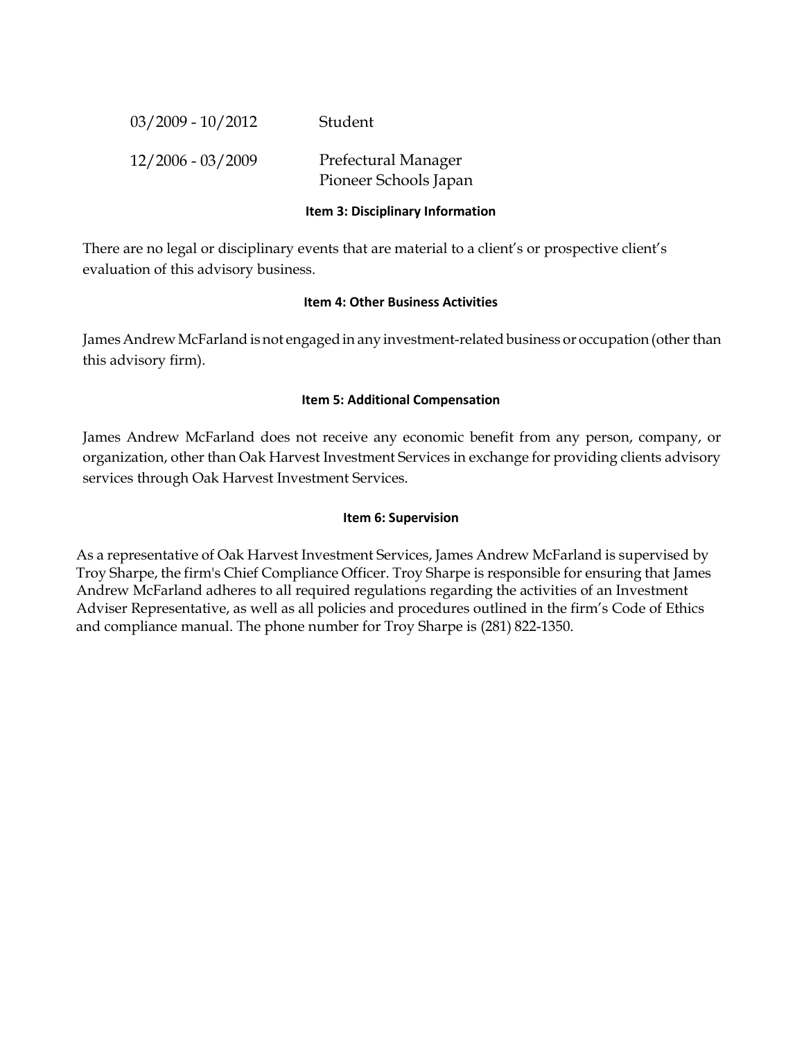| | |
|---|---|
| 03/2009 - 10/2012 | Student |
| 12/2006 - 03/2009 | Prefectural Manager<br>Pioneer Schools Japan |

### Item 3: Disciplinary Information

There are no legal or disciplinary events that are material to a client's or prospective client's evaluation of this advisory business.

### Item 4: Other Business Activities

James Andrew McFarland is not engaged in any investment-related business or occupation (other than this advisory firm).

### Item 5: Additional Compensation

James Andrew McFarland does not receive any economic benefit from any person, company, or organization, other than Oak Harvest Investment Services in exchange for providing clients advisory services through Oak Harvest Investment Services.

### Item 6: Supervision

As a representative of Oak Harvest Investment Services, James Andrew McFarland is supervised by Troy Sharpe, the firm's Chief Compliance Officer. Troy Sharpe is responsible for ensuring that James Andrew McFarland adheres to all required regulations regarding the activities of an Investment Adviser Representative, as well as all policies and procedures outlined in the firm's Code of Ethics and compliance manual. The phone number for Troy Sharpe is (281) 822-1350.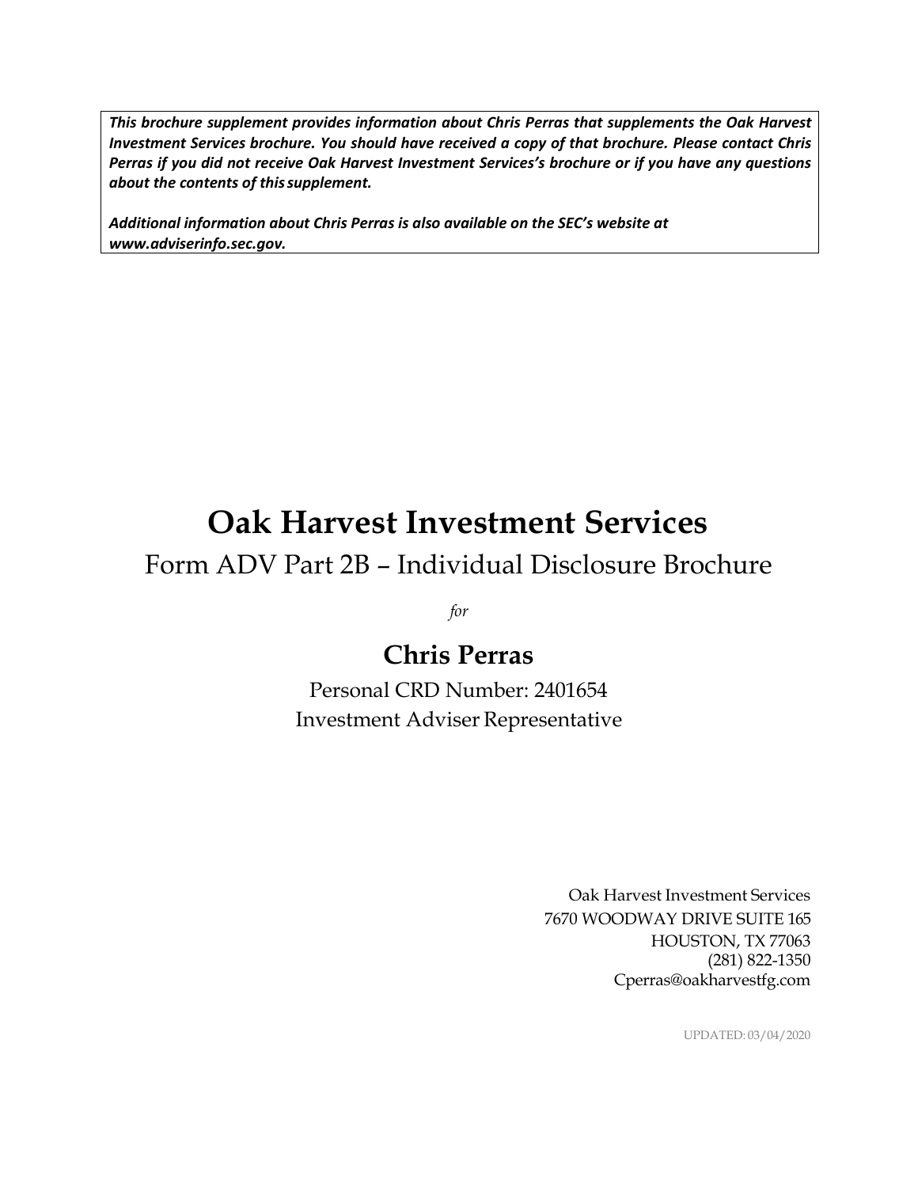***This brochure supplement provides information about Chris Perras that supplements the Oak Harvest Investment Services brochure. You should have received a copy of that brochure. Please contact Chris Perras if you did not receive Oak Harvest Investment Services's brochure or if you have any questions about the contents of this supplement.***

***Additional information about Chris Perras is also available on the SEC's website at www.adviserinfo.sec.gov.***

# Oak Harvest Investment Services

## Form ADV Part 2B – Individual Disclosure Brochure

*for*

## Chris Perras

Personal CRD Number: 2401654

Investment Adviser Representative

Oak Harvest Investment Services
7670 WOODWAY DRIVE SUITE 165
HOUSTON, TX 77063
(281) 822-1350
Cperras@oakharvestfg.com

UPDATED: 03/04/2020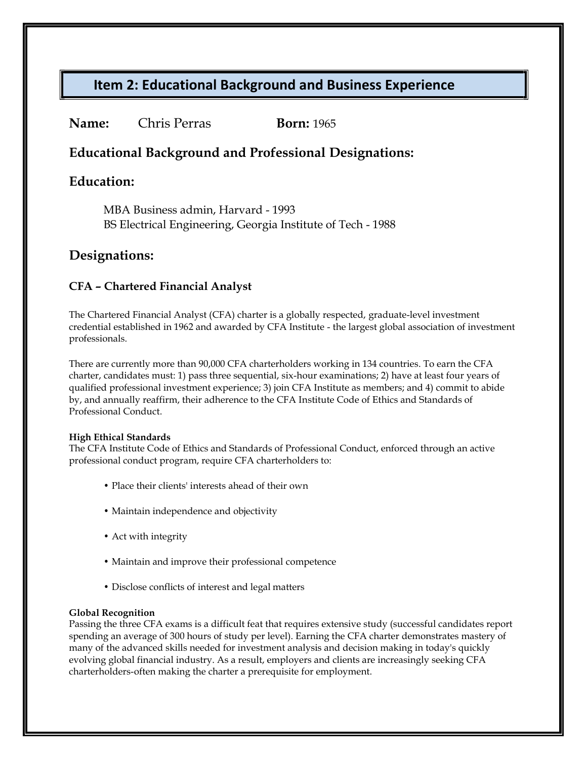# Item 2: Educational Background and Business Experience

**Name:** Chris Perras **Born:** 1965

## Educational Background and Professional Designations:

## Education:

MBA Business admin, Harvard - 1993
BS Electrical Engineering, Georgia Institute of Tech - 1988

## Designations:

### CFA – Chartered Financial Analyst

The Chartered Financial Analyst (CFA) charter is a globally respected, graduate-level investment credential established in 1962 and awarded by CFA Institute - the largest global association of investment professionals.

There are currently more than 90,000 CFA charterholders working in 134 countries. To earn the CFA charter, candidates must: 1) pass three sequential, six-hour examinations; 2) have at least four years of qualified professional investment experience; 3) join CFA Institute as members; and 4) commit to abide by, and annually reaffirm, their adherence to the CFA Institute Code of Ethics and Standards of Professional Conduct.

**High Ethical Standards**
The CFA Institute Code of Ethics and Standards of Professional Conduct, enforced through an active professional conduct program, require CFA charterholders to:

- Place their clients' interests ahead of their own
- Maintain independence and objectivity
- Act with integrity
- Maintain and improve their professional competence
- Disclose conflicts of interest and legal matters

**Global Recognition**
Passing the three CFA exams is a difficult feat that requires extensive study (successful candidates report spending an average of 300 hours of study per level). Earning the CFA charter demonstrates mastery of many of the advanced skills needed for investment analysis and decision making in today's quickly evolving global financial industry. As a result, employers and clients are increasingly seeking CFA charterholders-often making the charter a prerequisite for employment.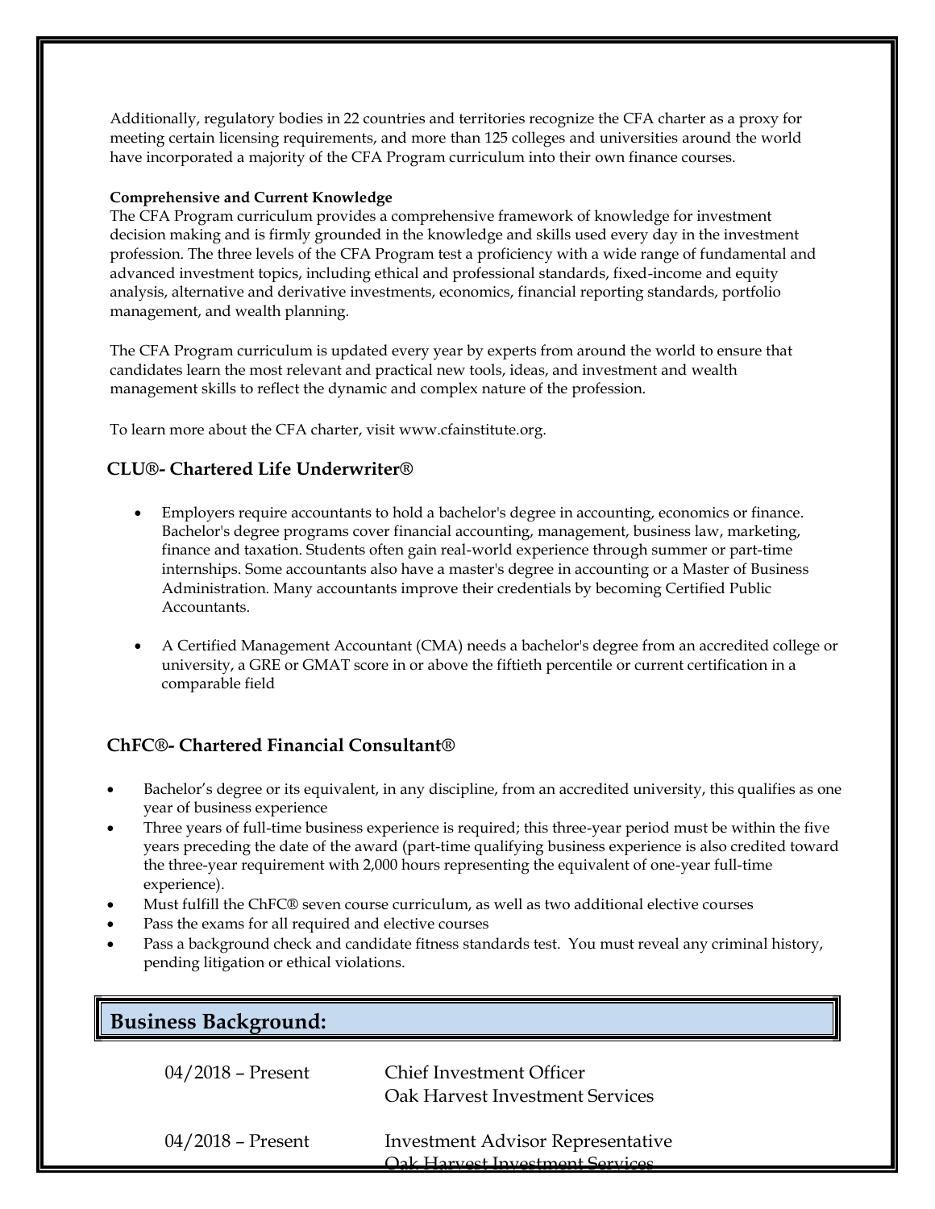Additionally, regulatory bodies in 22 countries and territories recognize the CFA charter as a proxy for meeting certain licensing requirements, and more than 125 colleges and universities around the world have incorporated a majority of the CFA Program curriculum into their own finance courses.

**Comprehensive and Current Knowledge**

The CFA Program curriculum provides a comprehensive framework of knowledge for investment decision making and is firmly grounded in the knowledge and skills used every day in the investment profession. The three levels of the CFA Program test a proficiency with a wide range of fundamental and advanced investment topics, including ethical and professional standards, fixed-income and equity analysis, alternative and derivative investments, economics, financial reporting standards, portfolio management, and wealth planning.

The CFA Program curriculum is updated every year by experts from around the world to ensure that candidates learn the most relevant and practical new tools, ideas, and investment and wealth management skills to reflect the dynamic and complex nature of the profession.

To learn more about the CFA charter, visit www.cfainstitute.org.

### CLU®- Chartered Life Underwriter®

- Employers require accountants to hold a bachelor's degree in accounting, economics or finance. Bachelor's degree programs cover financial accounting, management, business law, marketing, finance and taxation. Students often gain real-world experience through summer or part-time internships. Some accountants also have a master's degree in accounting or a Master of Business Administration. Many accountants improve their credentials by becoming Certified Public Accountants.

- A Certified Management Accountant (CMA) needs a bachelor's degree from an accredited college or university, a GRE or GMAT score in or above the fiftieth percentile or current certification in a comparable field

### ChFC®- Chartered Financial Consultant®

- Bachelor's degree or its equivalent, in any discipline, from an accredited university, this qualifies as one year of business experience
- Three years of full-time business experience is required; this three-year period must be within the five years preceding the date of the award (part-time qualifying business experience is also credited toward the three-year requirement with 2,000 hours representing the equivalent of one-year full-time experience).
- Must fulfill the ChFC® seven course curriculum, as well as two additional elective courses
- Pass the exams for all required and elective courses
- Pass a background check and candidate fitness standards test. You must reveal any criminal history, pending litigation or ethical violations.

## Business Background:

| | |
|---|---|
| 04/2018 – Present | Chief Investment Officer<br>Oak Harvest Investment Services |
| 04/2018 – Present | Investment Advisor Representative<br>Oak Harvest Investment Services |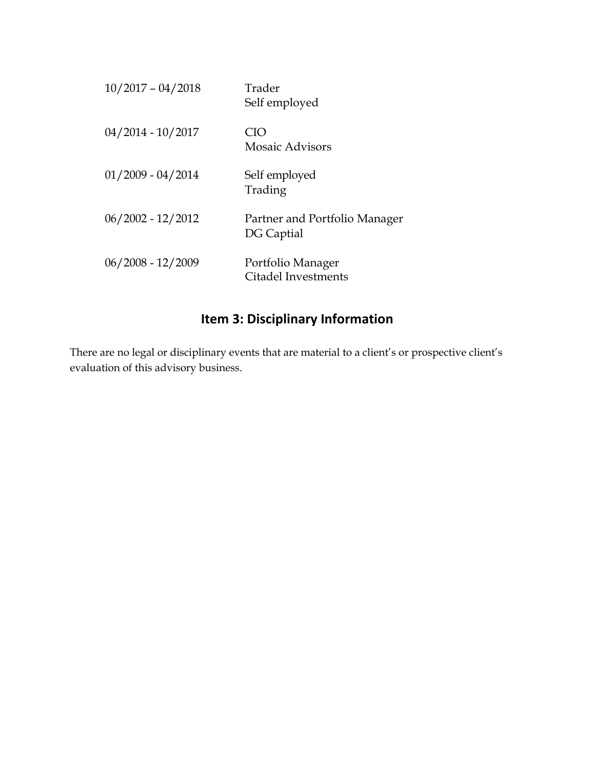| | |
|---|---|
| 10/2017 – 04/2018 | Trader<br>Self employed |
| 04/2014 - 10/2017 | CIO<br>Mosaic Advisors |
| 01/2009 - 04/2014 | Self employed<br>Trading |
| 06/2002 - 12/2012 | Partner and Portfolio Manager<br>DG Captial |
| 06/2008 - 12/2009 | Portfolio Manager<br>Citadel Investments |

## Item 3: Disciplinary Information

There are no legal or disciplinary events that are material to a client's or prospective client's evaluation of this advisory business.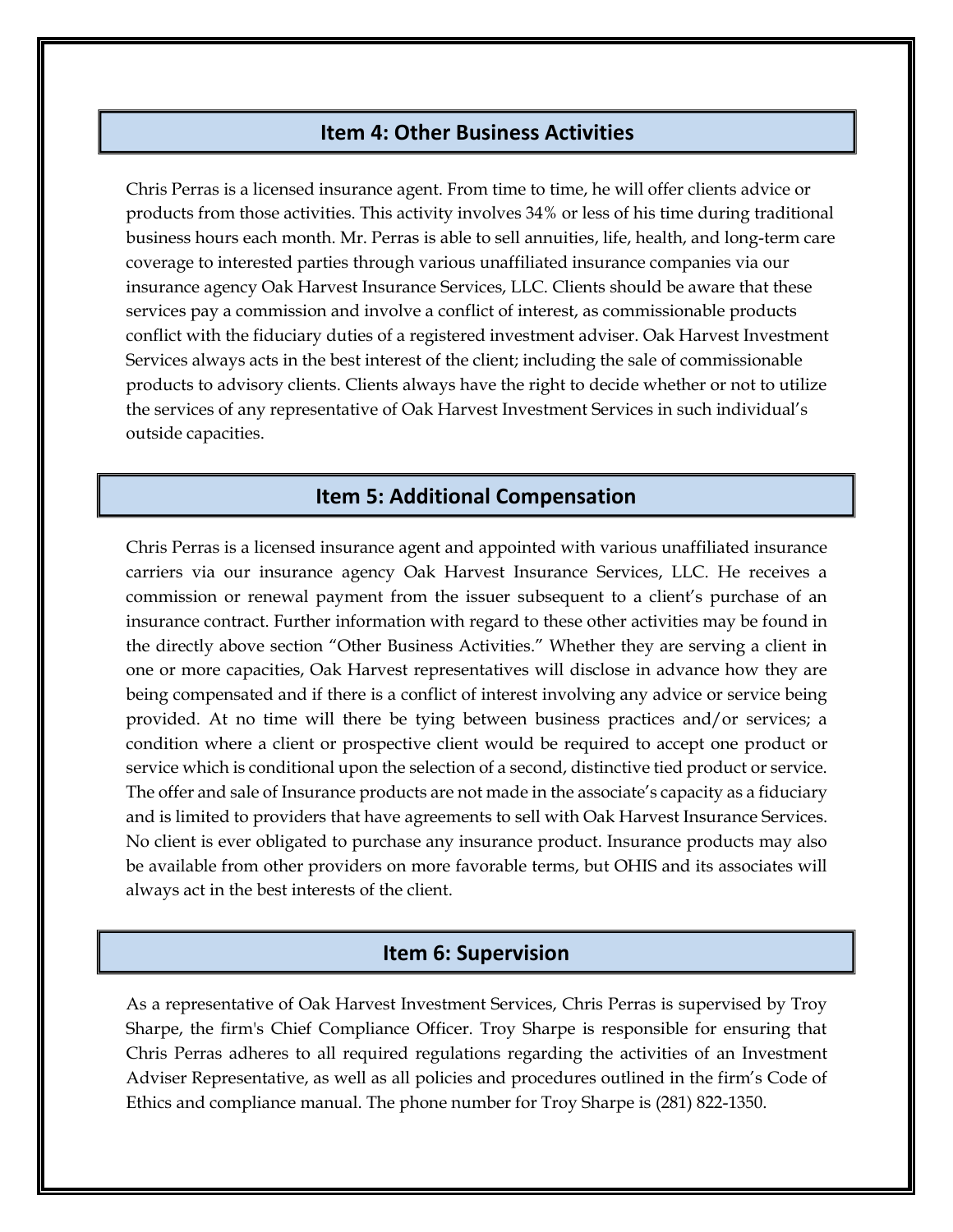## Item 4: Other Business Activities

Chris Perras is a licensed insurance agent. From time to time, he will offer clients advice or products from those activities. This activity involves 34% or less of his time during traditional business hours each month. Mr. Perras is able to sell annuities, life, health, and long-term care coverage to interested parties through various unaffiliated insurance companies via our insurance agency Oak Harvest Insurance Services, LLC. Clients should be aware that these services pay a commission and involve a conflict of interest, as commissionable products conflict with the fiduciary duties of a registered investment adviser. Oak Harvest Investment Services always acts in the best interest of the client; including the sale of commissionable products to advisory clients. Clients always have the right to decide whether or not to utilize the services of any representative of Oak Harvest Investment Services in such individual's outside capacities.

## Item 5: Additional Compensation

Chris Perras is a licensed insurance agent and appointed with various unaffiliated insurance carriers via our insurance agency Oak Harvest Insurance Services, LLC. He receives a commission or renewal payment from the issuer subsequent to a client's purchase of an insurance contract. Further information with regard to these other activities may be found in the directly above section "Other Business Activities." Whether they are serving a client in one or more capacities, Oak Harvest representatives will disclose in advance how they are being compensated and if there is a conflict of interest involving any advice or service being provided. At no time will there be tying between business practices and/or services; a condition where a client or prospective client would be required to accept one product or service which is conditional upon the selection of a second, distinctive tied product or service. The offer and sale of Insurance products are not made in the associate's capacity as a fiduciary and is limited to providers that have agreements to sell with Oak Harvest Insurance Services. No client is ever obligated to purchase any insurance product. Insurance products may also be available from other providers on more favorable terms, but OHIS and its associates will always act in the best interests of the client.

## Item 6: Supervision

As a representative of Oak Harvest Investment Services, Chris Perras is supervised by Troy Sharpe, the firm's Chief Compliance Officer. Troy Sharpe is responsible for ensuring that Chris Perras adheres to all required regulations regarding the activities of an Investment Adviser Representative, as well as all policies and procedures outlined in the firm's Code of Ethics and compliance manual. The phone number for Troy Sharpe is (281) 822-1350.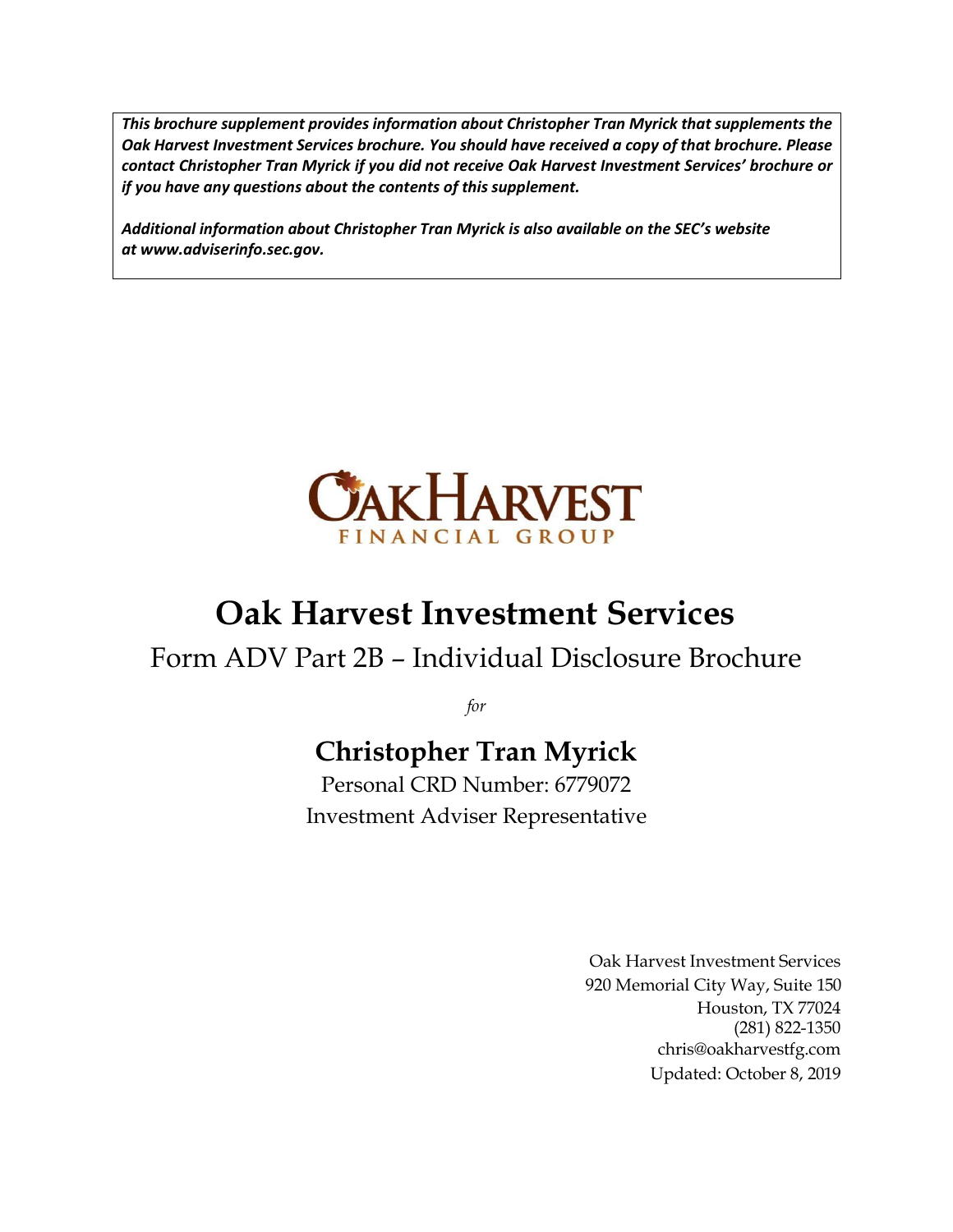***This brochure supplement provides information about Christopher Tran Myrick that supplements the Oak Harvest Investment Services brochure. You should have received a copy of that brochure. Please contact Christopher Tran Myrick if you did not receive Oak Harvest Investment Services' brochure or if you have any questions about the contents of this supplement.***

***Additional information about Christopher Tran Myrick is also available on the SEC's website at www.adviserinfo.sec.gov.***

OAKHARVEST
FINANCIAL GROUP

# Oak Harvest Investment Services

## Form ADV Part 2B – Individual Disclosure Brochure

*for*

## Christopher Tran Myrick

Personal CRD Number: 6779072

Investment Adviser Representative

Oak Harvest Investment Services
920 Memorial City Way, Suite 150
Houston, TX 77024
(281) 822-1350
chris@oakharvestfg.com
Updated: October 8, 2019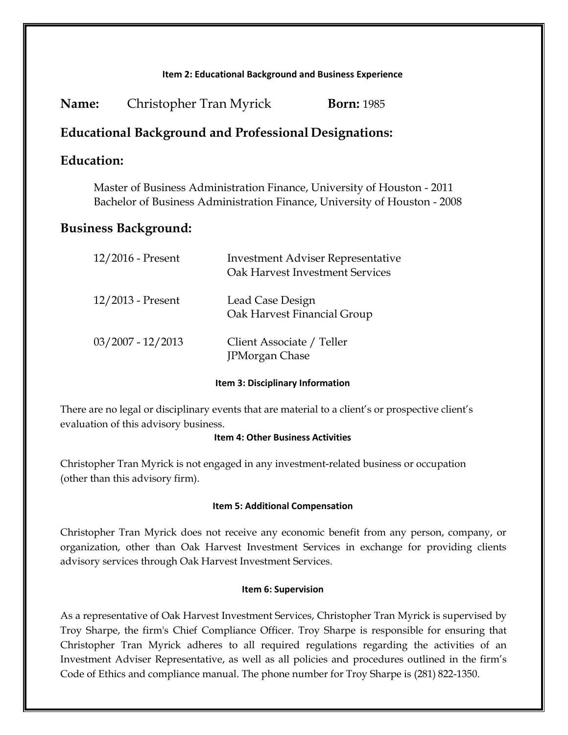### Item 2: Educational Background and Business Experience

**Name:** Christopher Tran Myrick **Born:** 1985

## Educational Background and Professional Designations:

## Education:

Master of Business Administration Finance, University of Houston - 2011
Bachelor of Business Administration Finance, University of Houston - 2008

## Business Background:

| | |
|---|---|
| 12/2016 - Present | Investment Adviser Representative<br>Oak Harvest Investment Services |
| 12/2013 - Present | Lead Case Design<br>Oak Harvest Financial Group |
| 03/2007 - 12/2013 | Client Associate / Teller<br>JPMorgan Chase |

### Item 3: Disciplinary Information

There are no legal or disciplinary events that are material to a client's or prospective client's evaluation of this advisory business.

### Item 4: Other Business Activities

Christopher Tran Myrick is not engaged in any investment-related business or occupation (other than this advisory firm).

### Item 5: Additional Compensation

Christopher Tran Myrick does not receive any economic benefit from any person, company, or organization, other than Oak Harvest Investment Services in exchange for providing clients advisory services through Oak Harvest Investment Services.

### Item 6: Supervision

As a representative of Oak Harvest Investment Services, Christopher Tran Myrick is supervised by Troy Sharpe, the firm's Chief Compliance Officer. Troy Sharpe is responsible for ensuring that Christopher Tran Myrick adheres to all required regulations regarding the activities of an Investment Adviser Representative, as well as all policies and procedures outlined in the firm's Code of Ethics and compliance manual. The phone number for Troy Sharpe is (281) 822-1350.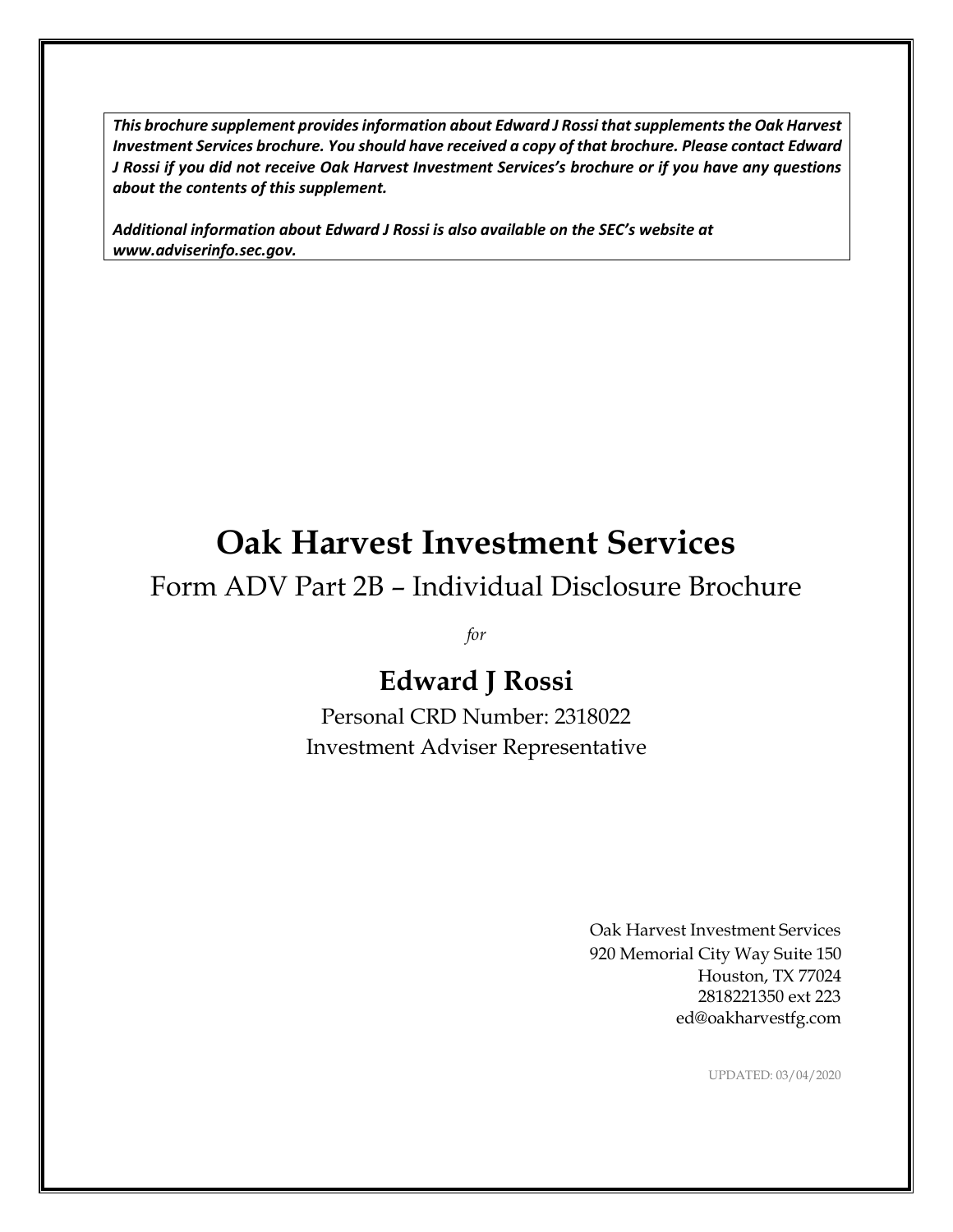***This brochure supplement provides information about Edward J Rossi that supplements the Oak Harvest Investment Services brochure. You should have received a copy of that brochure. Please contact Edward J Rossi if you did not receive Oak Harvest Investment Services's brochure or if you have any questions about the contents of this supplement.***

***Additional information about Edward J Rossi is also available on the SEC's website at www.adviserinfo.sec.gov.***

# Oak Harvest Investment Services

## Form ADV Part 2B – Individual Disclosure Brochure

*for*

## Edward J Rossi

Personal CRD Number: 2318022

Investment Adviser Representative

Oak Harvest Investment Services
920 Memorial City Way Suite 150
Houston, TX 77024
2818221350 ext 223
ed@oakharvestfg.com

UPDATED: 03/04/2020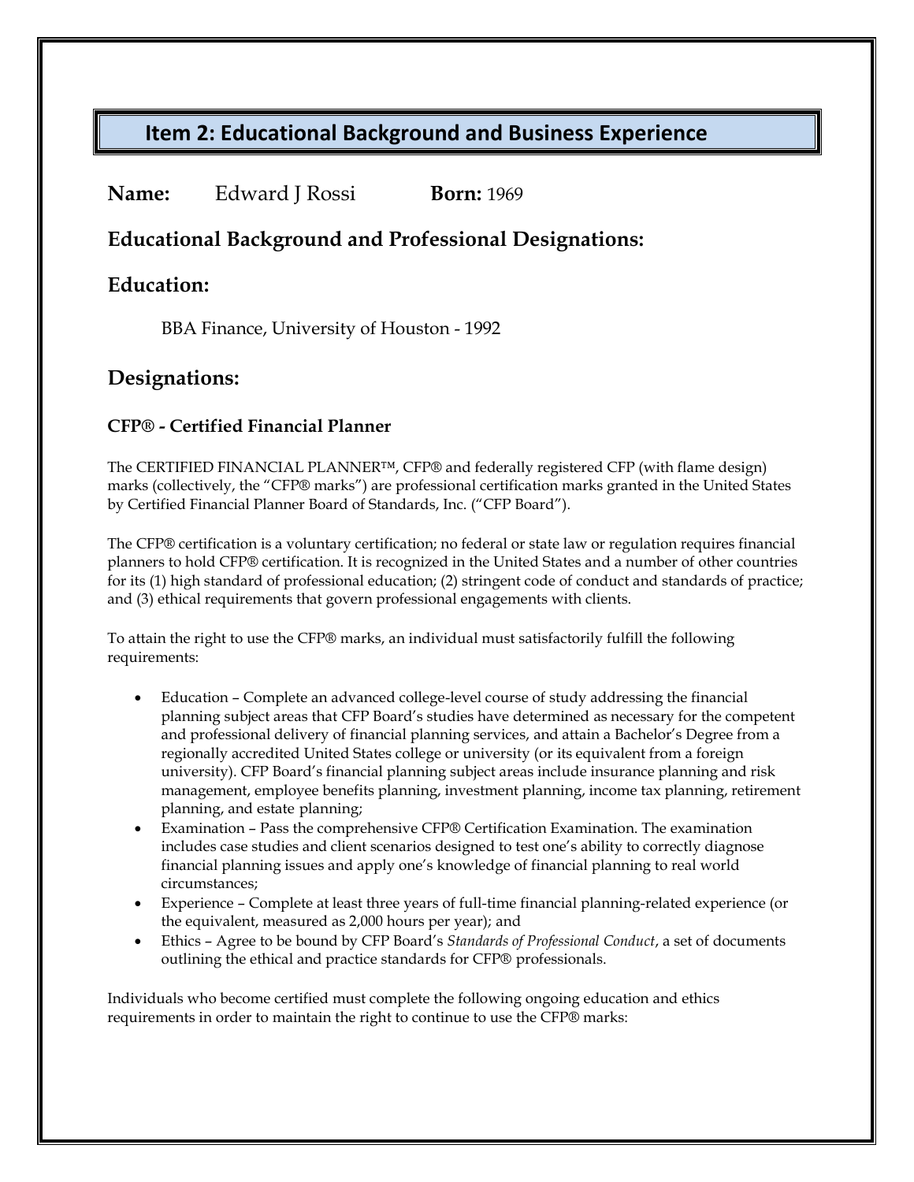## Item 2: Educational Background and Business Experience

**Name:** Edward J Rossi **Born:** 1969

### Educational Background and Professional Designations:

### Education:

BBA Finance, University of Houston - 1992

### Designations:

#### CFP® - Certified Financial Planner

The CERTIFIED FINANCIAL PLANNER™, CFP® and federally registered CFP (with flame design) marks (collectively, the "CFP® marks") are professional certification marks granted in the United States by Certified Financial Planner Board of Standards, Inc. ("CFP Board").

The CFP® certification is a voluntary certification; no federal or state law or regulation requires financial planners to hold CFP® certification. It is recognized in the United States and a number of other countries for its (1) high standard of professional education; (2) stringent code of conduct and standards of practice; and (3) ethical requirements that govern professional engagements with clients.

To attain the right to use the CFP® marks, an individual must satisfactorily fulfill the following requirements:

- Education – Complete an advanced college-level course of study addressing the financial planning subject areas that CFP Board's studies have determined as necessary for the competent and professional delivery of financial planning services, and attain a Bachelor's Degree from a regionally accredited United States college or university (or its equivalent from a foreign university). CFP Board's financial planning subject areas include insurance planning and risk management, employee benefits planning, investment planning, income tax planning, retirement planning, and estate planning;
- Examination – Pass the comprehensive CFP® Certification Examination. The examination includes case studies and client scenarios designed to test one's ability to correctly diagnose financial planning issues and apply one's knowledge of financial planning to real world circumstances;
- Experience – Complete at least three years of full-time financial planning-related experience (or the equivalent, measured as 2,000 hours per year); and
- Ethics – Agree to be bound by CFP Board's *Standards of Professional Conduct*, a set of documents outlining the ethical and practice standards for CFP® professionals.

Individuals who become certified must complete the following ongoing education and ethics requirements in order to maintain the right to continue to use the CFP® marks: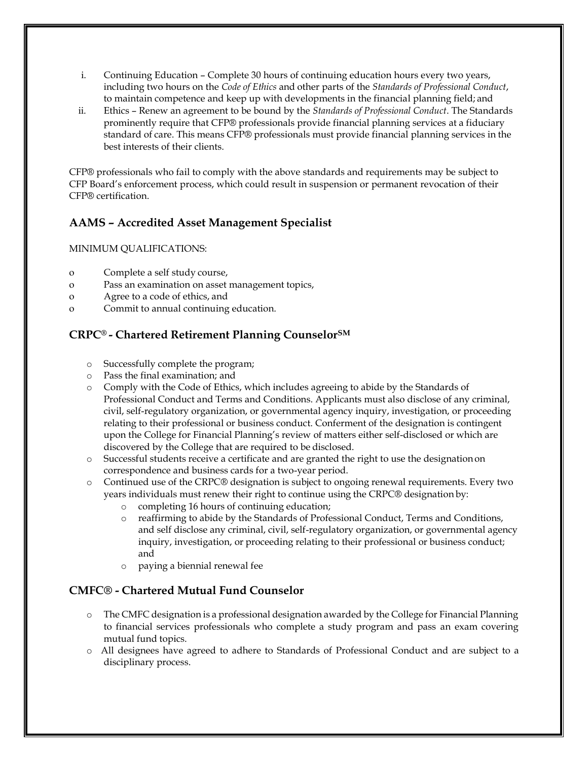i. Continuing Education – Complete 30 hours of continuing education hours every two years, including two hours on the *Code of Ethics* and other parts of the *Standards of Professional Conduct*, to maintain competence and keep up with developments in the financial planning field; and

ii. Ethics – Renew an agreement to be bound by the *Standards of Professional Conduct*. The Standards prominently require that CFP® professionals provide financial planning services at a fiduciary standard of care. This means CFP® professionals must provide financial planning services in the best interests of their clients.

CFP® professionals who fail to comply with the above standards and requirements may be subject to CFP Board's enforcement process, which could result in suspension or permanent revocation of their CFP® certification.

## AAMS – Accredited Asset Management Specialist

MINIMUM QUALIFICATIONS:

- Complete a self study course,
- Pass an examination on asset management topics,
- Agree to a code of ethics, and
- Commit to annual continuing education.

## CRPC® - Chartered Retirement Planning Counselor℠

- Successfully complete the program;
- Pass the final examination; and
- Comply with the Code of Ethics, which includes agreeing to abide by the Standards of Professional Conduct and Terms and Conditions. Applicants must also disclose of any criminal, civil, self-regulatory organization, or governmental agency inquiry, investigation, or proceeding relating to their professional or business conduct. Conferment of the designation is contingent upon the College for Financial Planning's review of matters either self-disclosed or which are discovered by the College that are required to be disclosed.
- Successful students receive a certificate and are granted the right to use the designation on correspondence and business cards for a two-year period.
- Continued use of the CRPC® designation is subject to ongoing renewal requirements. Every two years individuals must renew their right to continue using the CRPC® designation by:
  - completing 16 hours of continuing education;
  - reaffirming to abide by the Standards of Professional Conduct, Terms and Conditions, and self disclose any criminal, civil, self-regulatory organization, or governmental agency inquiry, investigation, or proceeding relating to their professional or business conduct; and
  - paying a biennial renewal fee

## CMFC® - Chartered Mutual Fund Counselor

- The CMFC designation is a professional designation awarded by the College for Financial Planning to financial services professionals who complete a study program and pass an exam covering mutual fund topics.
- All designees have agreed to adhere to Standards of Professional Conduct and are subject to a disciplinary process.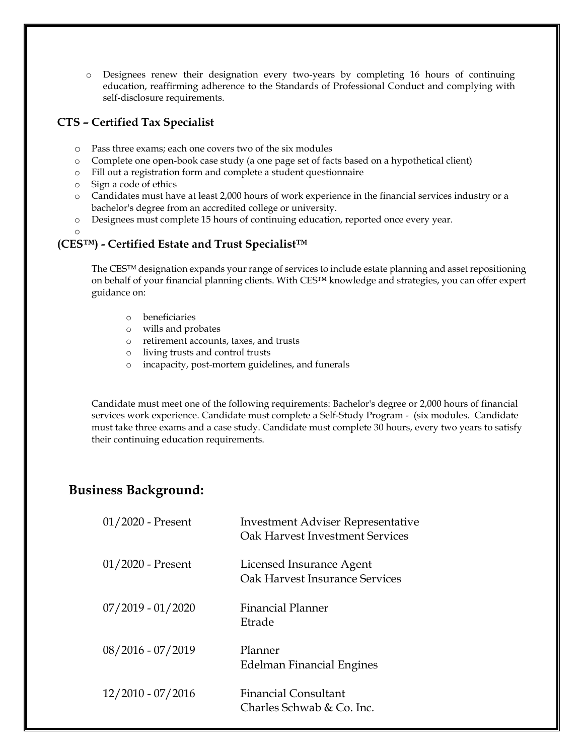- Designees renew their designation every two-years by completing 16 hours of continuing education, reaffirming adherence to the Standards of Professional Conduct and complying with self-disclosure requirements.

### CTS – Certified Tax Specialist

- Pass three exams; each one covers two of the six modules
- Complete one open-book case study (a one page set of facts based on a hypothetical client)
- Fill out a registration form and complete a student questionnaire
- Sign a code of ethics
- Candidates must have at least 2,000 hours of work experience in the financial services industry or a bachelor's degree from an accredited college or university.
- Designees must complete 15 hours of continuing education, reported once every year.

### (CES™) - Certified Estate and Trust Specialist™

The CES™ designation expands your range of services to include estate planning and asset repositioning on behalf of your financial planning clients. With CES™ knowledge and strategies, you can offer expert guidance on:

- beneficiaries
- wills and probates
- retirement accounts, taxes, and trusts
- living trusts and control trusts
- incapacity, post-mortem guidelines, and funerals

Candidate must meet one of the following requirements: Bachelor's degree or 2,000 hours of financial services work experience. Candidate must complete a Self-Study Program - (six modules. Candidate must take three exams and a case study. Candidate must complete 30 hours, every two years to satisfy their continuing education requirements.

## Business Background:

| | |
|---|---|
| 01/2020 - Present | Investment Adviser Representative<br>Oak Harvest Investment Services |
| 01/2020 - Present | Licensed Insurance Agent<br>Oak Harvest Insurance Services |
| 07/2019 - 01/2020 | Financial Planner<br>Etrade |
| 08/2016 - 07/2019 | Planner<br>Edelman Financial Engines |
| 12/2010 - 07/2016 | Financial Consultant<br>Charles Schwab & Co. Inc. |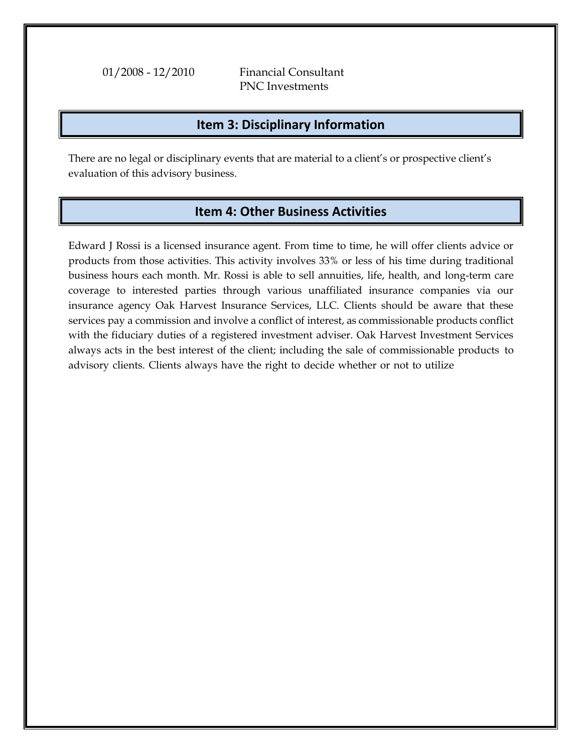| | |
|---|---|
| 01/2008 - 12/2010 | Financial Consultant<br>PNC Investments |

## Item 3: Disciplinary Information

There are no legal or disciplinary events that are material to a client's or prospective client's evaluation of this advisory business.

## Item 4: Other Business Activities

Edward J Rossi is a licensed insurance agent. From time to time, he will offer clients advice or products from those activities. This activity involves 33% or less of his time during traditional business hours each month. Mr. Rossi is able to sell annuities, life, health, and long-term care coverage to interested parties through various unaffiliated insurance companies via our insurance agency Oak Harvest Insurance Services, LLC. Clients should be aware that these services pay a commission and involve a conflict of interest, as commissionable products conflict with the fiduciary duties of a registered investment adviser. Oak Harvest Investment Services always acts in the best interest of the client; including the sale of commissionable products to advisory clients. Clients always have the right to decide whether or not to utilize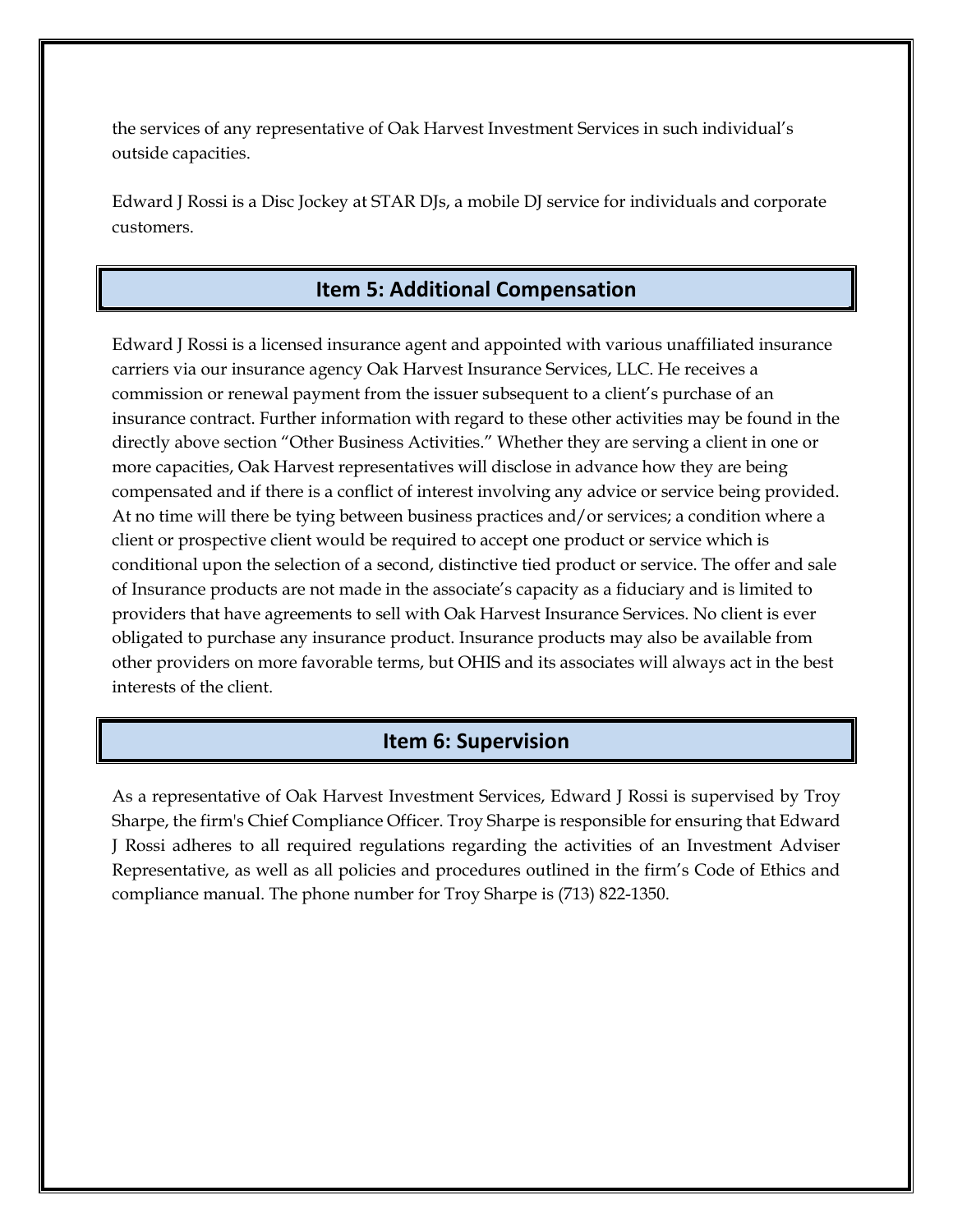the services of any representative of Oak Harvest Investment Services in such individual's outside capacities.

Edward J Rossi is a Disc Jockey at STAR DJs, a mobile DJ service for individuals and corporate customers.

## Item 5: Additional Compensation

Edward J Rossi is a licensed insurance agent and appointed with various unaffiliated insurance carriers via our insurance agency Oak Harvest Insurance Services, LLC. He receives a commission or renewal payment from the issuer subsequent to a client's purchase of an insurance contract. Further information with regard to these other activities may be found in the directly above section "Other Business Activities." Whether they are serving a client in one or more capacities, Oak Harvest representatives will disclose in advance how they are being compensated and if there is a conflict of interest involving any advice or service being provided. At no time will there be tying between business practices and/or services; a condition where a client or prospective client would be required to accept one product or service which is conditional upon the selection of a second, distinctive tied product or service. The offer and sale of Insurance products are not made in the associate's capacity as a fiduciary and is limited to providers that have agreements to sell with Oak Harvest Insurance Services. No client is ever obligated to purchase any insurance product. Insurance products may also be available from other providers on more favorable terms, but OHIS and its associates will always act in the best interests of the client.

## Item 6: Supervision

As a representative of Oak Harvest Investment Services, Edward J Rossi is supervised by Troy Sharpe, the firm's Chief Compliance Officer. Troy Sharpe is responsible for ensuring that Edward J Rossi adheres to all required regulations regarding the activities of an Investment Adviser Representative, as well as all policies and procedures outlined in the firm's Code of Ethics and compliance manual. The phone number for Troy Sharpe is (713) 822-1350.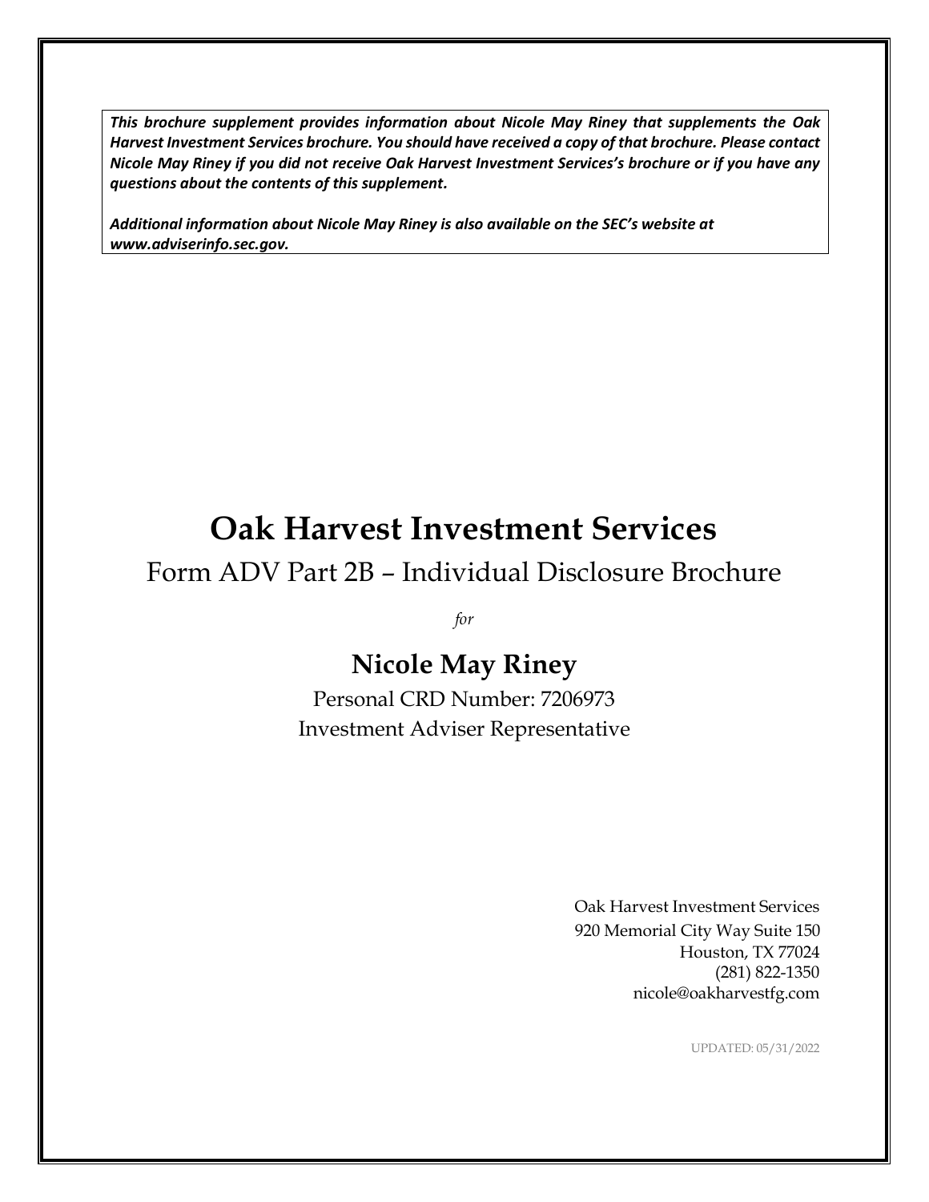***This brochure supplement provides information about Nicole May Riney that supplements the Oak Harvest Investment Services brochure. You should have received a copy of that brochure. Please contact Nicole May Riney if you did not receive Oak Harvest Investment Services's brochure or if you have any questions about the contents of this supplement.***

***Additional information about Nicole May Riney is also available on the SEC's website at www.adviserinfo.sec.gov.***

# Oak Harvest Investment Services

## Form ADV Part 2B – Individual Disclosure Brochure

*for*

## Nicole May Riney

Personal CRD Number: 7206973

Investment Adviser Representative

Oak Harvest Investment Services
920 Memorial City Way Suite 150
Houston, TX 77024
(281) 822-1350
nicole@oakharvestfg.com

UPDATED: 05/31/2022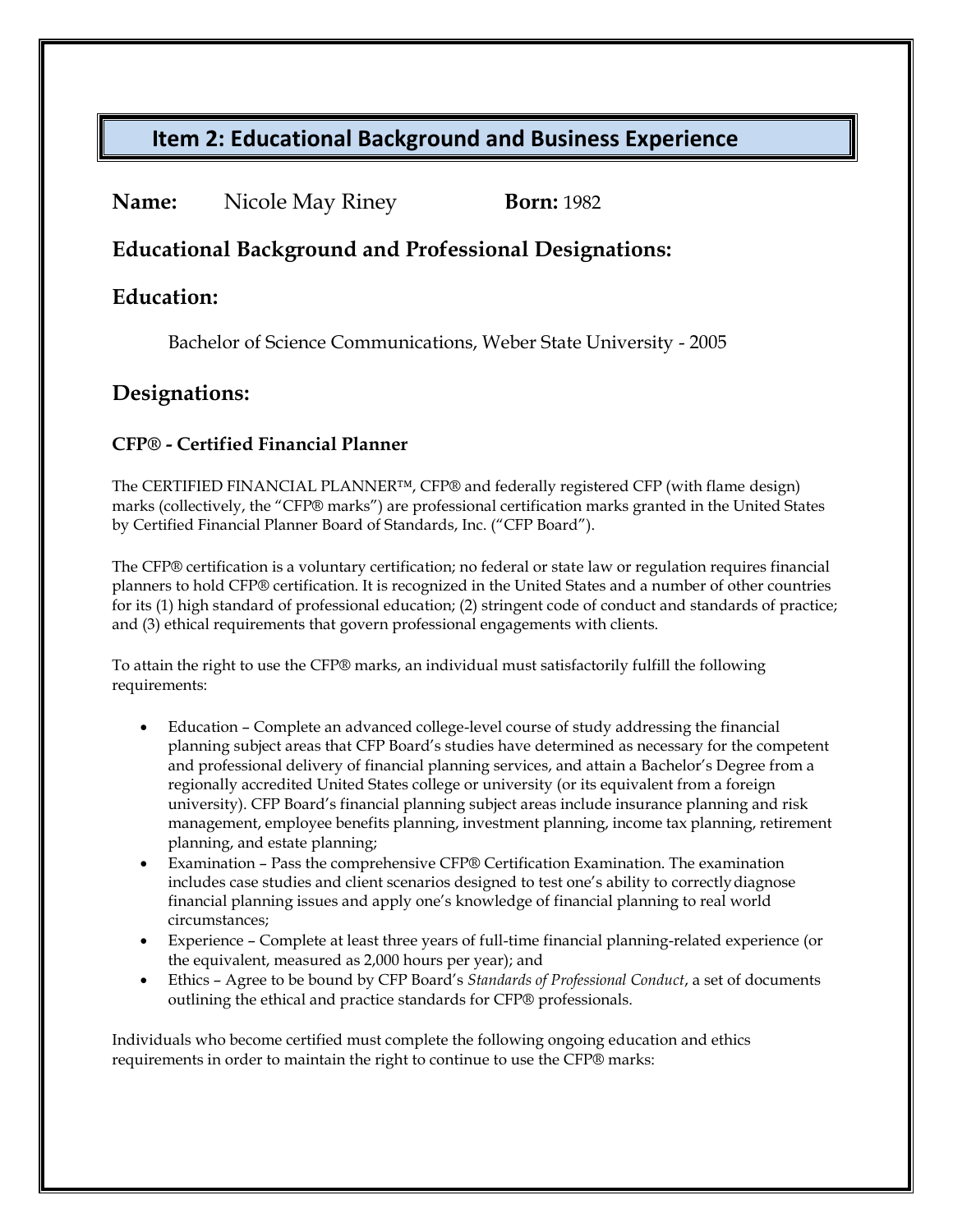## Item 2: Educational Background and Business Experience

**Name:** Nicole May Riney **Born:** 1982

### Educational Background and Professional Designations:

### Education:

Bachelor of Science Communications, Weber State University - 2005

### Designations:

#### CFP® - Certified Financial Planner

The CERTIFIED FINANCIAL PLANNER™, CFP® and federally registered CFP (with flame design) marks (collectively, the "CFP® marks") are professional certification marks granted in the United States by Certified Financial Planner Board of Standards, Inc. ("CFP Board").

The CFP® certification is a voluntary certification; no federal or state law or regulation requires financial planners to hold CFP® certification. It is recognized in the United States and a number of other countries for its (1) high standard of professional education; (2) stringent code of conduct and standards of practice; and (3) ethical requirements that govern professional engagements with clients.

To attain the right to use the CFP® marks, an individual must satisfactorily fulfill the following requirements:

- Education – Complete an advanced college-level course of study addressing the financial planning subject areas that CFP Board's studies have determined as necessary for the competent and professional delivery of financial planning services, and attain a Bachelor's Degree from a regionally accredited United States college or university (or its equivalent from a foreign university). CFP Board's financial planning subject areas include insurance planning and risk management, employee benefits planning, investment planning, income tax planning, retirement planning, and estate planning;
- Examination – Pass the comprehensive CFP® Certification Examination. The examination includes case studies and client scenarios designed to test one's ability to correctly diagnose financial planning issues and apply one's knowledge of financial planning to real world circumstances;
- Experience – Complete at least three years of full-time financial planning-related experience (or the equivalent, measured as 2,000 hours per year); and
- Ethics – Agree to be bound by CFP Board's *Standards of Professional Conduct*, a set of documents outlining the ethical and practice standards for CFP® professionals.

Individuals who become certified must complete the following ongoing education and ethics requirements in order to maintain the right to continue to use the CFP® marks: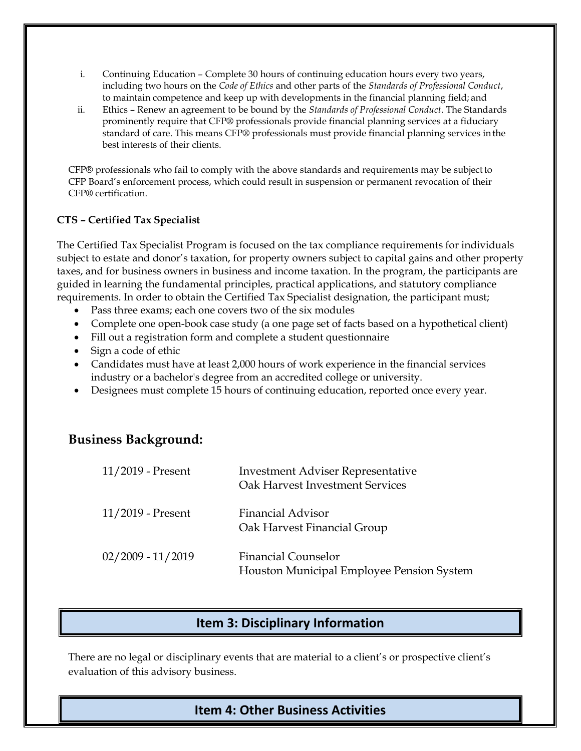i. Continuing Education – Complete 30 hours of continuing education hours every two years, including two hours on the *Code of Ethics* and other parts of the *Standards of Professional Conduct*, to maintain competence and keep up with developments in the financial planning field; and
ii. Ethics – Renew an agreement to be bound by the *Standards of Professional Conduct*. The Standards prominently require that CFP® professionals provide financial planning services at a fiduciary standard of care. This means CFP® professionals must provide financial planning services in the best interests of their clients.

CFP® professionals who fail to comply with the above standards and requirements may be subject to CFP Board's enforcement process, which could result in suspension or permanent revocation of their CFP® certification.

**CTS – Certified Tax Specialist**

The Certified Tax Specialist Program is focused on the tax compliance requirements for individuals subject to estate and donor's taxation, for property owners subject to capital gains and other property taxes, and for business owners in business and income taxation. In the program, the participants are guided in learning the fundamental principles, practical applications, and statutory compliance requirements. In order to obtain the Certified Tax Specialist designation, the participant must;

- Pass three exams; each one covers two of the six modules
- Complete one open-book case study (a one page set of facts based on a hypothetical client)
- Fill out a registration form and complete a student questionnaire
- Sign a code of ethic
- Candidates must have at least 2,000 hours of work experience in the financial services industry or a bachelor's degree from an accredited college or university.
- Designees must complete 15 hours of continuing education, reported once every year.

## Business Background:

| | |
|---|---|
| 11/2019 - Present | Investment Adviser Representative<br>Oak Harvest Investment Services |
| 11/2019 - Present | Financial Advisor<br>Oak Harvest Financial Group |
| 02/2009 - 11/2019 | Financial Counselor<br>Houston Municipal Employee Pension System |

## Item 3: Disciplinary Information

There are no legal or disciplinary events that are material to a client's or prospective client's evaluation of this advisory business.

## Item 4: Other Business Activities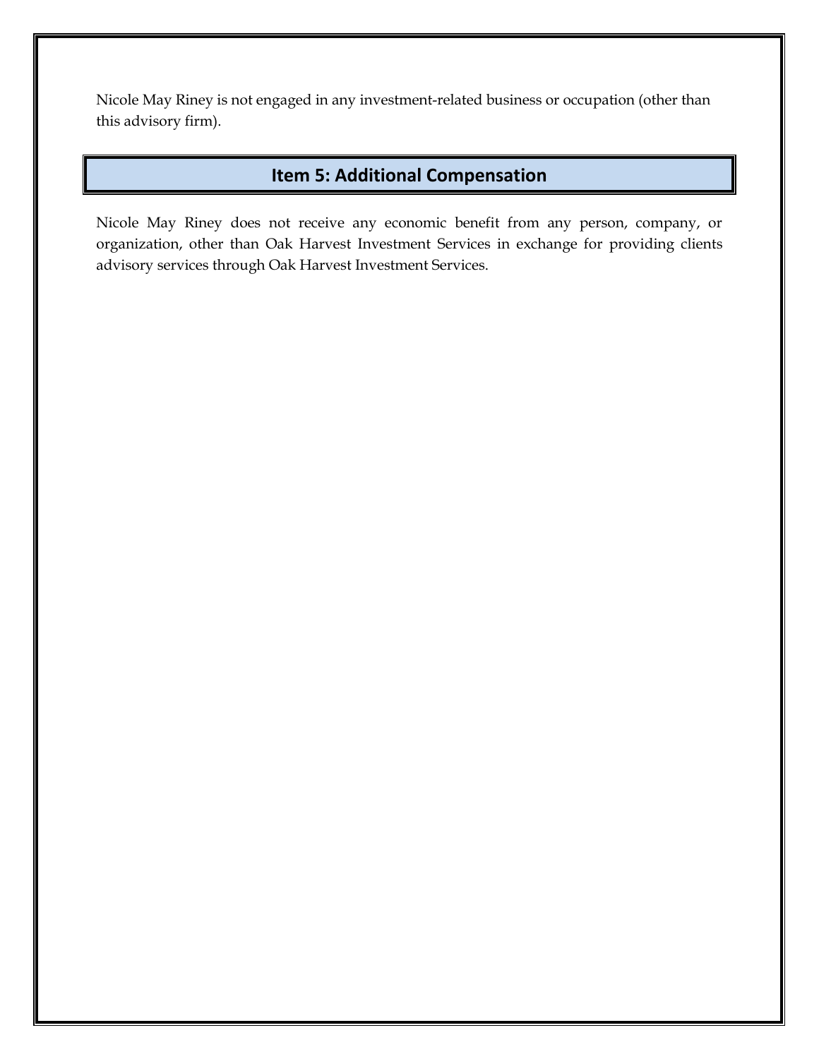Nicole May Riney is not engaged in any investment-related business or occupation (other than this advisory firm).

## Item 5: Additional Compensation

Nicole May Riney does not receive any economic benefit from any person, company, or organization, other than Oak Harvest Investment Services in exchange for providing clients advisory services through Oak Harvest Investment Services.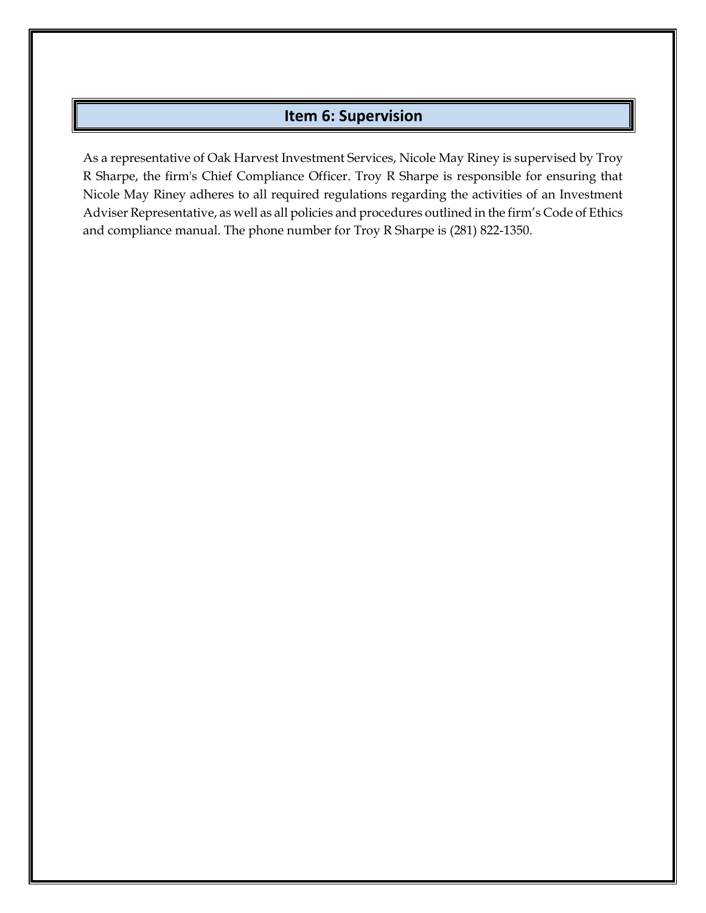## Item 6: Supervision

As a representative of Oak Harvest Investment Services, Nicole May Riney is supervised by Troy R Sharpe, the firm's Chief Compliance Officer. Troy R Sharpe is responsible for ensuring that Nicole May Riney adheres to all required regulations regarding the activities of an Investment Adviser Representative, as well as all policies and procedures outlined in the firm's Code of Ethics and compliance manual. The phone number for Troy R Sharpe is (281) 822-1350.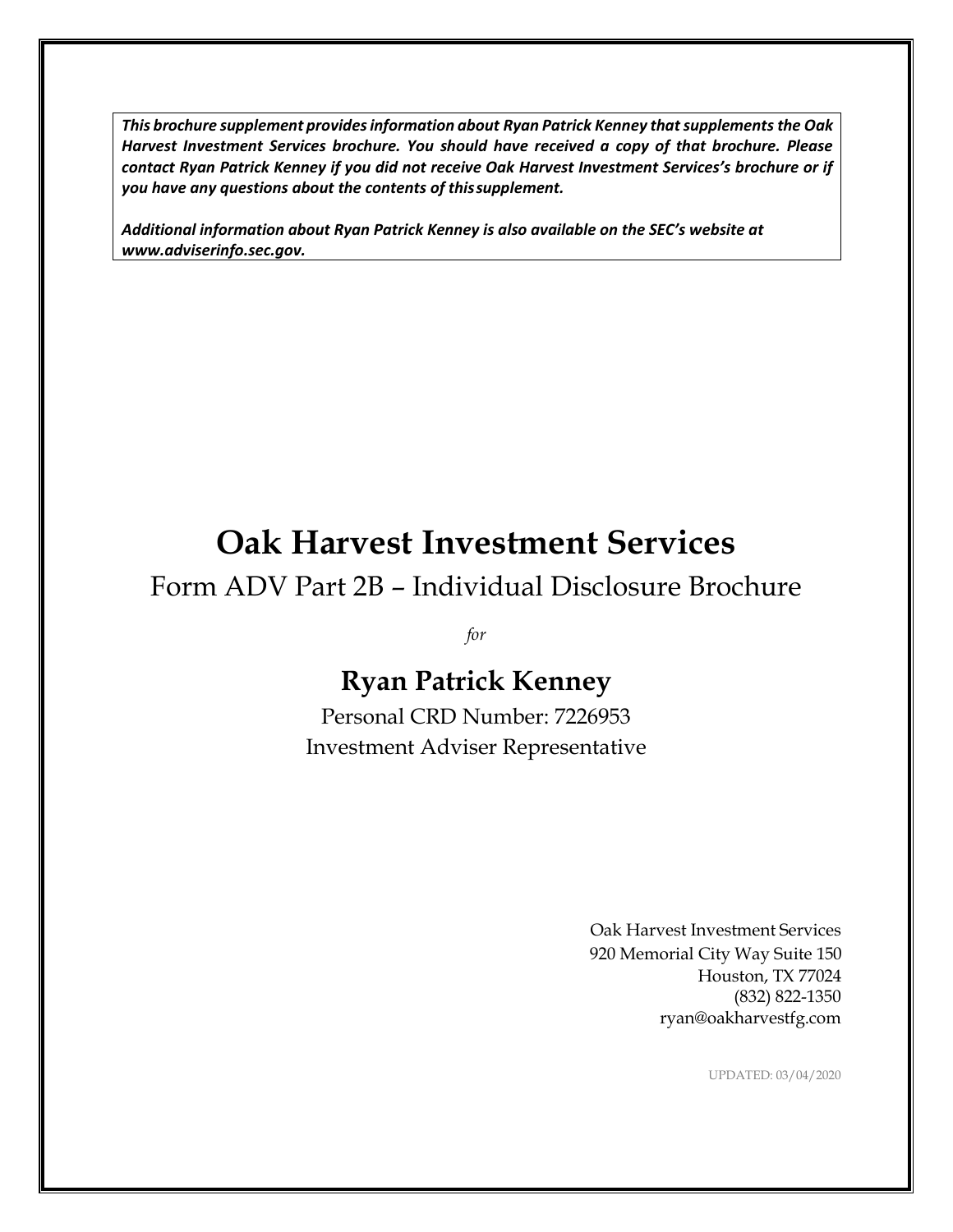***This brochure supplement provides information about Ryan Patrick Kenney that supplements the Oak Harvest Investment Services brochure. You should have received a copy of that brochure. Please contact Ryan Patrick Kenney if you did not receive Oak Harvest Investment Services's brochure or if you have any questions about the contents of this supplement.***

***Additional information about Ryan Patrick Kenney is also available on the SEC's website at www.adviserinfo.sec.gov.***

# Oak Harvest Investment Services

## Form ADV Part 2B – Individual Disclosure Brochure

*for*

## Ryan Patrick Kenney

Personal CRD Number: 7226953

Investment Adviser Representative

Oak Harvest Investment Services
920 Memorial City Way Suite 150
Houston, TX 77024
(832) 822-1350
ryan@oakharvestfg.com

UPDATED: 03/04/2020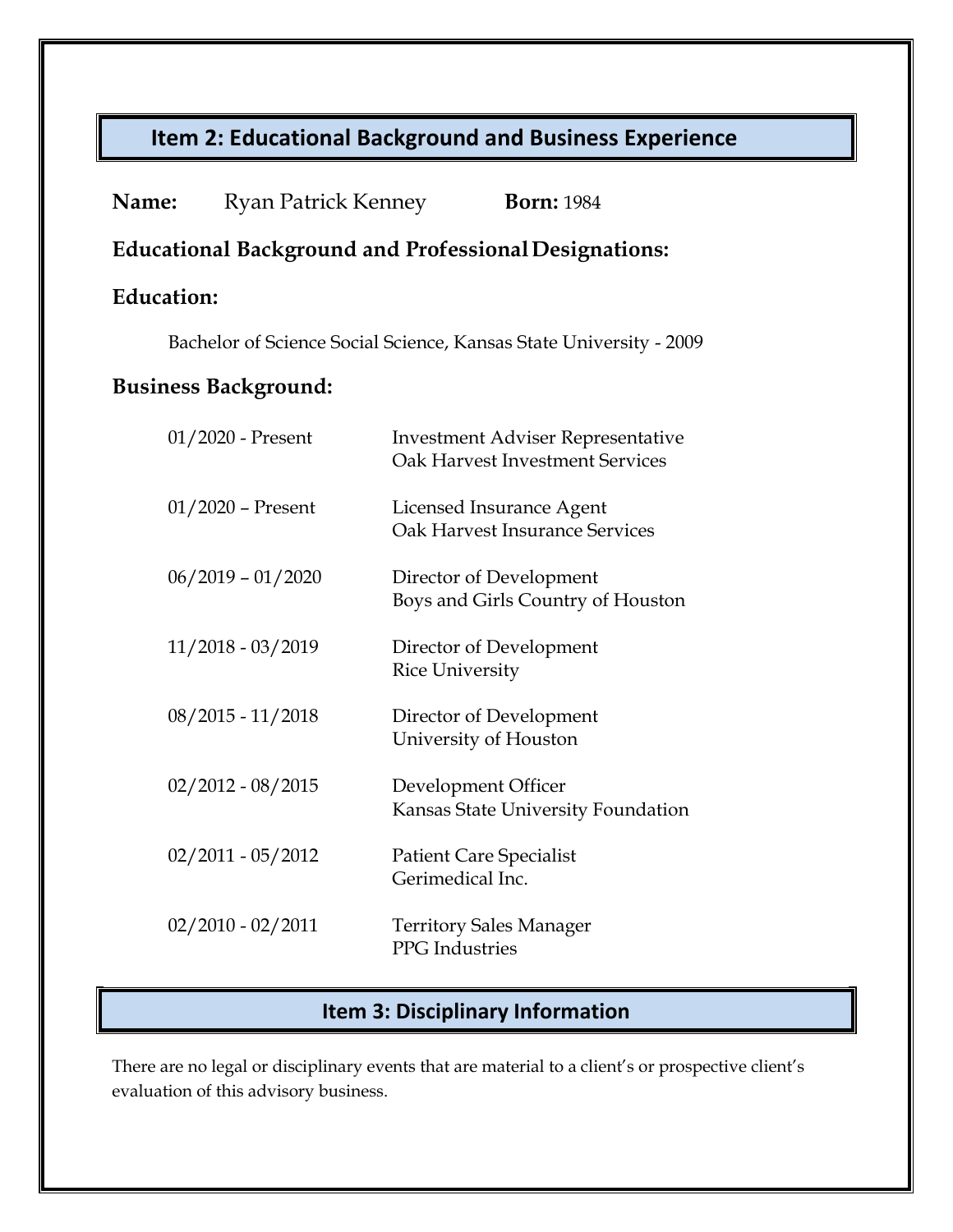## Item 2: Educational Background and Business Experience

**Name:** Ryan Patrick Kenney **Born:** 1984

**Educational Background and Professional Designations:**

**Education:**

Bachelor of Science Social Science, Kansas State University - 2009

**Business Background:**

| | |
|---|---|
| 01/2020 - Present | Investment Adviser Representative<br>Oak Harvest Investment Services |
| 01/2020 – Present | Licensed Insurance Agent<br>Oak Harvest Insurance Services |
| 06/2019 – 01/2020 | Director of Development<br>Boys and Girls Country of Houston |
| 11/2018 - 03/2019 | Director of Development<br>Rice University |
| 08/2015 - 11/2018 | Director of Development<br>University of Houston |
| 02/2012 - 08/2015 | Development Officer<br>Kansas State University Foundation |
| 02/2011 - 05/2012 | Patient Care Specialist<br>Gerimedical Inc. |
| 02/2010 - 02/2011 | Territory Sales Manager<br>PPG Industries |

## Item 3: Disciplinary Information

There are no legal or disciplinary events that are material to a client's or prospective client's evaluation of this advisory business.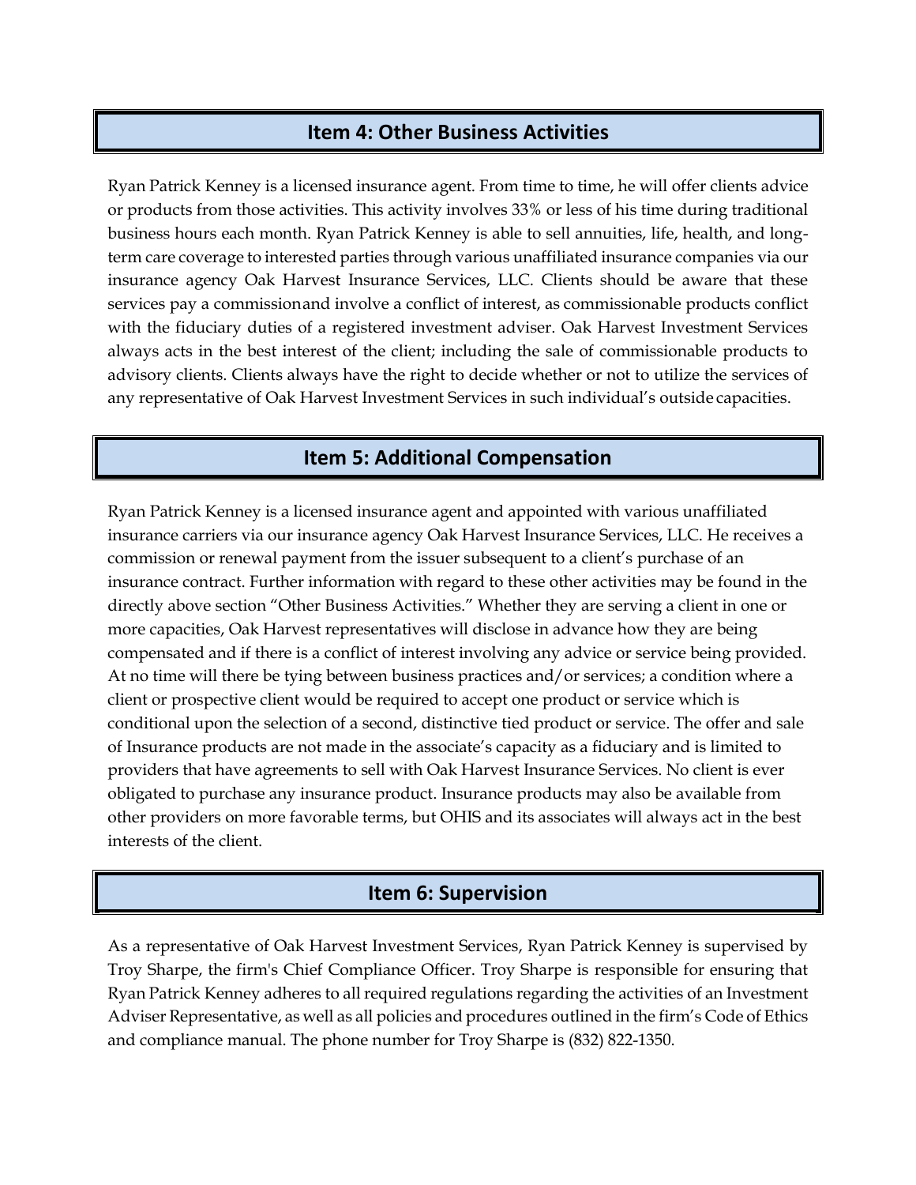## Item 4: Other Business Activities

Ryan Patrick Kenney is a licensed insurance agent. From time to time, he will offer clients advice or products from those activities. This activity involves 33% or less of his time during traditional business hours each month. Ryan Patrick Kenney is able to sell annuities, life, health, and long-term care coverage to interested parties through various unaffiliated insurance companies via our insurance agency Oak Harvest Insurance Services, LLC. Clients should be aware that these services pay a commission and involve a conflict of interest, as commissionable products conflict with the fiduciary duties of a registered investment adviser. Oak Harvest Investment Services always acts in the best interest of the client; including the sale of commissionable products to advisory clients. Clients always have the right to decide whether or not to utilize the services of any representative of Oak Harvest Investment Services in such individual's outside capacities.

## Item 5: Additional Compensation

Ryan Patrick Kenney is a licensed insurance agent and appointed with various unaffiliated insurance carriers via our insurance agency Oak Harvest Insurance Services, LLC. He receives a commission or renewal payment from the issuer subsequent to a client's purchase of an insurance contract. Further information with regard to these other activities may be found in the directly above section "Other Business Activities." Whether they are serving a client in one or more capacities, Oak Harvest representatives will disclose in advance how they are being compensated and if there is a conflict of interest involving any advice or service being provided. At no time will there be tying between business practices and/or services; a condition where a client or prospective client would be required to accept one product or service which is conditional upon the selection of a second, distinctive tied product or service. The offer and sale of Insurance products are not made in the associate's capacity as a fiduciary and is limited to providers that have agreements to sell with Oak Harvest Insurance Services. No client is ever obligated to purchase any insurance product. Insurance products may also be available from other providers on more favorable terms, but OHIS and its associates will always act in the best interests of the client.

## Item 6: Supervision

As a representative of Oak Harvest Investment Services, Ryan Patrick Kenney is supervised by Troy Sharpe, the firm's Chief Compliance Officer. Troy Sharpe is responsible for ensuring that Ryan Patrick Kenney adheres to all required regulations regarding the activities of an Investment Adviser Representative, as well as all policies and procedures outlined in the firm's Code of Ethics and compliance manual. The phone number for Troy Sharpe is (832) 822-1350.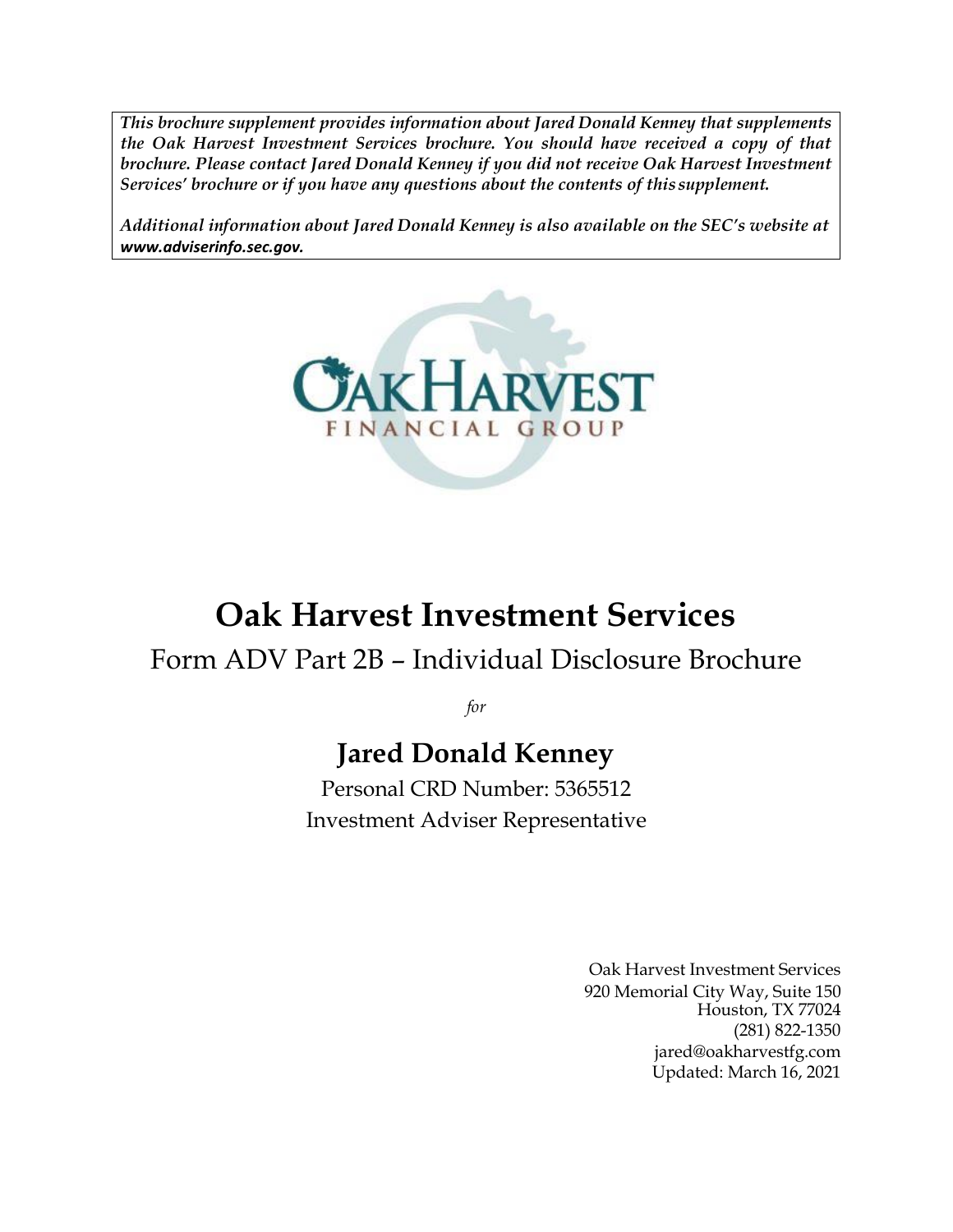***This brochure supplement provides information about Jared Donald Kenney that supplements the Oak Harvest Investment Services brochure. You should have received a copy of that brochure. Please contact Jared Donald Kenney if you did not receive Oak Harvest Investment Services' brochure or if you have any questions about the contents of this supplement.***

***Additional information about Jared Donald Kenney is also available on the SEC's website at www.adviserinfo.sec.gov.***

# Oak Harvest Investment Services

## Form ADV Part 2B – Individual Disclosure Brochure

*for*

## Jared Donald Kenney

Personal CRD Number: 5365512

Investment Adviser Representative

Oak Harvest Investment Services
920 Memorial City Way, Suite 150
Houston, TX 77024
(281) 822-1350
jared@oakharvestfg.com
Updated: March 16, 2021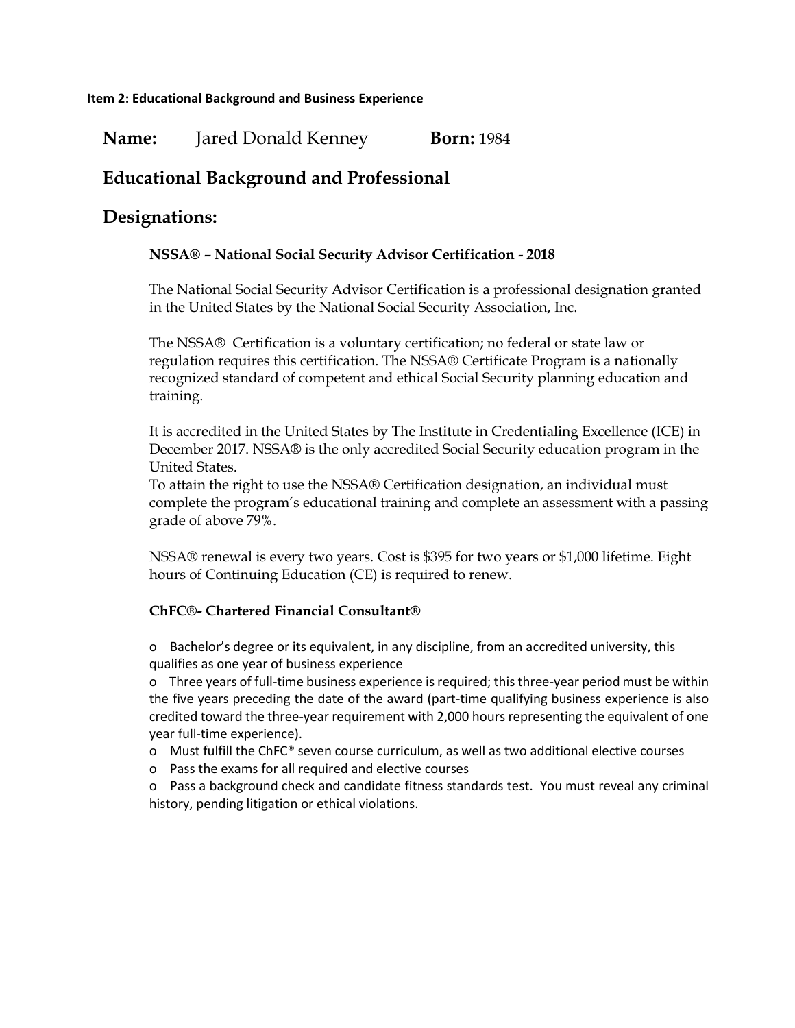**Item 2: Educational Background and Business Experience**

**Name:** Jared Donald Kenney **Born:** 1984

## Educational Background and Professional Designations:

**NSSA® – National Social Security Advisor Certification - 2018**

The National Social Security Advisor Certification is a professional designation granted in the United States by the National Social Security Association, Inc.

The NSSA® Certification is a voluntary certification; no federal or state law or regulation requires this certification. The NSSA® Certificate Program is a nationally recognized standard of competent and ethical Social Security planning education and training.

It is accredited in the United States by The Institute in Credentialing Excellence (ICE) in December 2017. NSSA® is the only accredited Social Security education program in the United States.
To attain the right to use the NSSA® Certification designation, an individual must complete the program's educational training and complete an assessment with a passing grade of above 79%.

NSSA® renewal is every two years. Cost is $395 for two years or $1,000 lifetime. Eight hours of Continuing Education (CE) is required to renew.

**ChFC®- Chartered Financial Consultant®**

- Bachelor's degree or its equivalent, in any discipline, from an accredited university, this qualifies as one year of business experience
- Three years of full-time business experience is required; this three-year period must be within the five years preceding the date of the award (part-time qualifying business experience is also credited toward the three-year requirement with 2,000 hours representing the equivalent of one year full-time experience).
- Must fulfill the ChFC® seven course curriculum, as well as two additional elective courses
- Pass the exams for all required and elective courses
- Pass a background check and candidate fitness standards test. You must reveal any criminal history, pending litigation or ethical violations.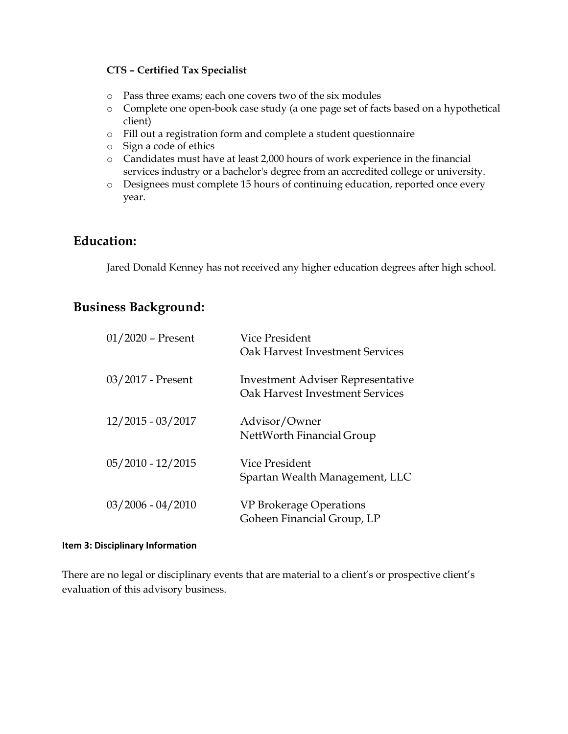**CTS – Certified Tax Specialist**

- Pass three exams; each one covers two of the six modules
- Complete one open-book case study (a one page set of facts based on a hypothetical client)
- Fill out a registration form and complete a student questionnaire
- Sign a code of ethics
- Candidates must have at least 2,000 hours of work experience in the financial services industry or a bachelor's degree from an accredited college or university.
- Designees must complete 15 hours of continuing education, reported once every year.

## Education:

Jared Donald Kenney has not received any higher education degrees after high school.

## Business Background:

| | |
|---|---|
| 01/2020 – Present | Vice President<br>Oak Harvest Investment Services |
| 03/2017 - Present | Investment Adviser Representative<br>Oak Harvest Investment Services |
| 12/2015 - 03/2017 | Advisor/Owner<br>NettWorth Financial Group |
| 05/2010 - 12/2015 | Vice President<br>Spartan Wealth Management, LLC |
| 03/2006 - 04/2010 | VP Brokerage Operations<br>Goheen Financial Group, LP |

**Item 3: Disciplinary Information**

There are no legal or disciplinary events that are material to a client's or prospective client's evaluation of this advisory business.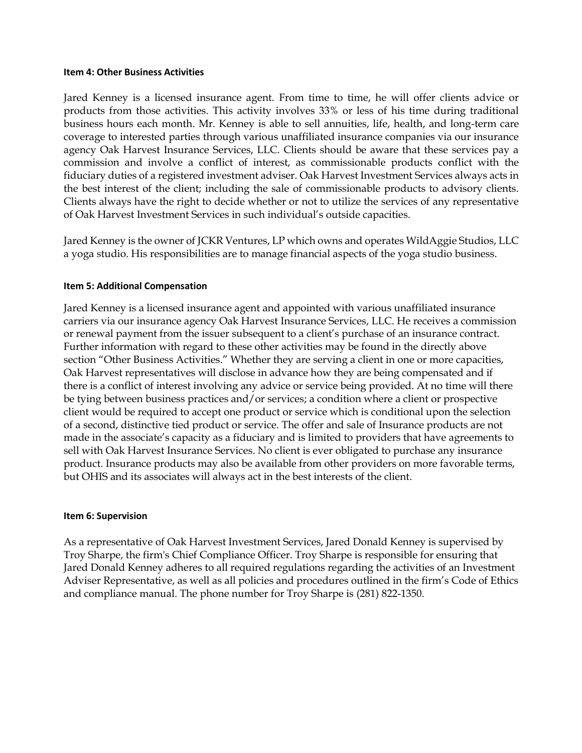### Item 4: Other Business Activities

Jared Kenney is a licensed insurance agent. From time to time, he will offer clients advice or products from those activities. This activity involves 33% or less of his time during traditional business hours each month. Mr. Kenney is able to sell annuities, life, health, and long-term care coverage to interested parties through various unaffiliated insurance companies via our insurance agency Oak Harvest Insurance Services, LLC. Clients should be aware that these services pay a commission and involve a conflict of interest, as commissionable products conflict with the fiduciary duties of a registered investment adviser. Oak Harvest Investment Services always acts in the best interest of the client; including the sale of commissionable products to advisory clients. Clients always have the right to decide whether or not to utilize the services of any representative of Oak Harvest Investment Services in such individual's outside capacities.

Jared Kenney is the owner of JCKR Ventures, LP which owns and operates WildAggie Studios, LLC a yoga studio. His responsibilities are to manage financial aspects of the yoga studio business.

### Item 5: Additional Compensation

Jared Kenney is a licensed insurance agent and appointed with various unaffiliated insurance carriers via our insurance agency Oak Harvest Insurance Services, LLC. He receives a commission or renewal payment from the issuer subsequent to a client's purchase of an insurance contract. Further information with regard to these other activities may be found in the directly above section "Other Business Activities." Whether they are serving a client in one or more capacities, Oak Harvest representatives will disclose in advance how they are being compensated and if there is a conflict of interest involving any advice or service being provided. At no time will there be tying between business practices and/or services; a condition where a client or prospective client would be required to accept one product or service which is conditional upon the selection of a second, distinctive tied product or service. The offer and sale of Insurance products are not made in the associate's capacity as a fiduciary and is limited to providers that have agreements to sell with Oak Harvest Insurance Services. No client is ever obligated to purchase any insurance product. Insurance products may also be available from other providers on more favorable terms, but OHIS and its associates will always act in the best interests of the client.

### Item 6: Supervision

As a representative of Oak Harvest Investment Services, Jared Donald Kenney is supervised by Troy Sharpe, the firm's Chief Compliance Officer. Troy Sharpe is responsible for ensuring that Jared Donald Kenney adheres to all required regulations regarding the activities of an Investment Adviser Representative, as well as all policies and procedures outlined in the firm's Code of Ethics and compliance manual. The phone number for Troy Sharpe is (281) 822-1350.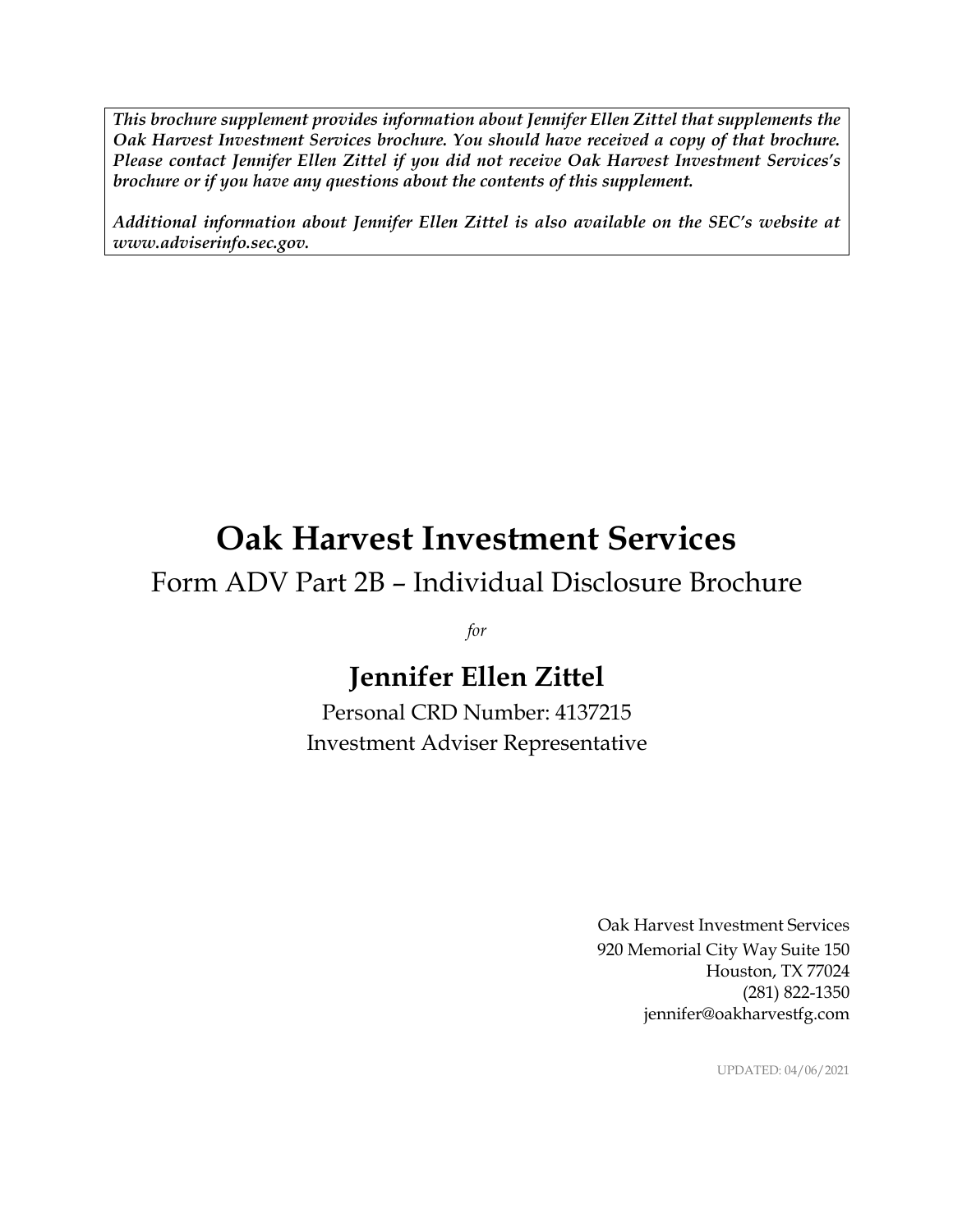***This brochure supplement provides information about Jennifer Ellen Zittel that supplements the Oak Harvest Investment Services brochure. You should have received a copy of that brochure. Please contact Jennifer Ellen Zittel if you did not receive Oak Harvest Investment Services's brochure or if you have any questions about the contents of this supplement.***

***Additional information about Jennifer Ellen Zittel is also available on the SEC's website at www.adviserinfo.sec.gov.***

# Oak Harvest Investment Services

## Form ADV Part 2B – Individual Disclosure Brochure

*for*

## Jennifer Ellen Zittel

Personal CRD Number: 4137215

Investment Adviser Representative

Oak Harvest Investment Services
920 Memorial City Way Suite 150
Houston, TX 77024
(281) 822-1350
jennifer@oakharvestfg.com

UPDATED: 04/06/2021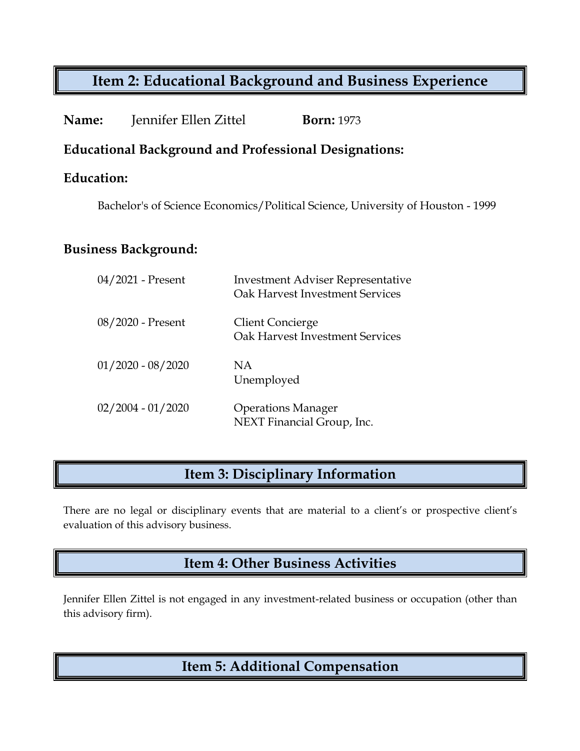## Item 2: Educational Background and Business Experience

**Name:** Jennifer Ellen Zittel **Born:** 1973

### Educational Background and Professional Designations:

### Education:

Bachelor's of Science Economics/Political Science, University of Houston - 1999

### Business Background:

| | |
|---|---|
| 04/2021 - Present | Investment Adviser Representative<br>Oak Harvest Investment Services |
| 08/2020 - Present | Client Concierge<br>Oak Harvest Investment Services |
| 01/2020 - 08/2020 | NA<br>Unemployed |
| 02/2004 - 01/2020 | Operations Manager<br>NEXT Financial Group, Inc. |

## Item 3: Disciplinary Information

There are no legal or disciplinary events that are material to a client's or prospective client's evaluation of this advisory business.

## Item 4: Other Business Activities

Jennifer Ellen Zittel is not engaged in any investment-related business or occupation (other than this advisory firm).

## Item 5: Additional Compensation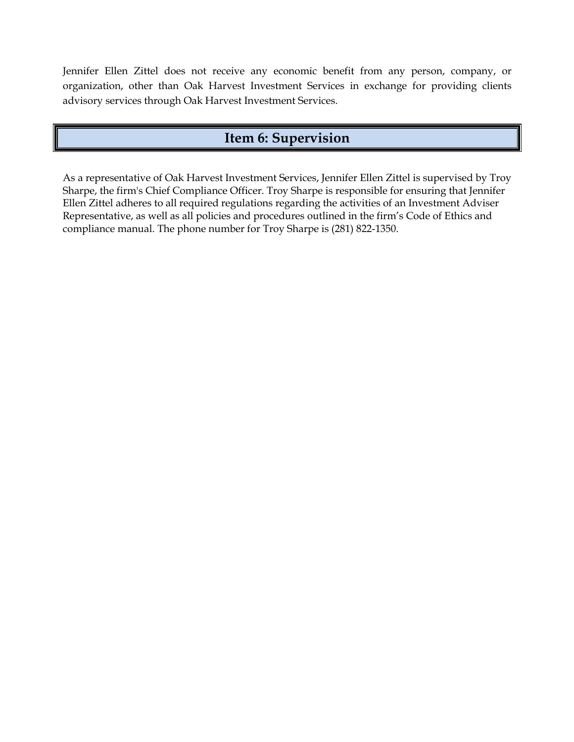Jennifer Ellen Zittel does not receive any economic benefit from any person, company, or organization, other than Oak Harvest Investment Services in exchange for providing clients advisory services through Oak Harvest Investment Services.

## Item 6: Supervision

As a representative of Oak Harvest Investment Services, Jennifer Ellen Zittel is supervised by Troy Sharpe, the firm's Chief Compliance Officer. Troy Sharpe is responsible for ensuring that Jennifer Ellen Zittel adheres to all required regulations regarding the activities of an Investment Adviser Representative, as well as all policies and procedures outlined in the firm's Code of Ethics and compliance manual. The phone number for Troy Sharpe is (281) 822-1350.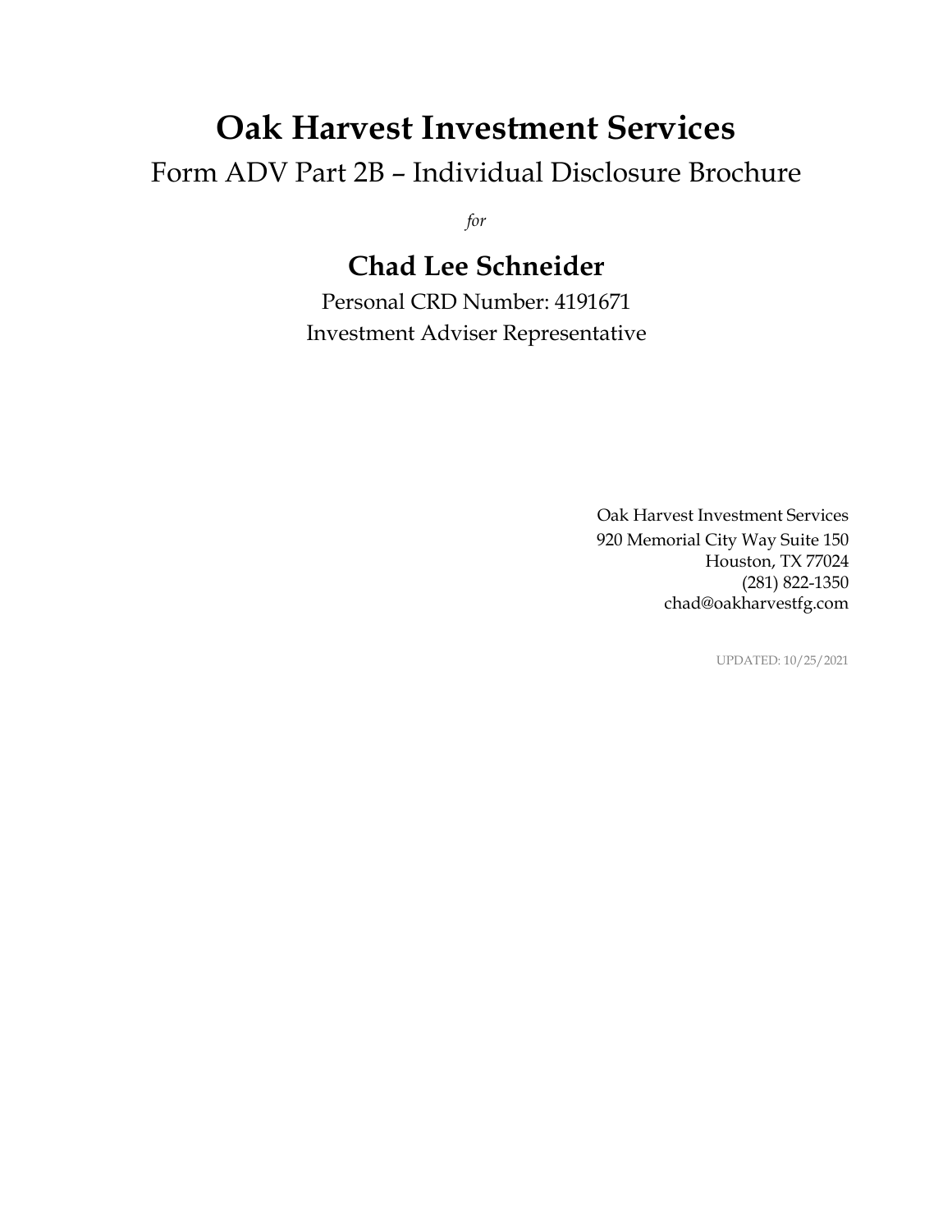# Oak Harvest Investment Services

Form ADV Part 2B – Individual Disclosure Brochure

*for*

## Chad Lee Schneider

Personal CRD Number: 4191671

Investment Adviser Representative

Oak Harvest Investment Services
920 Memorial City Way Suite 150
Houston, TX 77024
(281) 822-1350
chad@oakharvestfg.com

UPDATED: 10/25/2021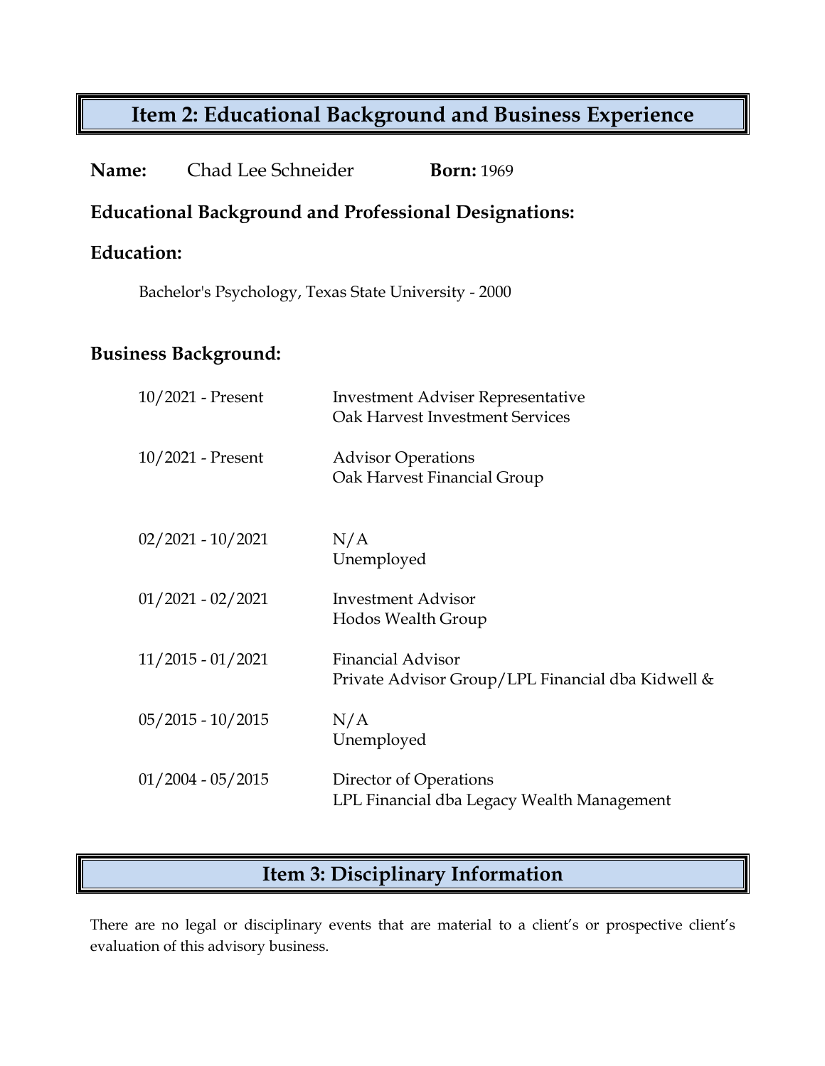## Item 2: Educational Background and Business Experience

**Name:** Chad Lee Schneider **Born:** 1969

### Educational Background and Professional Designations:

### Education:

Bachelor's Psychology, Texas State University - 2000

### Business Background:

| | |
|---|---|
| 10/2021 - Present | Investment Adviser Representative<br>Oak Harvest Investment Services |
| 10/2021 - Present | Advisor Operations<br>Oak Harvest Financial Group |
| 02/2021 - 10/2021 | N/A<br>Unemployed |
| 01/2021 - 02/2021 | Investment Advisor<br>Hodos Wealth Group |
| 11/2015 - 01/2021 | Financial Advisor<br>Private Advisor Group/LPL Financial dba Kidwell & |
| 05/2015 - 10/2015 | N/A<br>Unemployed |
| 01/2004 - 05/2015 | Director of Operations<br>LPL Financial dba Legacy Wealth Management |

## Item 3: Disciplinary Information

There are no legal or disciplinary events that are material to a client's or prospective client's evaluation of this advisory business.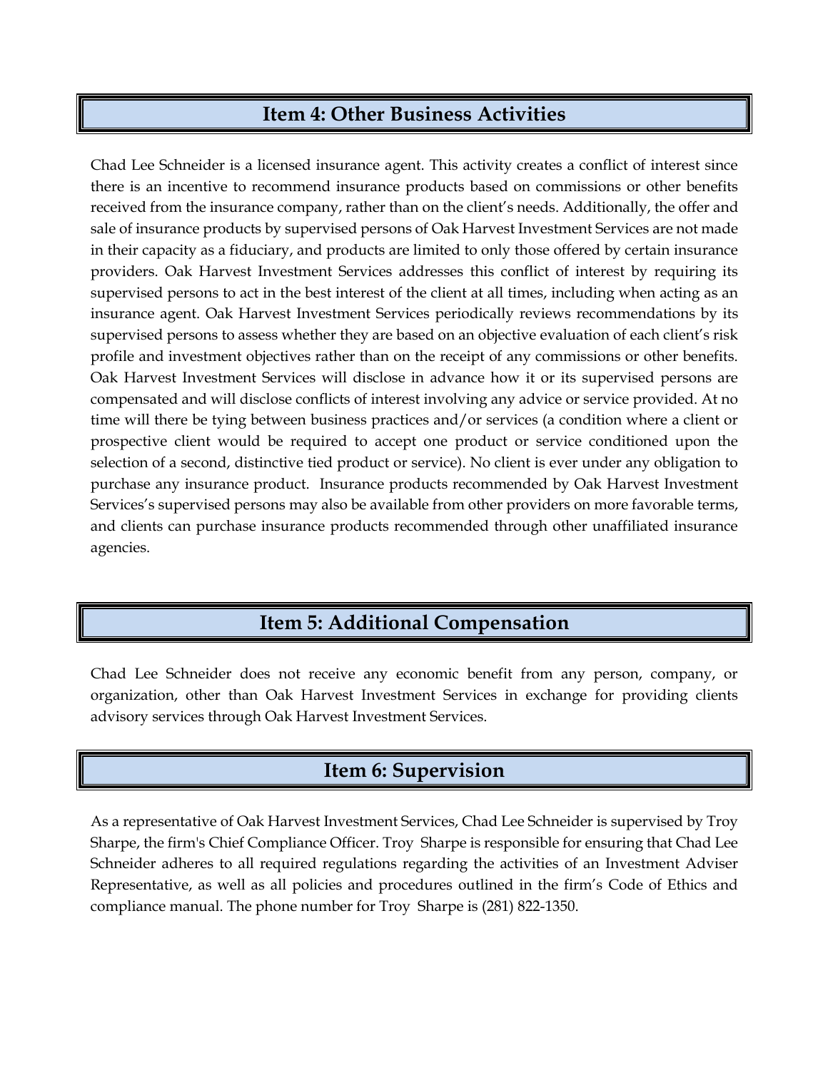## Item 4: Other Business Activities

Chad Lee Schneider is a licensed insurance agent. This activity creates a conflict of interest since there is an incentive to recommend insurance products based on commissions or other benefits received from the insurance company, rather than on the client's needs. Additionally, the offer and sale of insurance products by supervised persons of Oak Harvest Investment Services are not made in their capacity as a fiduciary, and products are limited to only those offered by certain insurance providers. Oak Harvest Investment Services addresses this conflict of interest by requiring its supervised persons to act in the best interest of the client at all times, including when acting as an insurance agent. Oak Harvest Investment Services periodically reviews recommendations by its supervised persons to assess whether they are based on an objective evaluation of each client's risk profile and investment objectives rather than on the receipt of any commissions or other benefits. Oak Harvest Investment Services will disclose in advance how it or its supervised persons are compensated and will disclose conflicts of interest involving any advice or service provided. At no time will there be tying between business practices and/or services (a condition where a client or prospective client would be required to accept one product or service conditioned upon the selection of a second, distinctive tied product or service). No client is ever under any obligation to purchase any insurance product. Insurance products recommended by Oak Harvest Investment Services's supervised persons may also be available from other providers on more favorable terms, and clients can purchase insurance products recommended through other unaffiliated insurance agencies.

## Item 5: Additional Compensation

Chad Lee Schneider does not receive any economic benefit from any person, company, or organization, other than Oak Harvest Investment Services in exchange for providing clients advisory services through Oak Harvest Investment Services.

## Item 6: Supervision

As a representative of Oak Harvest Investment Services, Chad Lee Schneider is supervised by Troy Sharpe, the firm's Chief Compliance Officer. Troy Sharpe is responsible for ensuring that Chad Lee Schneider adheres to all required regulations regarding the activities of an Investment Adviser Representative, as well as all policies and procedures outlined in the firm's Code of Ethics and compliance manual. The phone number for Troy Sharpe is (281) 822-1350.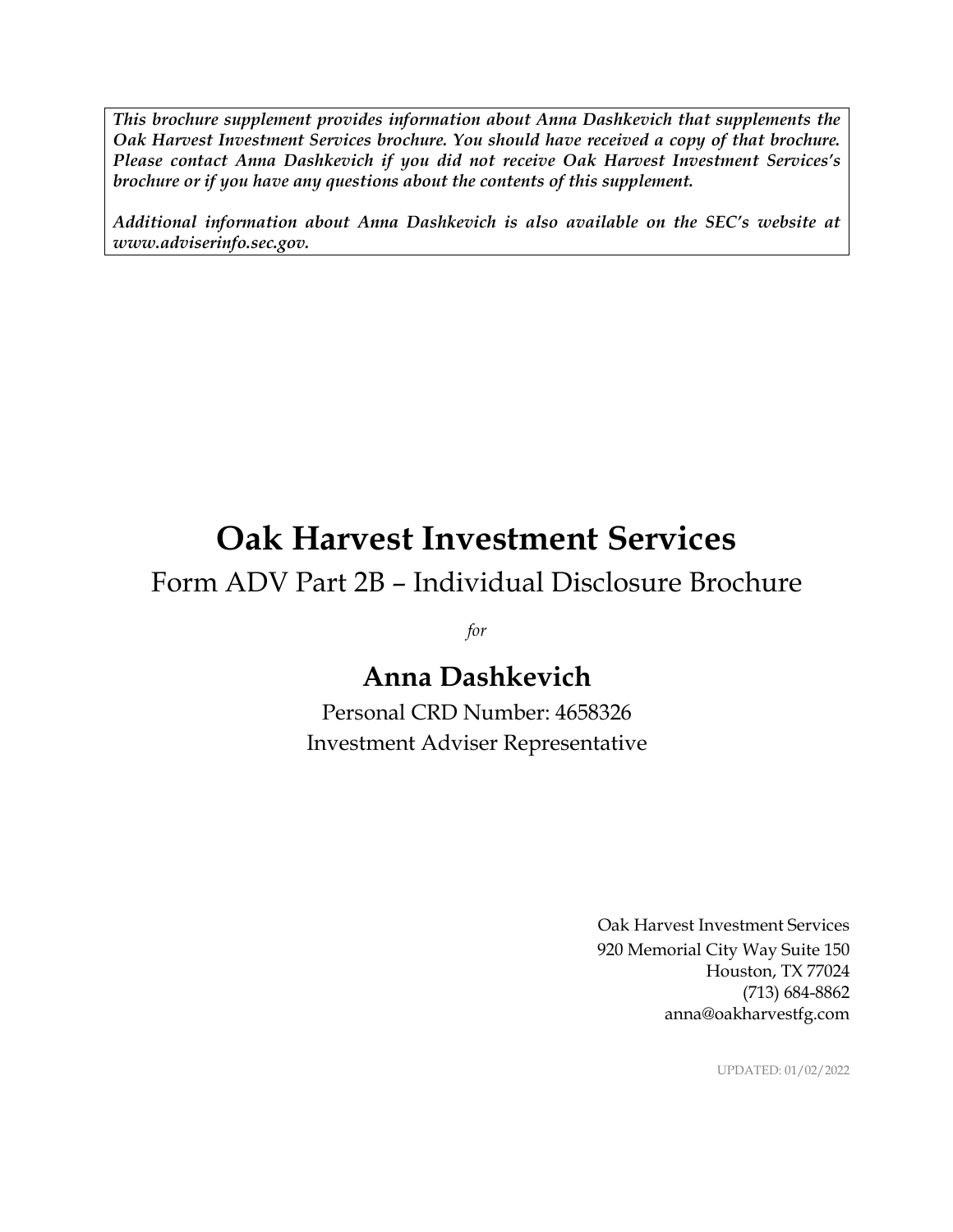***This brochure supplement provides information about Anna Dashkevich that supplements the Oak Harvest Investment Services brochure. You should have received a copy of that brochure. Please contact Anna Dashkevich if you did not receive Oak Harvest Investment Services's brochure or if you have any questions about the contents of this supplement.***

***Additional information about Anna Dashkevich is also available on the SEC's website at www.adviserinfo.sec.gov.***

# Oak Harvest Investment Services

## Form ADV Part 2B – Individual Disclosure Brochure

*for*

## Anna Dashkevich

Personal CRD Number: 4658326
Investment Adviser Representative

Oak Harvest Investment Services
920 Memorial City Way Suite 150
Houston, TX 77024
(713) 684-8862
anna@oakharvestfg.com

UPDATED: 01/02/2022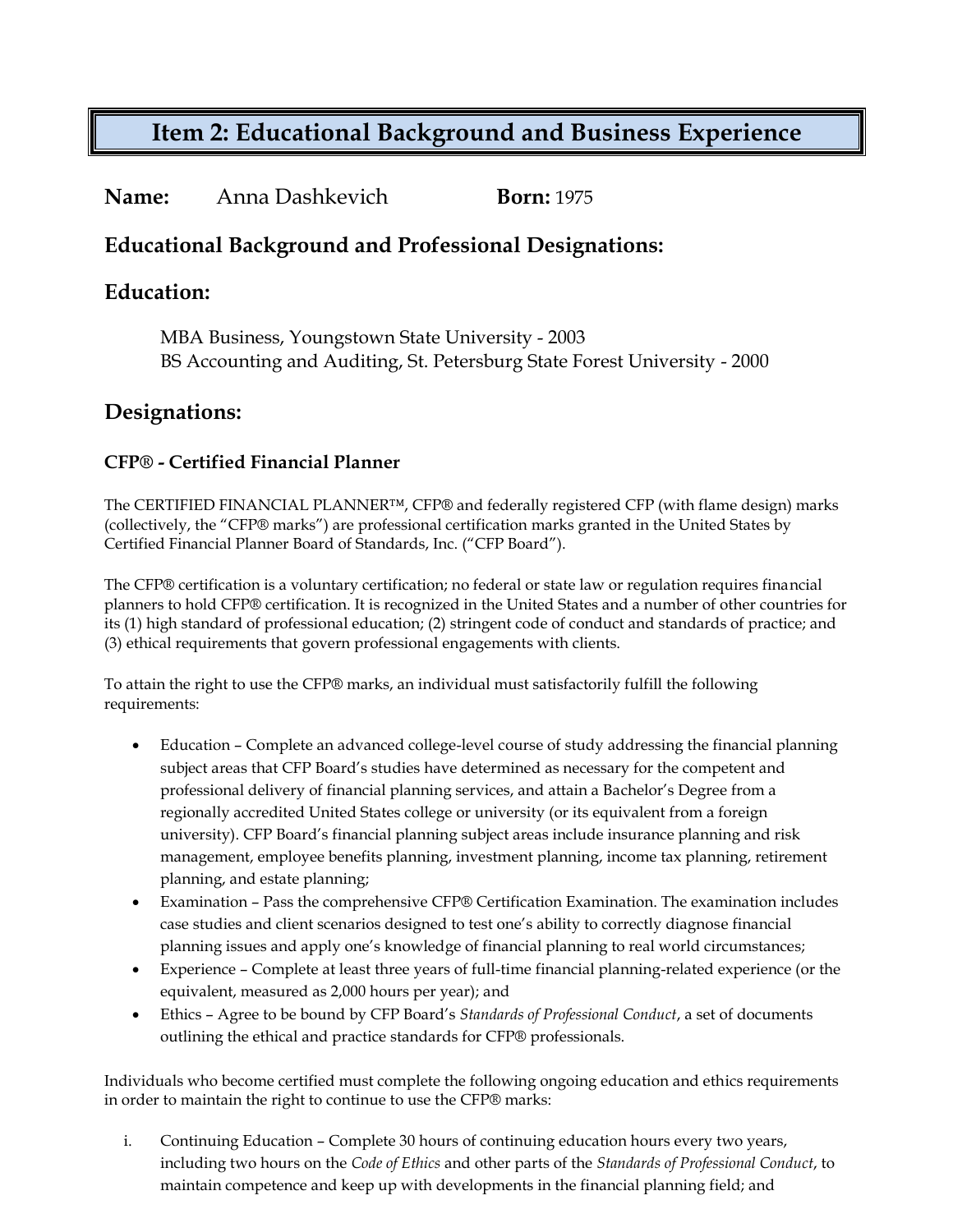# Item 2: Educational Background and Business Experience

**Name:** Anna Dashkevich **Born:** 1975

## Educational Background and Professional Designations:

## Education:

MBA Business, Youngstown State University - 2003
BS Accounting and Auditing, St. Petersburg State Forest University - 2000

## Designations:

### CFP® - Certified Financial Planner

The CERTIFIED FINANCIAL PLANNER™, CFP® and federally registered CFP (with flame design) marks (collectively, the "CFP® marks") are professional certification marks granted in the United States by Certified Financial Planner Board of Standards, Inc. ("CFP Board").

The CFP® certification is a voluntary certification; no federal or state law or regulation requires financial planners to hold CFP® certification. It is recognized in the United States and a number of other countries for its (1) high standard of professional education; (2) stringent code of conduct and standards of practice; and (3) ethical requirements that govern professional engagements with clients.

To attain the right to use the CFP® marks, an individual must satisfactorily fulfill the following requirements:

- Education – Complete an advanced college-level course of study addressing the financial planning subject areas that CFP Board's studies have determined as necessary for the competent and professional delivery of financial planning services, and attain a Bachelor's Degree from a regionally accredited United States college or university (or its equivalent from a foreign university). CFP Board's financial planning subject areas include insurance planning and risk management, employee benefits planning, investment planning, income tax planning, retirement planning, and estate planning;
- Examination – Pass the comprehensive CFP® Certification Examination. The examination includes case studies and client scenarios designed to test one's ability to correctly diagnose financial planning issues and apply one's knowledge of financial planning to real world circumstances;
- Experience – Complete at least three years of full-time financial planning-related experience (or the equivalent, measured as 2,000 hours per year); and
- Ethics – Agree to be bound by CFP Board's *Standards of Professional Conduct*, a set of documents outlining the ethical and practice standards for CFP® professionals.

Individuals who become certified must complete the following ongoing education and ethics requirements in order to maintain the right to continue to use the CFP® marks:

i. Continuing Education – Complete 30 hours of continuing education hours every two years, including two hours on the *Code of Ethics* and other parts of the *Standards of Professional Conduct*, to maintain competence and keep up with developments in the financial planning field; and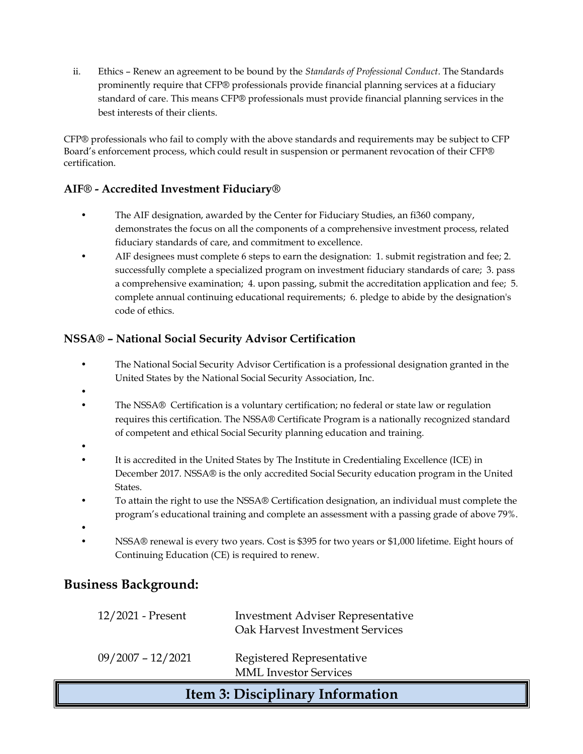ii. Ethics – Renew an agreement to be bound by the *Standards of Professional Conduct*. The Standards prominently require that CFP® professionals provide financial planning services at a fiduciary standard of care. This means CFP® professionals must provide financial planning services in the best interests of their clients.

CFP® professionals who fail to comply with the above standards and requirements may be subject to CFP Board's enforcement process, which could result in suspension or permanent revocation of their CFP® certification.

### AIF® - Accredited Investment Fiduciary®

- The AIF designation, awarded by the Center for Fiduciary Studies, an fi360 company, demonstrates the focus on all the components of a comprehensive investment process, related fiduciary standards of care, and commitment to excellence.
- AIF designees must complete 6 steps to earn the designation: 1. submit registration and fee; 2. successfully complete a specialized program on investment fiduciary standards of care; 3. pass a comprehensive examination; 4. upon passing, submit the accreditation application and fee; 5. complete annual continuing educational requirements; 6. pledge to abide by the designation's code of ethics.

### NSSA® – National Social Security Advisor Certification

- The National Social Security Advisor Certification is a professional designation granted in the United States by the National Social Security Association, Inc.
- The NSSA® Certification is a voluntary certification; no federal or state law or regulation requires this certification. The NSSA® Certificate Program is a nationally recognized standard of competent and ethical Social Security planning education and training.
- It is accredited in the United States by The Institute in Credentialing Excellence (ICE) in December 2017. NSSA® is the only accredited Social Security education program in the United States.
- To attain the right to use the NSSA® Certification designation, an individual must complete the program's educational training and complete an assessment with a passing grade of above 79%.
- NSSA® renewal is every two years. Cost is $395 for two years or $1,000 lifetime. Eight hours of Continuing Education (CE) is required to renew.

## Business Background:

| | |
|---|---|
| 12/2021 - Present | Investment Adviser Representative<br>Oak Harvest Investment Services |
| 09/2007 – 12/2021 | Registered Representative<br>MML Investor Services |

## Item 3: Disciplinary Information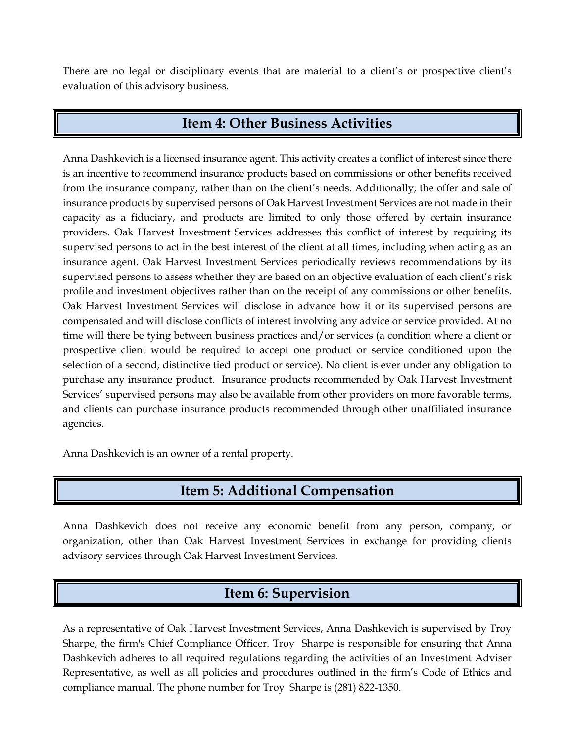There are no legal or disciplinary events that are material to a client's or prospective client's evaluation of this advisory business.

## Item 4: Other Business Activities

Anna Dashkevich is a licensed insurance agent. This activity creates a conflict of interest since there is an incentive to recommend insurance products based on commissions or other benefits received from the insurance company, rather than on the client's needs. Additionally, the offer and sale of insurance products by supervised persons of Oak Harvest Investment Services are not made in their capacity as a fiduciary, and products are limited to only those offered by certain insurance providers. Oak Harvest Investment Services addresses this conflict of interest by requiring its supervised persons to act in the best interest of the client at all times, including when acting as an insurance agent. Oak Harvest Investment Services periodically reviews recommendations by its supervised persons to assess whether they are based on an objective evaluation of each client's risk profile and investment objectives rather than on the receipt of any commissions or other benefits. Oak Harvest Investment Services will disclose in advance how it or its supervised persons are compensated and will disclose conflicts of interest involving any advice or service provided. At no time will there be tying between business practices and/or services (a condition where a client or prospective client would be required to accept one product or service conditioned upon the selection of a second, distinctive tied product or service). No client is ever under any obligation to purchase any insurance product. Insurance products recommended by Oak Harvest Investment Services' supervised persons may also be available from other providers on more favorable terms, and clients can purchase insurance products recommended through other unaffiliated insurance agencies.

Anna Dashkevich is an owner of a rental property.

## Item 5: Additional Compensation

Anna Dashkevich does not receive any economic benefit from any person, company, or organization, other than Oak Harvest Investment Services in exchange for providing clients advisory services through Oak Harvest Investment Services.

## Item 6: Supervision

As a representative of Oak Harvest Investment Services, Anna Dashkevich is supervised by Troy Sharpe, the firm's Chief Compliance Officer. Troy Sharpe is responsible for ensuring that Anna Dashkevich adheres to all required regulations regarding the activities of an Investment Adviser Representative, as well as all policies and procedures outlined in the firm's Code of Ethics and compliance manual. The phone number for Troy Sharpe is (281) 822-1350.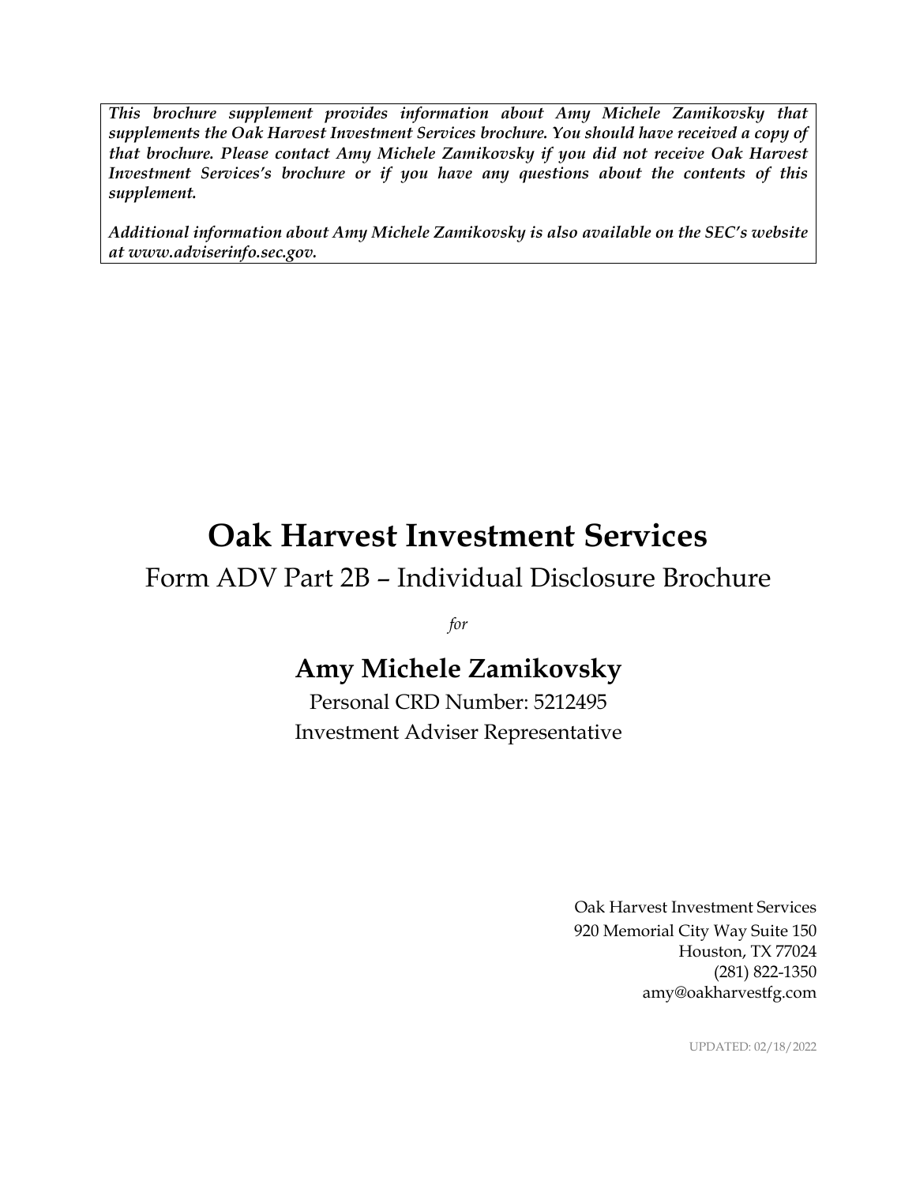***This brochure supplement provides information about Amy Michele Zamikovsky that supplements the Oak Harvest Investment Services brochure. You should have received a copy of that brochure. Please contact Amy Michele Zamikovsky if you did not receive Oak Harvest Investment Services's brochure or if you have any questions about the contents of this supplement.***

***Additional information about Amy Michele Zamikovsky is also available on the SEC's website at www.adviserinfo.sec.gov.***

# Oak Harvest Investment Services

## Form ADV Part 2B – Individual Disclosure Brochure

*for*

## Amy Michele Zamikovsky

Personal CRD Number: 5212495

Investment Adviser Representative

Oak Harvest Investment Services
920 Memorial City Way Suite 150
Houston, TX 77024
(281) 822-1350
amy@oakharvestfg.com

UPDATED: 02/18/2022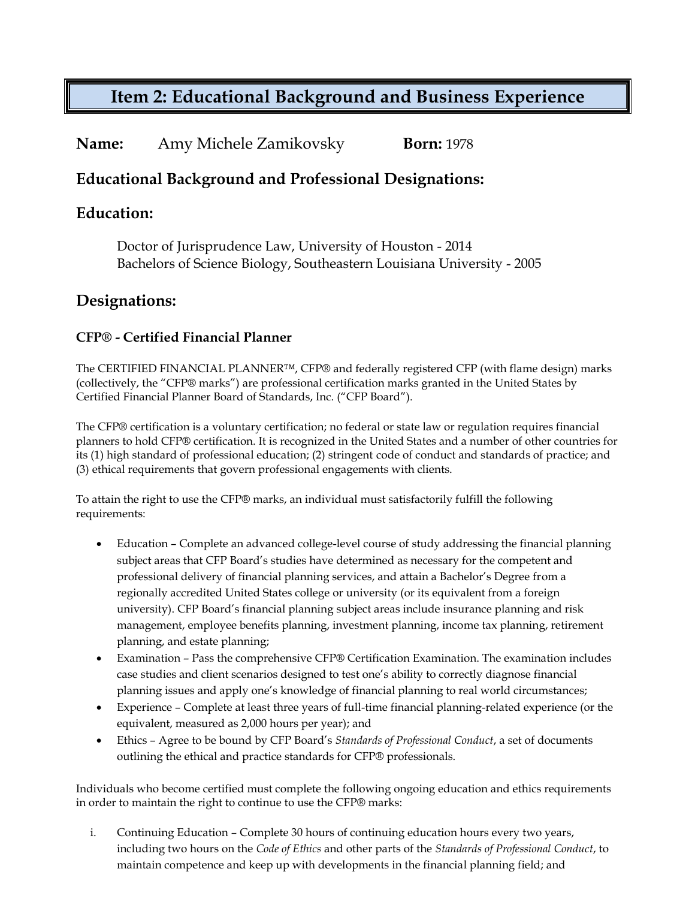# Item 2: Educational Background and Business Experience

**Name:** Amy Michele Zamikovsky **Born:** 1978

## Educational Background and Professional Designations:

## Education:

Doctor of Jurisprudence Law, University of Houston - 2014
Bachelors of Science Biology, Southeastern Louisiana University - 2005

## Designations:

### CFP® - Certified Financial Planner

The CERTIFIED FINANCIAL PLANNER™, CFP® and federally registered CFP (with flame design) marks (collectively, the "CFP® marks") are professional certification marks granted in the United States by Certified Financial Planner Board of Standards, Inc. ("CFP Board").

The CFP® certification is a voluntary certification; no federal or state law or regulation requires financial planners to hold CFP® certification. It is recognized in the United States and a number of other countries for its (1) high standard of professional education; (2) stringent code of conduct and standards of practice; and (3) ethical requirements that govern professional engagements with clients.

To attain the right to use the CFP® marks, an individual must satisfactorily fulfill the following requirements:

- Education – Complete an advanced college-level course of study addressing the financial planning subject areas that CFP Board's studies have determined as necessary for the competent and professional delivery of financial planning services, and attain a Bachelor's Degree from a regionally accredited United States college or university (or its equivalent from a foreign university). CFP Board's financial planning subject areas include insurance planning and risk management, employee benefits planning, investment planning, income tax planning, retirement planning, and estate planning;
- Examination – Pass the comprehensive CFP® Certification Examination. The examination includes case studies and client scenarios designed to test one's ability to correctly diagnose financial planning issues and apply one's knowledge of financial planning to real world circumstances;
- Experience – Complete at least three years of full-time financial planning-related experience (or the equivalent, measured as 2,000 hours per year); and
- Ethics – Agree to be bound by CFP Board's *Standards of Professional Conduct*, a set of documents outlining the ethical and practice standards for CFP® professionals.

Individuals who become certified must complete the following ongoing education and ethics requirements in order to maintain the right to continue to use the CFP® marks:

i. Continuing Education – Complete 30 hours of continuing education hours every two years, including two hours on the *Code of Ethics* and other parts of the *Standards of Professional Conduct*, to maintain competence and keep up with developments in the financial planning field; and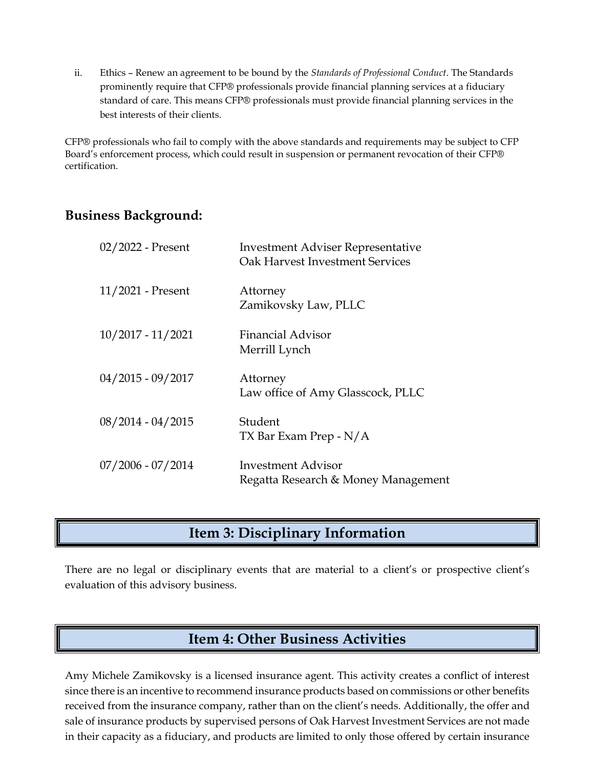ii. Ethics – Renew an agreement to be bound by the *Standards of Professional Conduct*. The Standards prominently require that CFP® professionals provide financial planning services at a fiduciary standard of care. This means CFP® professionals must provide financial planning services in the best interests of their clients.

CFP® professionals who fail to comply with the above standards and requirements may be subject to CFP Board's enforcement process, which could result in suspension or permanent revocation of their CFP® certification.

### Business Background:

| | |
|---|---|
| 02/2022 - Present | Investment Adviser Representative<br>Oak Harvest Investment Services |
| 11/2021 - Present | Attorney<br>Zamikovsky Law, PLLC |
| 10/2017 - 11/2021 | Financial Advisor<br>Merrill Lynch |
| 04/2015 - 09/2017 | Attorney<br>Law office of Amy Glasscock, PLLC |
| 08/2014 - 04/2015 | Student<br>TX Bar Exam Prep - N/A |
| 07/2006 - 07/2014 | Investment Advisor<br>Regatta Research & Money Management |

## Item 3: Disciplinary Information

There are no legal or disciplinary events that are material to a client's or prospective client's evaluation of this advisory business.

## Item 4: Other Business Activities

Amy Michele Zamikovsky is a licensed insurance agent. This activity creates a conflict of interest since there is an incentive to recommend insurance products based on commissions or other benefits received from the insurance company, rather than on the client's needs. Additionally, the offer and sale of insurance products by supervised persons of Oak Harvest Investment Services are not made in their capacity as a fiduciary, and products are limited to only those offered by certain insurance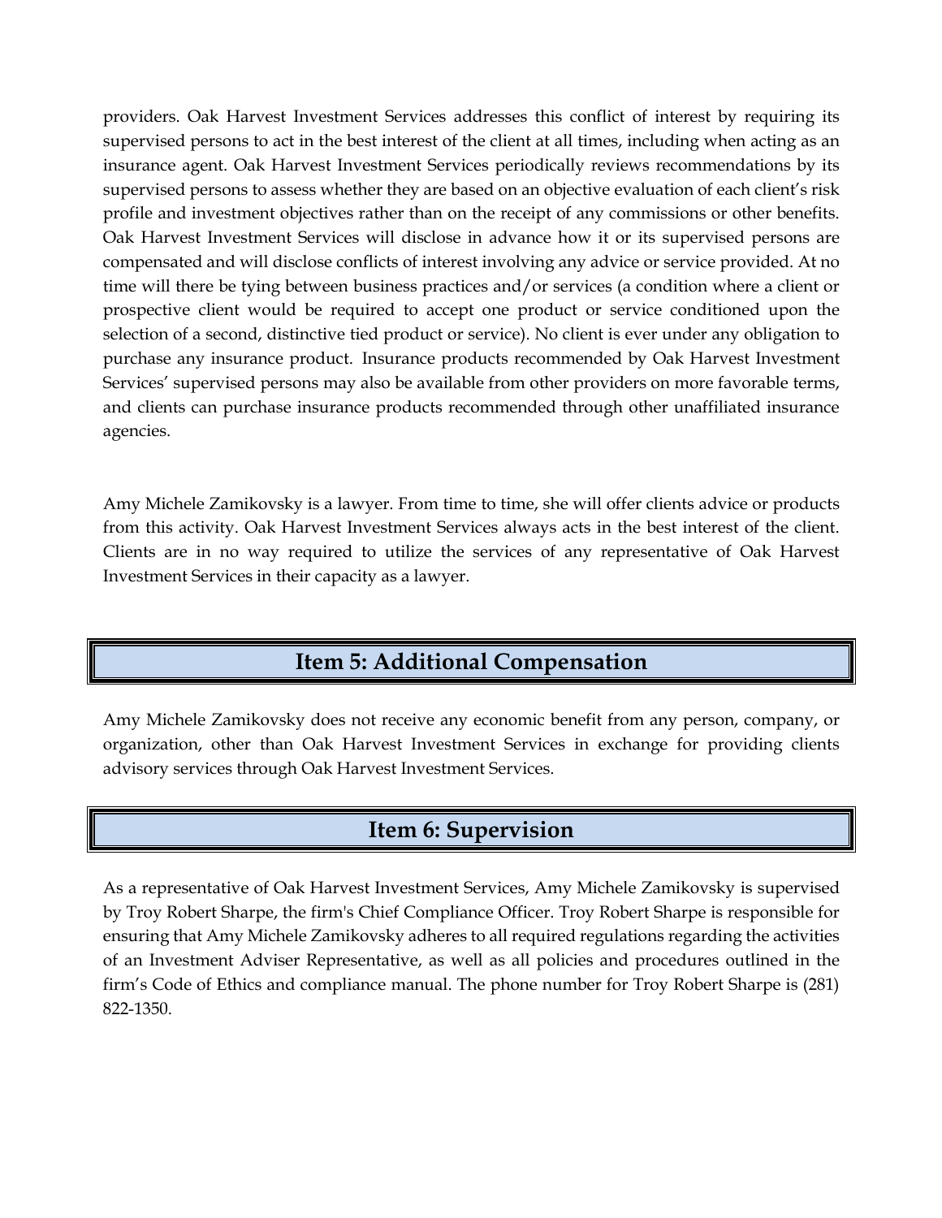providers. Oak Harvest Investment Services addresses this conflict of interest by requiring its supervised persons to act in the best interest of the client at all times, including when acting as an insurance agent. Oak Harvest Investment Services periodically reviews recommendations by its supervised persons to assess whether they are based on an objective evaluation of each client's risk profile and investment objectives rather than on the receipt of any commissions or other benefits. Oak Harvest Investment Services will disclose in advance how it or its supervised persons are compensated and will disclose conflicts of interest involving any advice or service provided. At no time will there be tying between business practices and/or services (a condition where a client or prospective client would be required to accept one product or service conditioned upon the selection of a second, distinctive tied product or service). No client is ever under any obligation to purchase any insurance product. Insurance products recommended by Oak Harvest Investment Services' supervised persons may also be available from other providers on more favorable terms, and clients can purchase insurance products recommended through other unaffiliated insurance agencies.

Amy Michele Zamikovsky is a lawyer. From time to time, she will offer clients advice or products from this activity. Oak Harvest Investment Services always acts in the best interest of the client. Clients are in no way required to utilize the services of any representative of Oak Harvest Investment Services in their capacity as a lawyer.

## Item 5: Additional Compensation

Amy Michele Zamikovsky does not receive any economic benefit from any person, company, or organization, other than Oak Harvest Investment Services in exchange for providing clients advisory services through Oak Harvest Investment Services.

## Item 6: Supervision

As a representative of Oak Harvest Investment Services, Amy Michele Zamikovsky is supervised by Troy Robert Sharpe, the firm's Chief Compliance Officer. Troy Robert Sharpe is responsible for ensuring that Amy Michele Zamikovsky adheres to all required regulations regarding the activities of an Investment Adviser Representative, as well as all policies and procedures outlined in the firm's Code of Ethics and compliance manual. The phone number for Troy Robert Sharpe is (281) 822-1350.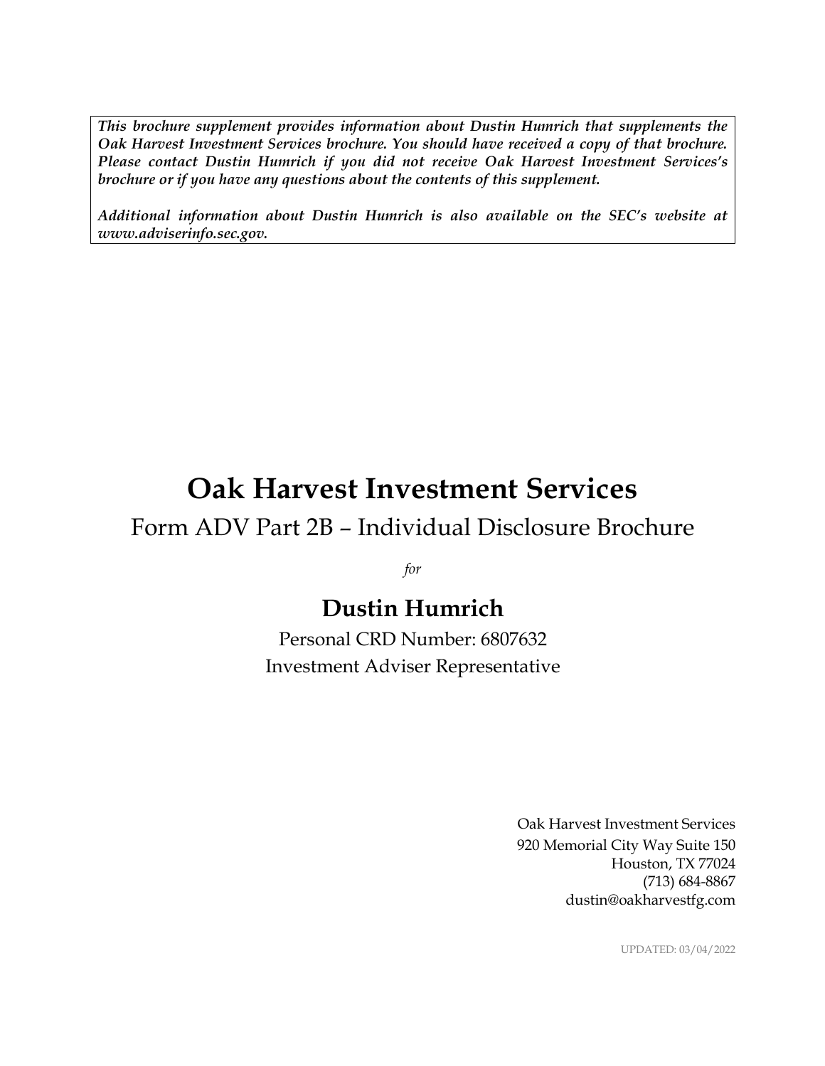***This brochure supplement provides information about Dustin Humrich that supplements the Oak Harvest Investment Services brochure. You should have received a copy of that brochure. Please contact Dustin Humrich if you did not receive Oak Harvest Investment Services's brochure or if you have any questions about the contents of this supplement.***

***Additional information about Dustin Humrich is also available on the SEC's website at www.adviserinfo.sec.gov.***

# Oak Harvest Investment Services

## Form ADV Part 2B – Individual Disclosure Brochure

*for*

## Dustin Humrich

Personal CRD Number: 6807632

Investment Adviser Representative

Oak Harvest Investment Services
920 Memorial City Way Suite 150
Houston, TX 77024
(713) 684-8867
dustin@oakharvestfg.com

UPDATED: 03/04/2022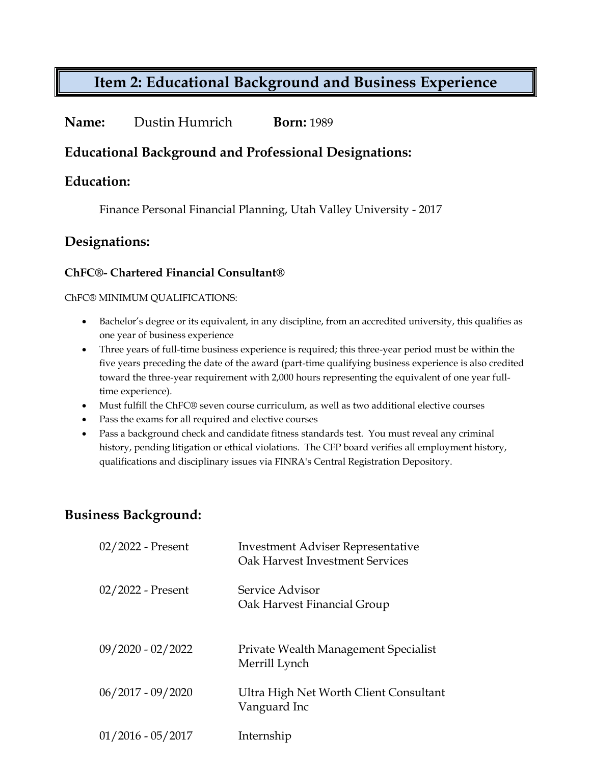# Item 2: Educational Background and Business Experience

**Name:** Dustin Humrich **Born:** 1989

## Educational Background and Professional Designations:

## Education:

Finance Personal Financial Planning, Utah Valley University - 2017

## Designations:

### ChFC®- Chartered Financial Consultant®

ChFC® MINIMUM QUALIFICATIONS:

- Bachelor's degree or its equivalent, in any discipline, from an accredited university, this qualifies as one year of business experience
- Three years of full-time business experience is required; this three-year period must be within the five years preceding the date of the award (part-time qualifying business experience is also credited toward the three-year requirement with 2,000 hours representing the equivalent of one year full-time experience).
- Must fulfill the ChFC® seven course curriculum, as well as two additional elective courses
- Pass the exams for all required and elective courses
- Pass a background check and candidate fitness standards test. You must reveal any criminal history, pending litigation or ethical violations. The CFP board verifies all employment history, qualifications and disciplinary issues via FINRA's Central Registration Depository.

## Business Background:

| | |
|---|---|
| 02/2022 - Present | Investment Adviser Representative<br>Oak Harvest Investment Services |
| 02/2022 - Present | Service Advisor<br>Oak Harvest Financial Group |
| 09/2020 - 02/2022 | Private Wealth Management Specialist<br>Merrill Lynch |
| 06/2017 - 09/2020 | Ultra High Net Worth Client Consultant<br>Vanguard Inc |
| 01/2016 - 05/2017 | Internship |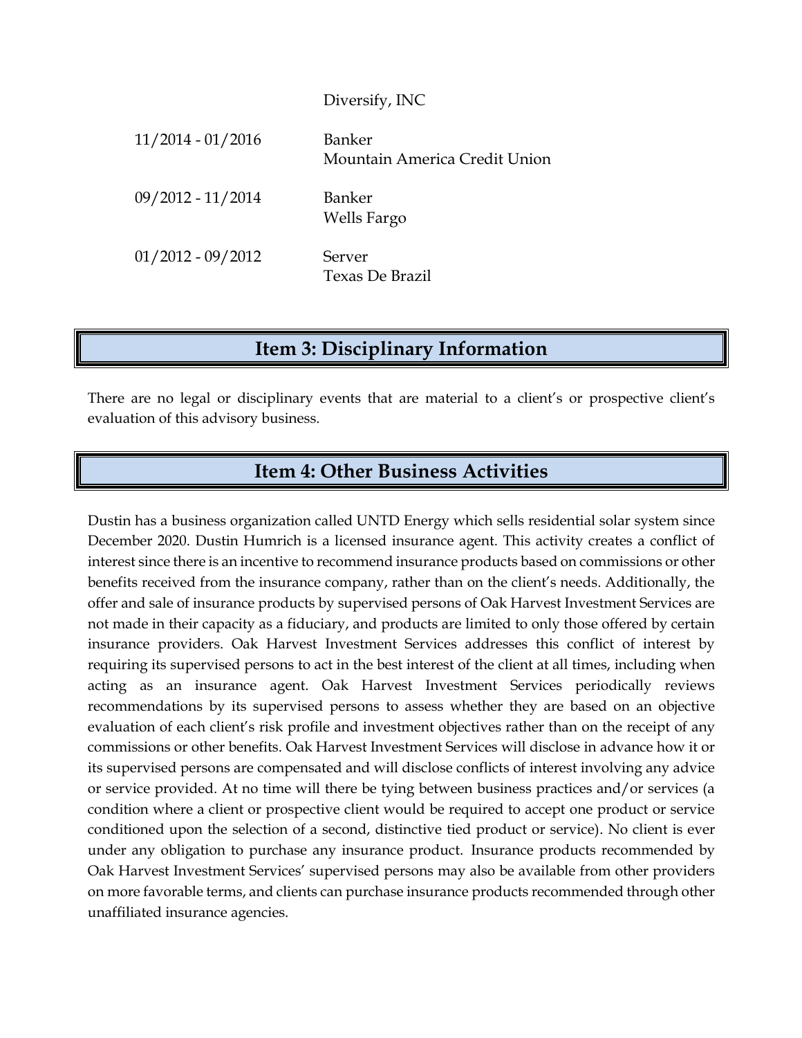| | |
|---|---|
| | Diversify, INC |
| 11/2014 - 01/2016 | Banker<br>Mountain America Credit Union |
| 09/2012 - 11/2014 | Banker<br>Wells Fargo |
| 01/2012 - 09/2012 | Server<br>Texas De Brazil |

## Item 3: Disciplinary Information

There are no legal or disciplinary events that are material to a client's or prospective client's evaluation of this advisory business.

## Item 4: Other Business Activities

Dustin has a business organization called UNTD Energy which sells residential solar system since December 2020. Dustin Humrich is a licensed insurance agent. This activity creates a conflict of interest since there is an incentive to recommend insurance products based on commissions or other benefits received from the insurance company, rather than on the client's needs. Additionally, the offer and sale of insurance products by supervised persons of Oak Harvest Investment Services are not made in their capacity as a fiduciary, and products are limited to only those offered by certain insurance providers. Oak Harvest Investment Services addresses this conflict of interest by requiring its supervised persons to act in the best interest of the client at all times, including when acting as an insurance agent. Oak Harvest Investment Services periodically reviews recommendations by its supervised persons to assess whether they are based on an objective evaluation of each client's risk profile and investment objectives rather than on the receipt of any commissions or other benefits. Oak Harvest Investment Services will disclose in advance how it or its supervised persons are compensated and will disclose conflicts of interest involving any advice or service provided. At no time will there be tying between business practices and/or services (a condition where a client or prospective client would be required to accept one product or service conditioned upon the selection of a second, distinctive tied product or service). No client is ever under any obligation to purchase any insurance product. Insurance products recommended by Oak Harvest Investment Services' supervised persons may also be available from other providers on more favorable terms, and clients can purchase insurance products recommended through other unaffiliated insurance agencies.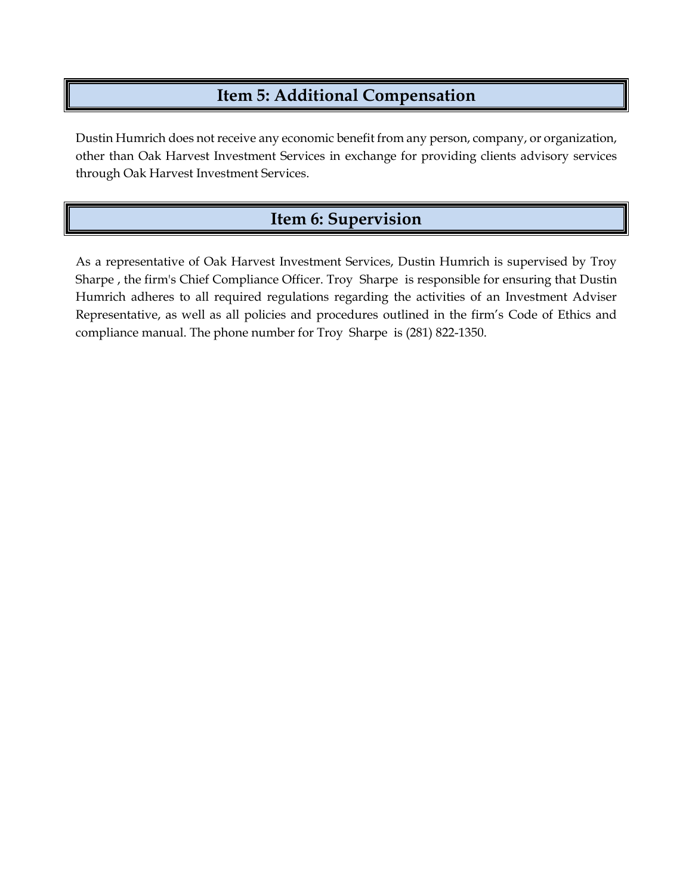## Item 5: Additional Compensation

Dustin Humrich does not receive any economic benefit from any person, company, or organization, other than Oak Harvest Investment Services in exchange for providing clients advisory services through Oak Harvest Investment Services.

## Item 6: Supervision

As a representative of Oak Harvest Investment Services, Dustin Humrich is supervised by Troy Sharpe , the firm's Chief Compliance Officer. Troy Sharpe is responsible for ensuring that Dustin Humrich adheres to all required regulations regarding the activities of an Investment Adviser Representative, as well as all policies and procedures outlined in the firm's Code of Ethics and compliance manual. The phone number for Troy Sharpe is (281) 822-1350.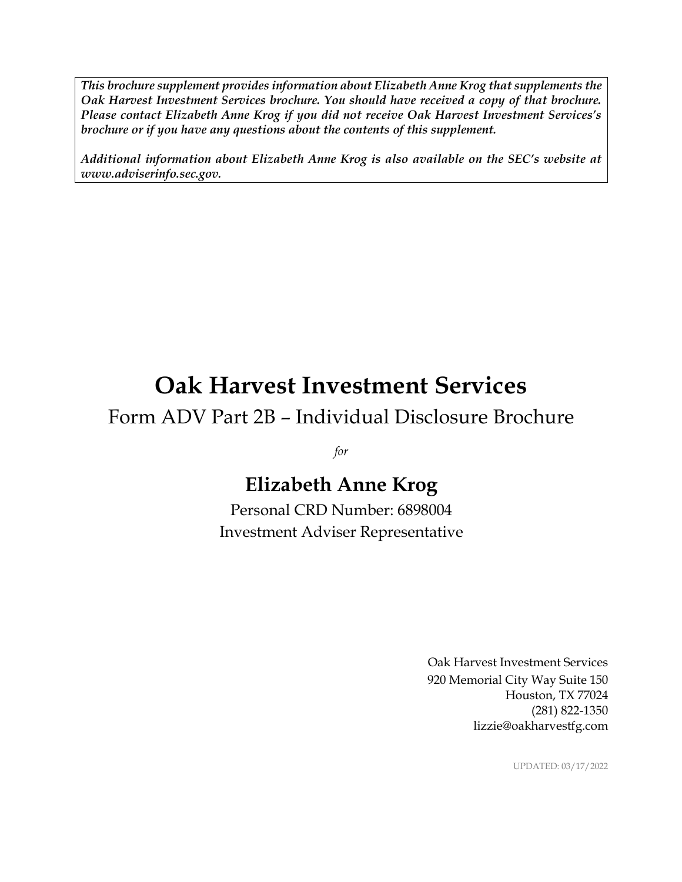***This brochure supplement provides information about Elizabeth Anne Krog that supplements the Oak Harvest Investment Services brochure. You should have received a copy of that brochure. Please contact Elizabeth Anne Krog if you did not receive Oak Harvest Investment Services's brochure or if you have any questions about the contents of this supplement.***

***Additional information about Elizabeth Anne Krog is also available on the SEC's website at www.adviserinfo.sec.gov.***

# Oak Harvest Investment Services

## Form ADV Part 2B – Individual Disclosure Brochure

*for*

## Elizabeth Anne Krog

Personal CRD Number: 6898004
Investment Adviser Representative

Oak Harvest Investment Services
920 Memorial City Way Suite 150
Houston, TX 77024
(281) 822-1350
lizzie@oakharvestfg.com

UPDATED: 03/17/2022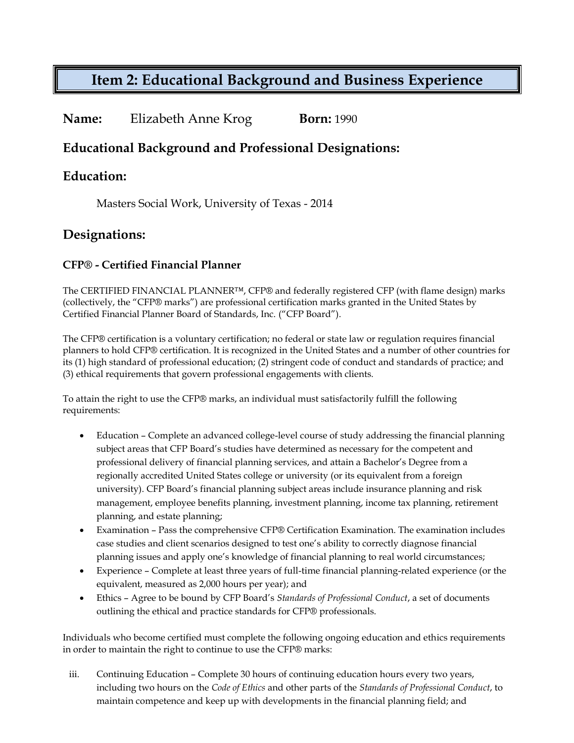# Item 2: Educational Background and Business Experience

**Name:** Elizabeth Anne Krog **Born:** 1990

## Educational Background and Professional Designations:

## Education:

Masters Social Work, University of Texas - 2014

## Designations:

### CFP® - Certified Financial Planner

The CERTIFIED FINANCIAL PLANNER™, CFP® and federally registered CFP (with flame design) marks (collectively, the "CFP® marks") are professional certification marks granted in the United States by Certified Financial Planner Board of Standards, Inc. ("CFP Board").

The CFP® certification is a voluntary certification; no federal or state law or regulation requires financial planners to hold CFP® certification. It is recognized in the United States and a number of other countries for its (1) high standard of professional education; (2) stringent code of conduct and standards of practice; and (3) ethical requirements that govern professional engagements with clients.

To attain the right to use the CFP® marks, an individual must satisfactorily fulfill the following requirements:

- Education – Complete an advanced college-level course of study addressing the financial planning subject areas that CFP Board's studies have determined as necessary for the competent and professional delivery of financial planning services, and attain a Bachelor's Degree from a regionally accredited United States college or university (or its equivalent from a foreign university). CFP Board's financial planning subject areas include insurance planning and risk management, employee benefits planning, investment planning, income tax planning, retirement planning, and estate planning;
- Examination – Pass the comprehensive CFP® Certification Examination. The examination includes case studies and client scenarios designed to test one's ability to correctly diagnose financial planning issues and apply one's knowledge of financial planning to real world circumstances;
- Experience – Complete at least three years of full-time financial planning-related experience (or the equivalent, measured as 2,000 hours per year); and
- Ethics – Agree to be bound by CFP Board's *Standards of Professional Conduct*, a set of documents outlining the ethical and practice standards for CFP® professionals.

Individuals who become certified must complete the following ongoing education and ethics requirements in order to maintain the right to continue to use the CFP® marks:

iii. Continuing Education – Complete 30 hours of continuing education hours every two years, including two hours on the *Code of Ethics* and other parts of the *Standards of Professional Conduct*, to maintain competence and keep up with developments in the financial planning field; and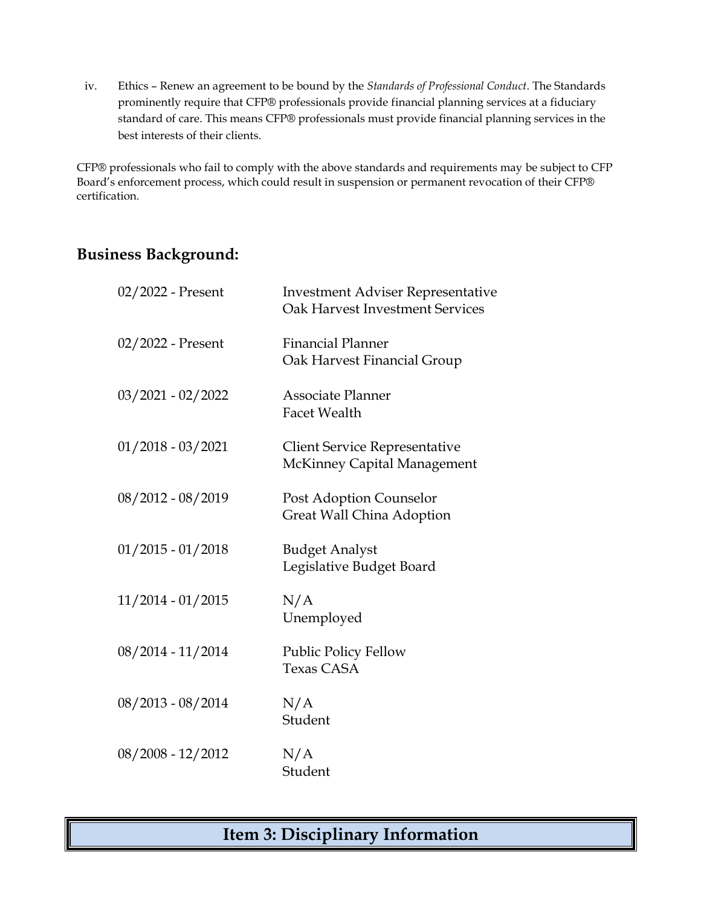iv. Ethics – Renew an agreement to be bound by the *Standards of Professional Conduct*. The Standards prominently require that CFP® professionals provide financial planning services at a fiduciary standard of care. This means CFP® professionals must provide financial planning services in the best interests of their clients.

CFP® professionals who fail to comply with the above standards and requirements may be subject to CFP Board's enforcement process, which could result in suspension or permanent revocation of their CFP® certification.

## Business Background:

| | |
|---|---|
| 02/2022 - Present | Investment Adviser Representative<br>Oak Harvest Investment Services |
| 02/2022 - Present | Financial Planner<br>Oak Harvest Financial Group |
| 03/2021 - 02/2022 | Associate Planner<br>Facet Wealth |
| 01/2018 - 03/2021 | Client Service Representative<br>McKinney Capital Management |
| 08/2012 - 08/2019 | Post Adoption Counselor<br>Great Wall China Adoption |
| 01/2015 - 01/2018 | Budget Analyst<br>Legislative Budget Board |
| 11/2014 - 01/2015 | N/A<br>Unemployed |
| 08/2014 - 11/2014 | Public Policy Fellow<br>Texas CASA |
| 08/2013 - 08/2014 | N/A<br>Student |
| 08/2008 - 12/2012 | N/A<br>Student |

## Item 3: Disciplinary Information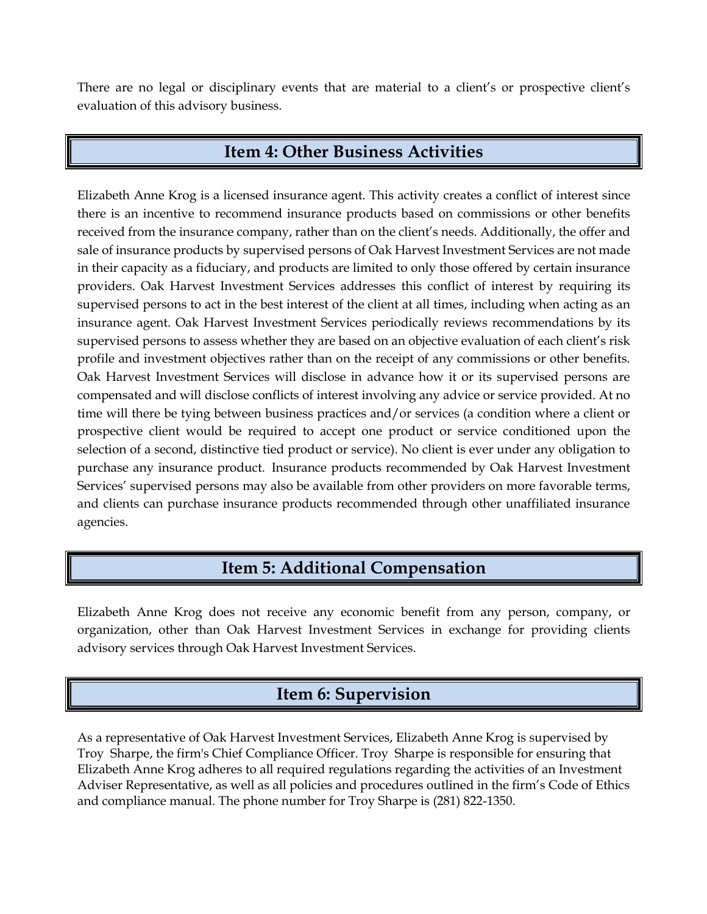There are no legal or disciplinary events that are material to a client's or prospective client's evaluation of this advisory business.

## Item 4: Other Business Activities

Elizabeth Anne Krog is a licensed insurance agent. This activity creates a conflict of interest since there is an incentive to recommend insurance products based on commissions or other benefits received from the insurance company, rather than on the client's needs. Additionally, the offer and sale of insurance products by supervised persons of Oak Harvest Investment Services are not made in their capacity as a fiduciary, and products are limited to only those offered by certain insurance providers. Oak Harvest Investment Services addresses this conflict of interest by requiring its supervised persons to act in the best interest of the client at all times, including when acting as an insurance agent. Oak Harvest Investment Services periodically reviews recommendations by its supervised persons to assess whether they are based on an objective evaluation of each client's risk profile and investment objectives rather than on the receipt of any commissions or other benefits. Oak Harvest Investment Services will disclose in advance how it or its supervised persons are compensated and will disclose conflicts of interest involving any advice or service provided. At no time will there be tying between business practices and/or services (a condition where a client or prospective client would be required to accept one product or service conditioned upon the selection of a second, distinctive tied product or service). No client is ever under any obligation to purchase any insurance product. Insurance products recommended by Oak Harvest Investment Services' supervised persons may also be available from other providers on more favorable terms, and clients can purchase insurance products recommended through other unaffiliated insurance agencies.

## Item 5: Additional Compensation

Elizabeth Anne Krog does not receive any economic benefit from any person, company, or organization, other than Oak Harvest Investment Services in exchange for providing clients advisory services through Oak Harvest Investment Services.

## Item 6: Supervision

As a representative of Oak Harvest Investment Services, Elizabeth Anne Krog is supervised by Troy Sharpe, the firm's Chief Compliance Officer. Troy Sharpe is responsible for ensuring that Elizabeth Anne Krog adheres to all required regulations regarding the activities of an Investment Adviser Representative, as well as all policies and procedures outlined in the firm's Code of Ethics and compliance manual. The phone number for Troy Sharpe is (281) 822-1350.